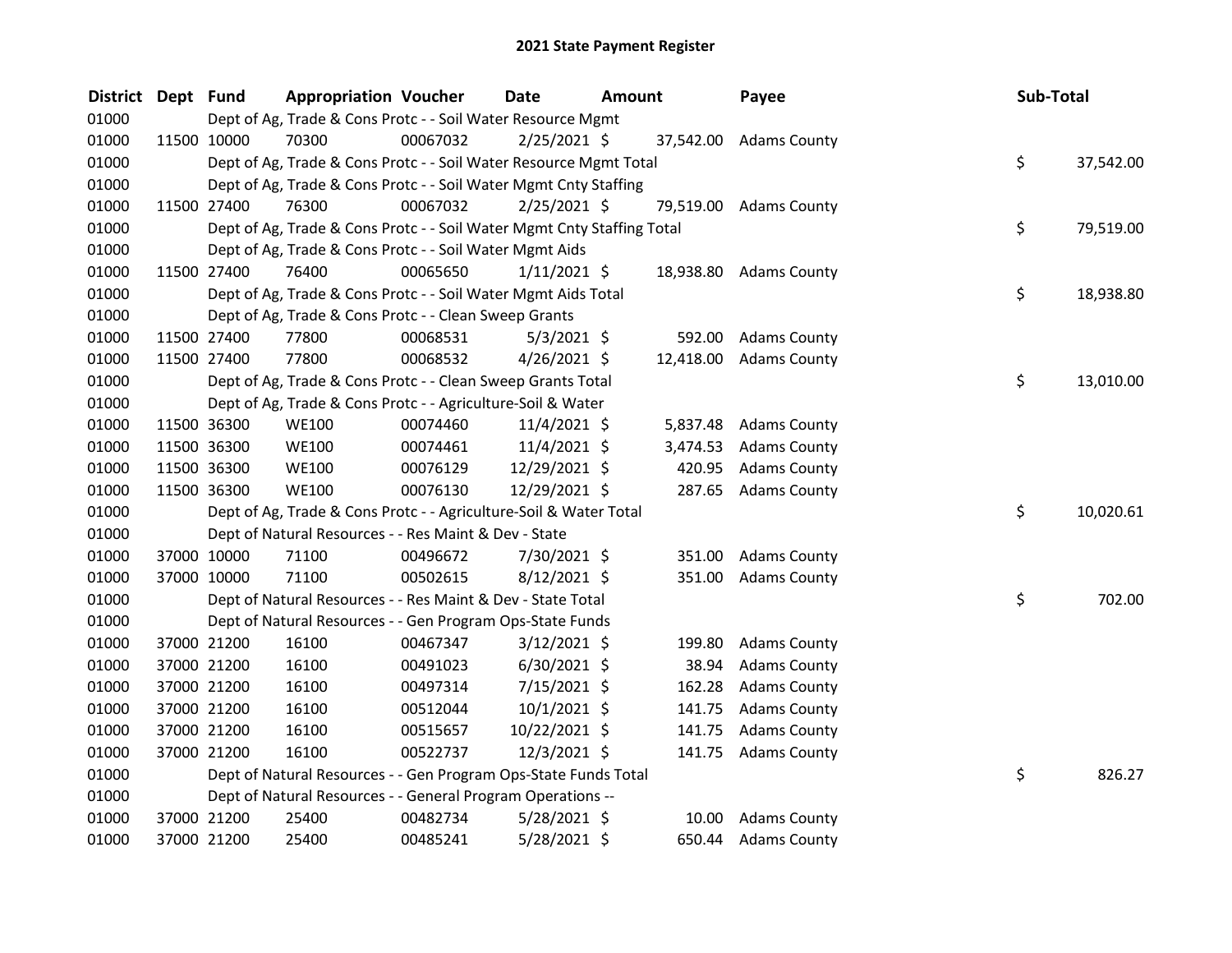# 2021 State Payment Register

| District | Dept | Fund | Appropriation | Voucher | Date | Amount | Payee | Sub-Total |
|---|---|---|---|---|---|---|---|---|
| 01000 | | Dept of Ag, Trade & Cons Protc - - Soil Water Resource Mgmt | | | | | | |
| 01000 | 11500 | 10000 | 70300 | 00067032 | 2/25/2021 | $ 37,542.00 | Adams County | |
| 01000 | | Dept of Ag, Trade & Cons Protc - - Soil Water Resource Mgmt Total | | | | | | $ 37,542.00 |
| 01000 | | Dept of Ag, Trade & Cons Protc - - Soil Water Mgmt Cnty Staffing | | | | | | |
| 01000 | 11500 | 27400 | 76300 | 00067032 | 2/25/2021 | $ 79,519.00 | Adams County | |
| 01000 | | Dept of Ag, Trade & Cons Protc - - Soil Water Mgmt Cnty Staffing Total | | | | | | $ 79,519.00 |
| 01000 | | Dept of Ag, Trade & Cons Protc - - Soil Water Mgmt Aids | | | | | | |
| 01000 | 11500 | 27400 | 76400 | 00065650 | 1/11/2021 | $ 18,938.80 | Adams County | |
| 01000 | | Dept of Ag, Trade & Cons Protc - - Soil Water Mgmt Aids Total | | | | | | $ 18,938.80 |
| 01000 | | Dept of Ag, Trade & Cons Protc - - Clean Sweep Grants | | | | | | |
| 01000 | 11500 | 27400 | 77800 | 00068531 | 5/3/2021 | $ 592.00 | Adams County | |
| 01000 | 11500 | 27400 | 77800 | 00068532 | 4/26/2021 | $ 12,418.00 | Adams County | |
| 01000 | | Dept of Ag, Trade & Cons Protc - - Clean Sweep Grants Total | | | | | | $ 13,010.00 |
| 01000 | | Dept of Ag, Trade & Cons Protc - - Agriculture-Soil & Water | | | | | | |
| 01000 | 11500 | 36300 | WE100 | 00074460 | 11/4/2021 | $ 5,837.48 | Adams County | |
| 01000 | 11500 | 36300 | WE100 | 00074461 | 11/4/2021 | $ 3,474.53 | Adams County | |
| 01000 | 11500 | 36300 | WE100 | 00076129 | 12/29/2021 | $ 420.95 | Adams County | |
| 01000 | 11500 | 36300 | WE100 | 00076130 | 12/29/2021 | $ 287.65 | Adams County | |
| 01000 | | Dept of Ag, Trade & Cons Protc - - Agriculture-Soil & Water Total | | | | | | $ 10,020.61 |
| 01000 | | Dept of Natural Resources - - Res Maint & Dev - State | | | | | | |
| 01000 | 37000 | 10000 | 71100 | 00496672 | 7/30/2021 | $ 351.00 | Adams County | |
| 01000 | 37000 | 10000 | 71100 | 00502615 | 8/12/2021 | $ 351.00 | Adams County | |
| 01000 | | Dept of Natural Resources - - Res Maint & Dev - State Total | | | | | | $ 702.00 |
| 01000 | | Dept of Natural Resources - - Gen Program Ops-State Funds | | | | | | |
| 01000 | 37000 | 21200 | 16100 | 00467347 | 3/12/2021 | $ 199.80 | Adams County | |
| 01000 | 37000 | 21200 | 16100 | 00491023 | 6/30/2021 | $ 38.94 | Adams County | |
| 01000 | 37000 | 21200 | 16100 | 00497314 | 7/15/2021 | $ 162.28 | Adams County | |
| 01000 | 37000 | 21200 | 16100 | 00512044 | 10/1/2021 | $ 141.75 | Adams County | |
| 01000 | 37000 | 21200 | 16100 | 00515657 | 10/22/2021 | $ 141.75 | Adams County | |
| 01000 | 37000 | 21200 | 16100 | 00522737 | 12/3/2021 | $ 141.75 | Adams County | |
| 01000 | | Dept of Natural Resources - - Gen Program Ops-State Funds Total | | | | | | $ 826.27 |
| 01000 | | Dept of Natural Resources - - General Program Operations -- | | | | | | |
| 01000 | 37000 | 21200 | 25400 | 00482734 | 5/28/2021 | $ 10.00 | Adams County | |
| 01000 | 37000 | 21200 | 25400 | 00485241 | 5/28/2021 | $ 650.44 | Adams County | |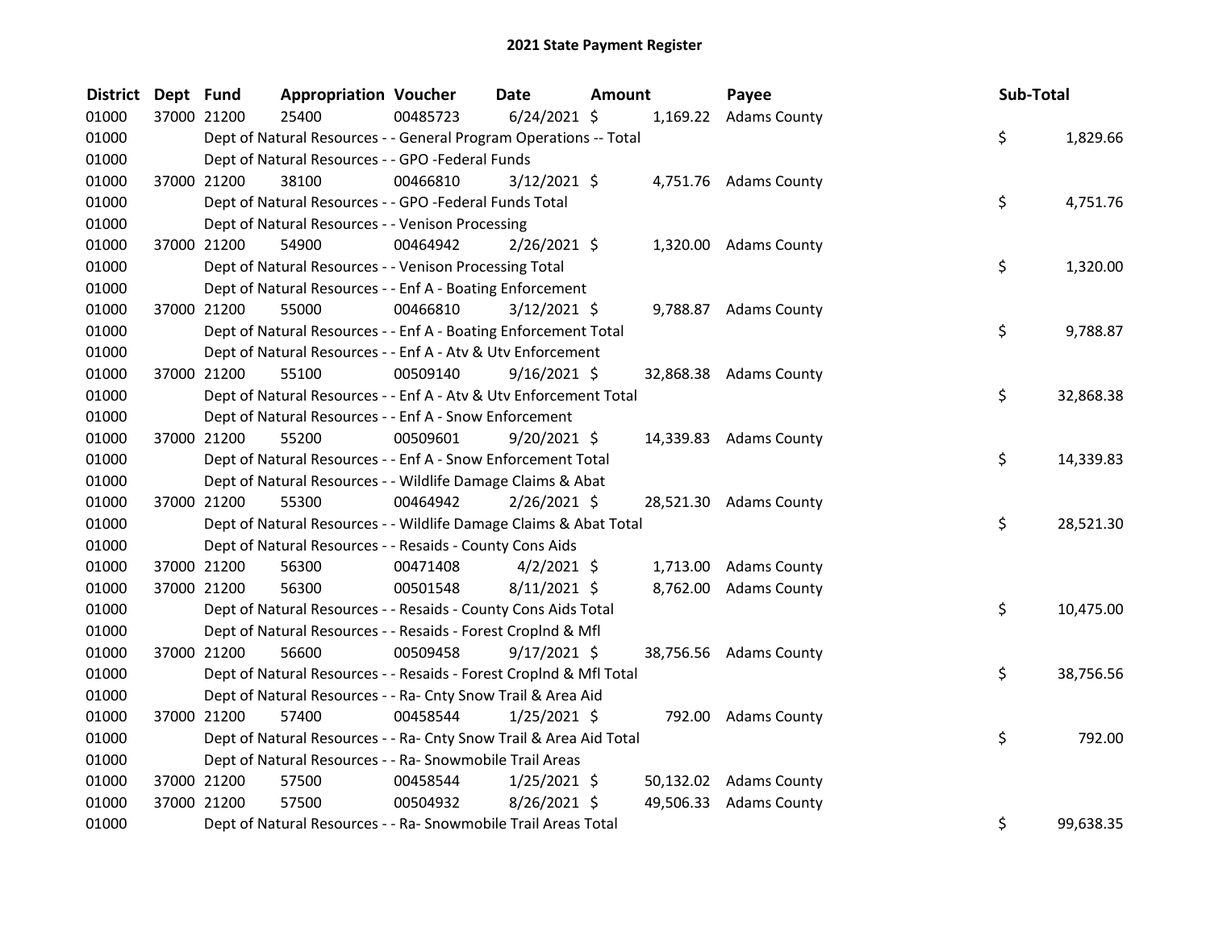# 2021 State Payment Register

| District | Dept | Fund | Appropriation | Voucher | Date | Amount | Payee | Sub-Total |
|---|---|---|---|---|---|---|---|---|
| 01000 | 37000 | 21200 | 25400 | 00485723 | 6/24/2021 | $ 1,169.22 | Adams County | |
| 01000 | | Dept of Natural Resources - - General Program Operations -- Total | | | | | | $ 1,829.66 |
| 01000 | | Dept of Natural Resources - - GPO -Federal Funds | | | | | | |
| 01000 | 37000 | 21200 | 38100 | 00466810 | 3/12/2021 | $ 4,751.76 | Adams County | |
| 01000 | | Dept of Natural Resources - - GPO -Federal Funds Total | | | | | | $ 4,751.76 |
| 01000 | | Dept of Natural Resources - - Venison Processing | | | | | | |
| 01000 | 37000 | 21200 | 54900 | 00464942 | 2/26/2021 | $ 1,320.00 | Adams County | |
| 01000 | | Dept of Natural Resources - - Venison Processing Total | | | | | | $ 1,320.00 |
| 01000 | | Dept of Natural Resources - - Enf A - Boating Enforcement | | | | | | |
| 01000 | 37000 | 21200 | 55000 | 00466810 | 3/12/2021 | $ 9,788.87 | Adams County | |
| 01000 | | Dept of Natural Resources - - Enf A - Boating Enforcement Total | | | | | | $ 9,788.87 |
| 01000 | | Dept of Natural Resources - - Enf A - Atv & Utv Enforcement | | | | | | |
| 01000 | 37000 | 21200 | 55100 | 00509140 | 9/16/2021 | $ 32,868.38 | Adams County | |
| 01000 | | Dept of Natural Resources - - Enf A - Atv & Utv Enforcement Total | | | | | | $ 32,868.38 |
| 01000 | | Dept of Natural Resources - - Enf A - Snow Enforcement | | | | | | |
| 01000 | 37000 | 21200 | 55200 | 00509601 | 9/20/2021 | $ 14,339.83 | Adams County | |
| 01000 | | Dept of Natural Resources - - Enf A - Snow Enforcement Total | | | | | | $ 14,339.83 |
| 01000 | | Dept of Natural Resources - - Wildlife Damage Claims & Abat | | | | | | |
| 01000 | 37000 | 21200 | 55300 | 00464942 | 2/26/2021 | $ 28,521.30 | Adams County | |
| 01000 | | Dept of Natural Resources - - Wildlife Damage Claims & Abat Total | | | | | | $ 28,521.30 |
| 01000 | | Dept of Natural Resources - - Resaids - County Cons Aids | | | | | | |
| 01000 | 37000 | 21200 | 56300 | 00471408 | 4/2/2021 | $ 1,713.00 | Adams County | |
| 01000 | 37000 | 21200 | 56300 | 00501548 | 8/11/2021 | $ 8,762.00 | Adams County | |
| 01000 | | Dept of Natural Resources - - Resaids - County Cons Aids Total | | | | | | $ 10,475.00 |
| 01000 | | Dept of Natural Resources - - Resaids - Forest Croplnd & Mfl | | | | | | |
| 01000 | 37000 | 21200 | 56600 | 00509458 | 9/17/2021 | $ 38,756.56 | Adams County | |
| 01000 | | Dept of Natural Resources - - Resaids - Forest Croplnd & Mfl Total | | | | | | $ 38,756.56 |
| 01000 | | Dept of Natural Resources - - Ra- Cnty Snow Trail & Area Aid | | | | | | |
| 01000 | 37000 | 21200 | 57400 | 00458544 | 1/25/2021 | $ 792.00 | Adams County | |
| 01000 | | Dept of Natural Resources - - Ra- Cnty Snow Trail & Area Aid Total | | | | | | $ 792.00 |
| 01000 | | Dept of Natural Resources - - Ra- Snowmobile Trail Areas | | | | | | |
| 01000 | 37000 | 21200 | 57500 | 00458544 | 1/25/2021 | $ 50,132.02 | Adams County | |
| 01000 | 37000 | 21200 | 57500 | 00504932 | 8/26/2021 | $ 49,506.33 | Adams County | |
| 01000 | | Dept of Natural Resources - - Ra- Snowmobile Trail Areas Total | | | | | | $ 99,638.35 |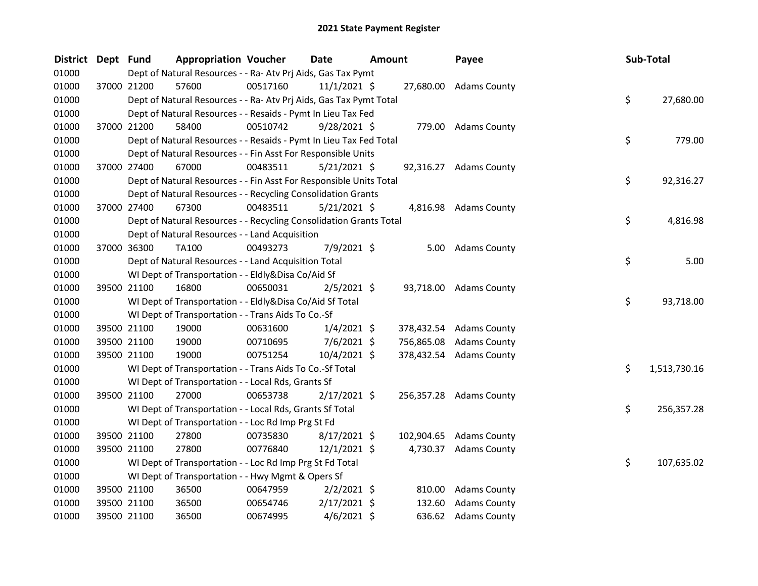# 2021 State Payment Register

| District | Dept | Fund | Appropriation | Voucher | Date | Amount | Payee | Sub-Total |
|---|---|---|---|---|---|---|---|---|
| 01000 | | | Dept of Natural Resources - - Ra- Atv Prj Aids, Gas Tax Pymt | | | | | |
| 01000 | 37000 | 21200 | 57600 | 00517160 | 11/1/2021 | $ 27,680.00 | Adams County | |
| 01000 | | | Dept of Natural Resources - - Ra- Atv Prj Aids, Gas Tax Pymt Total | | | | | $ 27,680.00 |
| 01000 | | | Dept of Natural Resources - - Resaids - Pymt In Lieu Tax Fed | | | | | |
| 01000 | 37000 | 21200 | 58400 | 00510742 | 9/28/2021 | $ 779.00 | Adams County | |
| 01000 | | | Dept of Natural Resources - - Resaids - Pymt In Lieu Tax Fed Total | | | | | $ 779.00 |
| 01000 | | | Dept of Natural Resources - - Fin Asst For Responsible Units | | | | | |
| 01000 | 37000 | 27400 | 67000 | 00483511 | 5/21/2021 | $ 92,316.27 | Adams County | |
| 01000 | | | Dept of Natural Resources - - Fin Asst For Responsible Units Total | | | | | $ 92,316.27 |
| 01000 | | | Dept of Natural Resources - - Recycling Consolidation Grants | | | | | |
| 01000 | 37000 | 27400 | 67300 | 00483511 | 5/21/2021 | $ 4,816.98 | Adams County | |
| 01000 | | | Dept of Natural Resources - - Recycling Consolidation Grants Total | | | | | $ 4,816.98 |
| 01000 | | | Dept of Natural Resources - - Land Acquisition | | | | | |
| 01000 | 37000 | 36300 | TA100 | 00493273 | 7/9/2021 | $ 5.00 | Adams County | |
| 01000 | | | Dept of Natural Resources - - Land Acquisition Total | | | | | $ 5.00 |
| 01000 | | | WI Dept of Transportation - - Eldly&Disa Co/Aid Sf | | | | | |
| 01000 | 39500 | 21100 | 16800 | 00650031 | 2/5/2021 | $ 93,718.00 | Adams County | |
| 01000 | | | WI Dept of Transportation - - Eldly&Disa Co/Aid Sf Total | | | | | $ 93,718.00 |
| 01000 | | | WI Dept of Transportation - - Trans Aids To Co.-Sf | | | | | |
| 01000 | 39500 | 21100 | 19000 | 00631600 | 1/4/2021 | $ 378,432.54 | Adams County | |
| 01000 | 39500 | 21100 | 19000 | 00710695 | 7/6/2021 | $ 756,865.08 | Adams County | |
| 01000 | 39500 | 21100 | 19000 | 00751254 | 10/4/2021 | $ 378,432.54 | Adams County | |
| 01000 | | | WI Dept of Transportation - - Trans Aids To Co.-Sf Total | | | | | $ 1,513,730.16 |
| 01000 | | | WI Dept of Transportation - - Local Rds, Grants Sf | | | | | |
| 01000 | 39500 | 21100 | 27000 | 00653738 | 2/17/2021 | $ 256,357.28 | Adams County | |
| 01000 | | | WI Dept of Transportation - - Local Rds, Grants Sf Total | | | | | $ 256,357.28 |
| 01000 | | | WI Dept of Transportation - - Loc Rd Imp Prg St Fd | | | | | |
| 01000 | 39500 | 21100 | 27800 | 00735830 | 8/17/2021 | $ 102,904.65 | Adams County | |
| 01000 | 39500 | 21100 | 27800 | 00776840 | 12/1/2021 | $ 4,730.37 | Adams County | |
| 01000 | | | WI Dept of Transportation - - Loc Rd Imp Prg St Fd Total | | | | | $ 107,635.02 |
| 01000 | | | WI Dept of Transportation - - Hwy Mgmt & Opers Sf | | | | | |
| 01000 | 39500 | 21100 | 36500 | 00647959 | 2/2/2021 | $ 810.00 | Adams County | |
| 01000 | 39500 | 21100 | 36500 | 00654746 | 2/17/2021 | $ 132.60 | Adams County | |
| 01000 | 39500 | 21100 | 36500 | 00674995 | 4/6/2021 | $ 636.62 | Adams County | |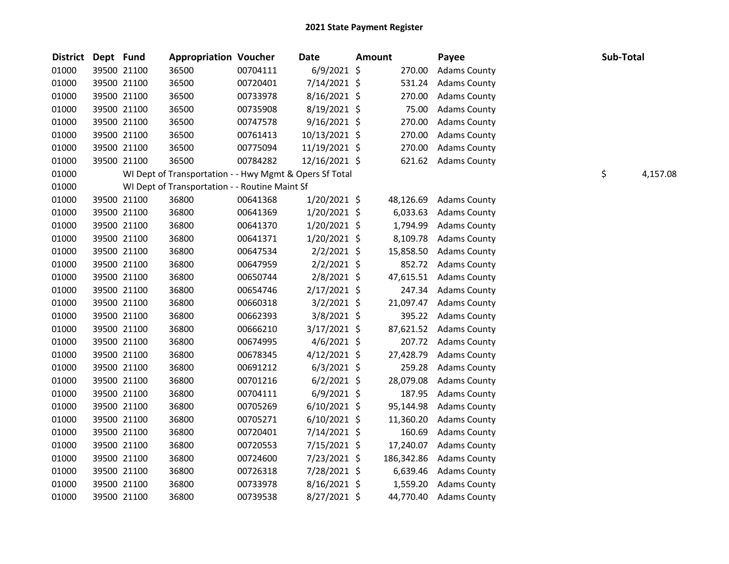## 2021 State Payment Register

| District | Dept | Fund | Appropriation | Voucher | Date | Amount | Payee | Sub-Total |
|---|---|---|---|---|---|---|---|---|
| 01000 | 39500 | 21100 | 36500 | 00704111 | 6/9/2021 | $ 270.00 | Adams County | |
| 01000 | 39500 | 21100 | 36500 | 00720401 | 7/14/2021 | $ 531.24 | Adams County | |
| 01000 | 39500 | 21100 | 36500 | 00733978 | 8/16/2021 | $ 270.00 | Adams County | |
| 01000 | 39500 | 21100 | 36500 | 00735908 | 8/19/2021 | $ 75.00 | Adams County | |
| 01000 | 39500 | 21100 | 36500 | 00747578 | 9/16/2021 | $ 270.00 | Adams County | |
| 01000 | 39500 | 21100 | 36500 | 00761413 | 10/13/2021 | $ 270.00 | Adams County | |
| 01000 | 39500 | 21100 | 36500 | 00775094 | 11/19/2021 | $ 270.00 | Adams County | |
| 01000 | 39500 | 21100 | 36500 | 00784282 | 12/16/2021 | $ 621.62 | Adams County | |
| 01000 | | WI Dept of Transportation - - Hwy Mgmt & Opers Sf Total | | | | | | $ 4,157.08 |
| 01000 | | WI Dept of Transportation - - Routine Maint Sf | | | | | | |
| 01000 | 39500 | 21100 | 36800 | 00641368 | 1/20/2021 | $ 48,126.69 | Adams County | |
| 01000 | 39500 | 21100 | 36800 | 00641369 | 1/20/2021 | $ 6,033.63 | Adams County | |
| 01000 | 39500 | 21100 | 36800 | 00641370 | 1/20/2021 | $ 1,794.99 | Adams County | |
| 01000 | 39500 | 21100 | 36800 | 00641371 | 1/20/2021 | $ 8,109.78 | Adams County | |
| 01000 | 39500 | 21100 | 36800 | 00647534 | 2/2/2021 | $ 15,858.50 | Adams County | |
| 01000 | 39500 | 21100 | 36800 | 00647959 | 2/2/2021 | $ 852.72 | Adams County | |
| 01000 | 39500 | 21100 | 36800 | 00650744 | 2/8/2021 | $ 47,615.51 | Adams County | |
| 01000 | 39500 | 21100 | 36800 | 00654746 | 2/17/2021 | $ 247.34 | Adams County | |
| 01000 | 39500 | 21100 | 36800 | 00660318 | 3/2/2021 | $ 21,097.47 | Adams County | |
| 01000 | 39500 | 21100 | 36800 | 00662393 | 3/8/2021 | $ 395.22 | Adams County | |
| 01000 | 39500 | 21100 | 36800 | 00666210 | 3/17/2021 | $ 87,621.52 | Adams County | |
| 01000 | 39500 | 21100 | 36800 | 00674995 | 4/6/2021 | $ 207.72 | Adams County | |
| 01000 | 39500 | 21100 | 36800 | 00678345 | 4/12/2021 | $ 27,428.79 | Adams County | |
| 01000 | 39500 | 21100 | 36800 | 00691212 | 6/3/2021 | $ 259.28 | Adams County | |
| 01000 | 39500 | 21100 | 36800 | 00701216 | 6/2/2021 | $ 28,079.08 | Adams County | |
| 01000 | 39500 | 21100 | 36800 | 00704111 | 6/9/2021 | $ 187.95 | Adams County | |
| 01000 | 39500 | 21100 | 36800 | 00705269 | 6/10/2021 | $ 95,144.98 | Adams County | |
| 01000 | 39500 | 21100 | 36800 | 00705271 | 6/10/2021 | $ 11,360.20 | Adams County | |
| 01000 | 39500 | 21100 | 36800 | 00720401 | 7/14/2021 | $ 160.69 | Adams County | |
| 01000 | 39500 | 21100 | 36800 | 00720553 | 7/15/2021 | $ 17,240.07 | Adams County | |
| 01000 | 39500 | 21100 | 36800 | 00724600 | 7/23/2021 | $ 186,342.86 | Adams County | |
| 01000 | 39500 | 21100 | 36800 | 00726318 | 7/28/2021 | $ 6,639.46 | Adams County | |
| 01000 | 39500 | 21100 | 36800 | 00733978 | 8/16/2021 | $ 1,559.20 | Adams County | |
| 01000 | 39500 | 21100 | 36800 | 00739538 | 8/27/2021 | $ 44,770.40 | Adams County | |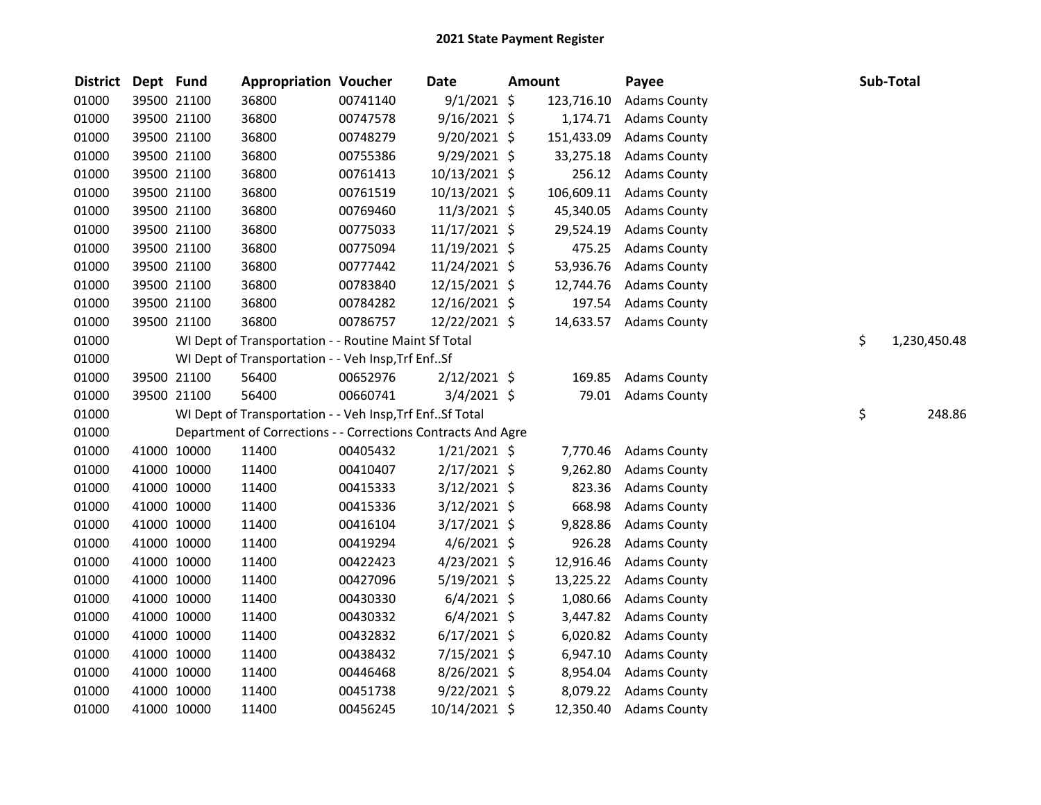# 2021 State Payment Register

| District | Dept | Fund | Appropriation | Voucher | Date | Amount | Payee | Sub-Total |
|---|---|---|---|---|---|---|---|---|
| 01000 | 39500 | 21100 | 36800 | 00741140 | 9/1/2021 | $ 123,716.10 | Adams County | |
| 01000 | 39500 | 21100 | 36800 | 00747578 | 9/16/2021 | $ 1,174.71 | Adams County | |
| 01000 | 39500 | 21100 | 36800 | 00748279 | 9/20/2021 | $ 151,433.09 | Adams County | |
| 01000 | 39500 | 21100 | 36800 | 00755386 | 9/29/2021 | $ 33,275.18 | Adams County | |
| 01000 | 39500 | 21100 | 36800 | 00761413 | 10/13/2021 | $ 256.12 | Adams County | |
| 01000 | 39500 | 21100 | 36800 | 00761519 | 10/13/2021 | $ 106,609.11 | Adams County | |
| 01000 | 39500 | 21100 | 36800 | 00769460 | 11/3/2021 | $ 45,340.05 | Adams County | |
| 01000 | 39500 | 21100 | 36800 | 00775033 | 11/17/2021 | $ 29,524.19 | Adams County | |
| 01000 | 39500 | 21100 | 36800 | 00775094 | 11/19/2021 | $ 475.25 | Adams County | |
| 01000 | 39500 | 21100 | 36800 | 00777442 | 11/24/2021 | $ 53,936.76 | Adams County | |
| 01000 | 39500 | 21100 | 36800 | 00783840 | 12/15/2021 | $ 12,744.76 | Adams County | |
| 01000 | 39500 | 21100 | 36800 | 00784282 | 12/16/2021 | $ 197.54 | Adams County | |
| 01000 | 39500 | 21100 | 36800 | 00786757 | 12/22/2021 | $ 14,633.57 | Adams County | |
| 01000 | | WI Dept of Transportation - - Routine Maint Sf Total | | | | | | $ 1,230,450.48 |
| 01000 | | WI Dept of Transportation - - Veh Insp,Trf Enf..Sf | | | | | | |
| 01000 | 39500 | 21100 | 56400 | 00652976 | 2/12/2021 | $ 169.85 | Adams County | |
| 01000 | 39500 | 21100 | 56400 | 00660741 | 3/4/2021 | $ 79.01 | Adams County | |
| 01000 | | WI Dept of Transportation - - Veh Insp,Trf Enf..Sf Total | | | | | | $ 248.86 |
| 01000 | | Department of Corrections - - Corrections Contracts And Agre | | | | | | |
| 01000 | 41000 | 10000 | 11400 | 00405432 | 1/21/2021 | $ 7,770.46 | Adams County | |
| 01000 | 41000 | 10000 | 11400 | 00410407 | 2/17/2021 | $ 9,262.80 | Adams County | |
| 01000 | 41000 | 10000 | 11400 | 00415333 | 3/12/2021 | $ 823.36 | Adams County | |
| 01000 | 41000 | 10000 | 11400 | 00415336 | 3/12/2021 | $ 668.98 | Adams County | |
| 01000 | 41000 | 10000 | 11400 | 00416104 | 3/17/2021 | $ 9,828.86 | Adams County | |
| 01000 | 41000 | 10000 | 11400 | 00419294 | 4/6/2021 | $ 926.28 | Adams County | |
| 01000 | 41000 | 10000 | 11400 | 00422423 | 4/23/2021 | $ 12,916.46 | Adams County | |
| 01000 | 41000 | 10000 | 11400 | 00427096 | 5/19/2021 | $ 13,225.22 | Adams County | |
| 01000 | 41000 | 10000 | 11400 | 00430330 | 6/4/2021 | $ 1,080.66 | Adams County | |
| 01000 | 41000 | 10000 | 11400 | 00430332 | 6/4/2021 | $ 3,447.82 | Adams County | |
| 01000 | 41000 | 10000 | 11400 | 00432832 | 6/17/2021 | $ 6,020.82 | Adams County | |
| 01000 | 41000 | 10000 | 11400 | 00438432 | 7/15/2021 | $ 6,947.10 | Adams County | |
| 01000 | 41000 | 10000 | 11400 | 00446468 | 8/26/2021 | $ 8,954.04 | Adams County | |
| 01000 | 41000 | 10000 | 11400 | 00451738 | 9/22/2021 | $ 8,079.22 | Adams County | |
| 01000 | 41000 | 10000 | 11400 | 00456245 | 10/14/2021 | $ 12,350.40 | Adams County | |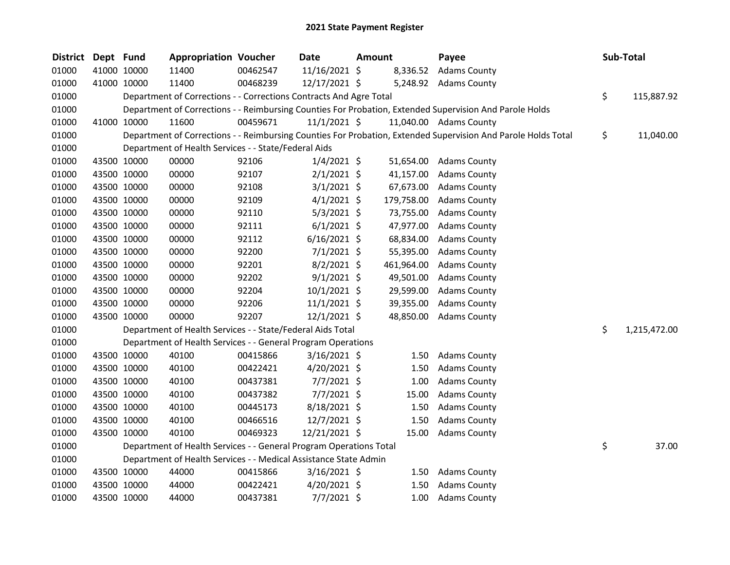# 2021 State Payment Register

| District | Dept | Fund | Appropriation | Voucher | Date | Amount | Payee | Sub-Total |
|---|---|---|---|---|---|---|---|---|
| 01000 | 41000 | 10000 | 11400 | 00462547 | 11/16/2021 | $ 8,336.52 | Adams County | |
| 01000 | 41000 | 10000 | 11400 | 00468239 | 12/17/2021 | $ 5,248.92 | Adams County | |
| 01000 | | | Department of Corrections - - Corrections Contracts And Agre Total | | | | | $ 115,887.92 |
| 01000 | | | Department of Corrections - - Reimbursing Counties For Probation, Extended Supervision And Parole Holds | | | | | |
| 01000 | 41000 | 10000 | 11600 | 00459671 | 11/1/2021 | $ 11,040.00 | Adams County | |
| 01000 | | | Department of Corrections - - Reimbursing Counties For Probation, Extended Supervision And Parole Holds Total | | | | | $ 11,040.00 |
| 01000 | | | Department of Health Services - - State/Federal Aids | | | | | |
| 01000 | 43500 | 10000 | 00000 | 92106 | 1/4/2021 | $ 51,654.00 | Adams County | |
| 01000 | 43500 | 10000 | 00000 | 92107 | 2/1/2021 | $ 41,157.00 | Adams County | |
| 01000 | 43500 | 10000 | 00000 | 92108 | 3/1/2021 | $ 67,673.00 | Adams County | |
| 01000 | 43500 | 10000 | 00000 | 92109 | 4/1/2021 | $ 179,758.00 | Adams County | |
| 01000 | 43500 | 10000 | 00000 | 92110 | 5/3/2021 | $ 73,755.00 | Adams County | |
| 01000 | 43500 | 10000 | 00000 | 92111 | 6/1/2021 | $ 47,977.00 | Adams County | |
| 01000 | 43500 | 10000 | 00000 | 92112 | 6/16/2021 | $ 68,834.00 | Adams County | |
| 01000 | 43500 | 10000 | 00000 | 92200 | 7/1/2021 | $ 55,395.00 | Adams County | |
| 01000 | 43500 | 10000 | 00000 | 92201 | 8/2/2021 | $ 461,964.00 | Adams County | |
| 01000 | 43500 | 10000 | 00000 | 92202 | 9/1/2021 | $ 49,501.00 | Adams County | |
| 01000 | 43500 | 10000 | 00000 | 92204 | 10/1/2021 | $ 29,599.00 | Adams County | |
| 01000 | 43500 | 10000 | 00000 | 92206 | 11/1/2021 | $ 39,355.00 | Adams County | |
| 01000 | 43500 | 10000 | 00000 | 92207 | 12/1/2021 | $ 48,850.00 | Adams County | |
| 01000 | | | Department of Health Services - - State/Federal Aids Total | | | | | $ 1,215,472.00 |
| 01000 | | | Department of Health Services - - General Program Operations | | | | | |
| 01000 | 43500 | 10000 | 40100 | 00415866 | 3/16/2021 | $ 1.50 | Adams County | |
| 01000 | 43500 | 10000 | 40100 | 00422421 | 4/20/2021 | $ 1.50 | Adams County | |
| 01000 | 43500 | 10000 | 40100 | 00437381 | 7/7/2021 | $ 1.00 | Adams County | |
| 01000 | 43500 | 10000 | 40100 | 00437382 | 7/7/2021 | $ 15.00 | Adams County | |
| 01000 | 43500 | 10000 | 40100 | 00445173 | 8/18/2021 | $ 1.50 | Adams County | |
| 01000 | 43500 | 10000 | 40100 | 00466516 | 12/7/2021 | $ 1.50 | Adams County | |
| 01000 | 43500 | 10000 | 40100 | 00469323 | 12/21/2021 | $ 15.00 | Adams County | |
| 01000 | | | Department of Health Services - - General Program Operations Total | | | | | $ 37.00 |
| 01000 | | | Department of Health Services - - Medical Assistance State Admin | | | | | |
| 01000 | 43500 | 10000 | 44000 | 00415866 | 3/16/2021 | $ 1.50 | Adams County | |
| 01000 | 43500 | 10000 | 44000 | 00422421 | 4/20/2021 | $ 1.50 | Adams County | |
| 01000 | 43500 | 10000 | 44000 | 00437381 | 7/7/2021 | $ 1.00 | Adams County | |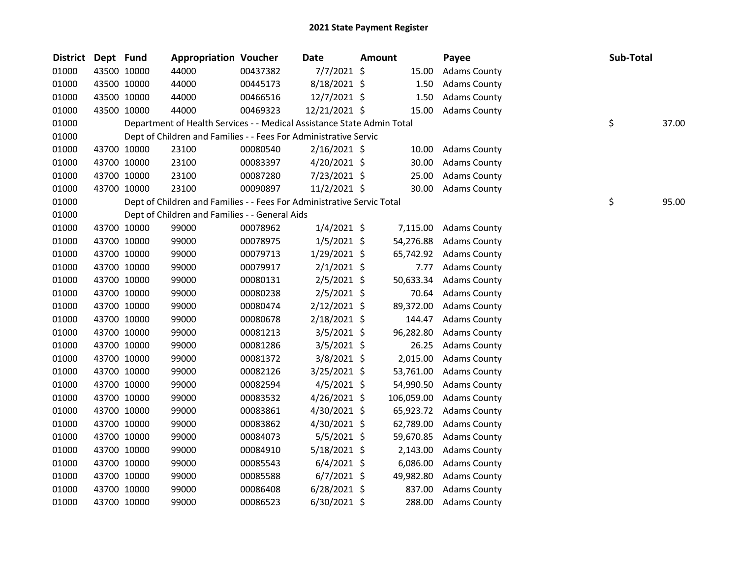# 2021 State Payment Register

| District | Dept | Fund | Appropriation | Voucher | Date | Amount | Payee | Sub-Total |
|---|---|---|---|---|---|---|---|---|
| 01000 | 43500 | 10000 | 44000 | 00437382 | 7/7/2021 | $ 15.00 | Adams County | |
| 01000 | 43500 | 10000 | 44000 | 00445173 | 8/18/2021 | $ 1.50 | Adams County | |
| 01000 | 43500 | 10000 | 44000 | 00466516 | 12/7/2021 | $ 1.50 | Adams County | |
| 01000 | 43500 | 10000 | 44000 | 00469323 | 12/21/2021 | $ 15.00 | Adams County | |
| 01000 | Department of Health Services - - Medical Assistance State Admin Total | | | | | | | $ 37.00 |
| 01000 | Dept of Children and Families - - Fees For Administrative Servic | | | | | | | |
| 01000 | 43700 | 10000 | 23100 | 00080540 | 2/16/2021 | $ 10.00 | Adams County | |
| 01000 | 43700 | 10000 | 23100 | 00083397 | 4/20/2021 | $ 30.00 | Adams County | |
| 01000 | 43700 | 10000 | 23100 | 00087280 | 7/23/2021 | $ 25.00 | Adams County | |
| 01000 | 43700 | 10000 | 23100 | 00090897 | 11/2/2021 | $ 30.00 | Adams County | |
| 01000 | Dept of Children and Families - - Fees For Administrative Servic Total | | | | | | | $ 95.00 |
| 01000 | Dept of Children and Families - - General Aids | | | | | | | |
| 01000 | 43700 | 10000 | 99000 | 00078962 | 1/4/2021 | $ 7,115.00 | Adams County | |
| 01000 | 43700 | 10000 | 99000 | 00078975 | 1/5/2021 | $ 54,276.88 | Adams County | |
| 01000 | 43700 | 10000 | 99000 | 00079713 | 1/29/2021 | $ 65,742.92 | Adams County | |
| 01000 | 43700 | 10000 | 99000 | 00079917 | 2/1/2021 | $ 7.77 | Adams County | |
| 01000 | 43700 | 10000 | 99000 | 00080131 | 2/5/2021 | $ 50,633.34 | Adams County | |
| 01000 | 43700 | 10000 | 99000 | 00080238 | 2/5/2021 | $ 70.64 | Adams County | |
| 01000 | 43700 | 10000 | 99000 | 00080474 | 2/12/2021 | $ 89,372.00 | Adams County | |
| 01000 | 43700 | 10000 | 99000 | 00080678 | 2/18/2021 | $ 144.47 | Adams County | |
| 01000 | 43700 | 10000 | 99000 | 00081213 | 3/5/2021 | $ 96,282.80 | Adams County | |
| 01000 | 43700 | 10000 | 99000 | 00081286 | 3/5/2021 | $ 26.25 | Adams County | |
| 01000 | 43700 | 10000 | 99000 | 00081372 | 3/8/2021 | $ 2,015.00 | Adams County | |
| 01000 | 43700 | 10000 | 99000 | 00082126 | 3/25/2021 | $ 53,761.00 | Adams County | |
| 01000 | 43700 | 10000 | 99000 | 00082594 | 4/5/2021 | $ 54,990.50 | Adams County | |
| 01000 | 43700 | 10000 | 99000 | 00083532 | 4/26/2021 | $ 106,059.00 | Adams County | |
| 01000 | 43700 | 10000 | 99000 | 00083861 | 4/30/2021 | $ 65,923.72 | Adams County | |
| 01000 | 43700 | 10000 | 99000 | 00083862 | 4/30/2021 | $ 62,789.00 | Adams County | |
| 01000 | 43700 | 10000 | 99000 | 00084073 | 5/5/2021 | $ 59,670.85 | Adams County | |
| 01000 | 43700 | 10000 | 99000 | 00084910 | 5/18/2021 | $ 2,143.00 | Adams County | |
| 01000 | 43700 | 10000 | 99000 | 00085543 | 6/4/2021 | $ 6,086.00 | Adams County | |
| 01000 | 43700 | 10000 | 99000 | 00085588 | 6/7/2021 | $ 49,982.80 | Adams County | |
| 01000 | 43700 | 10000 | 99000 | 00086408 | 6/28/2021 | $ 837.00 | Adams County | |
| 01000 | 43700 | 10000 | 99000 | 00086523 | 6/30/2021 | $ 288.00 | Adams County | |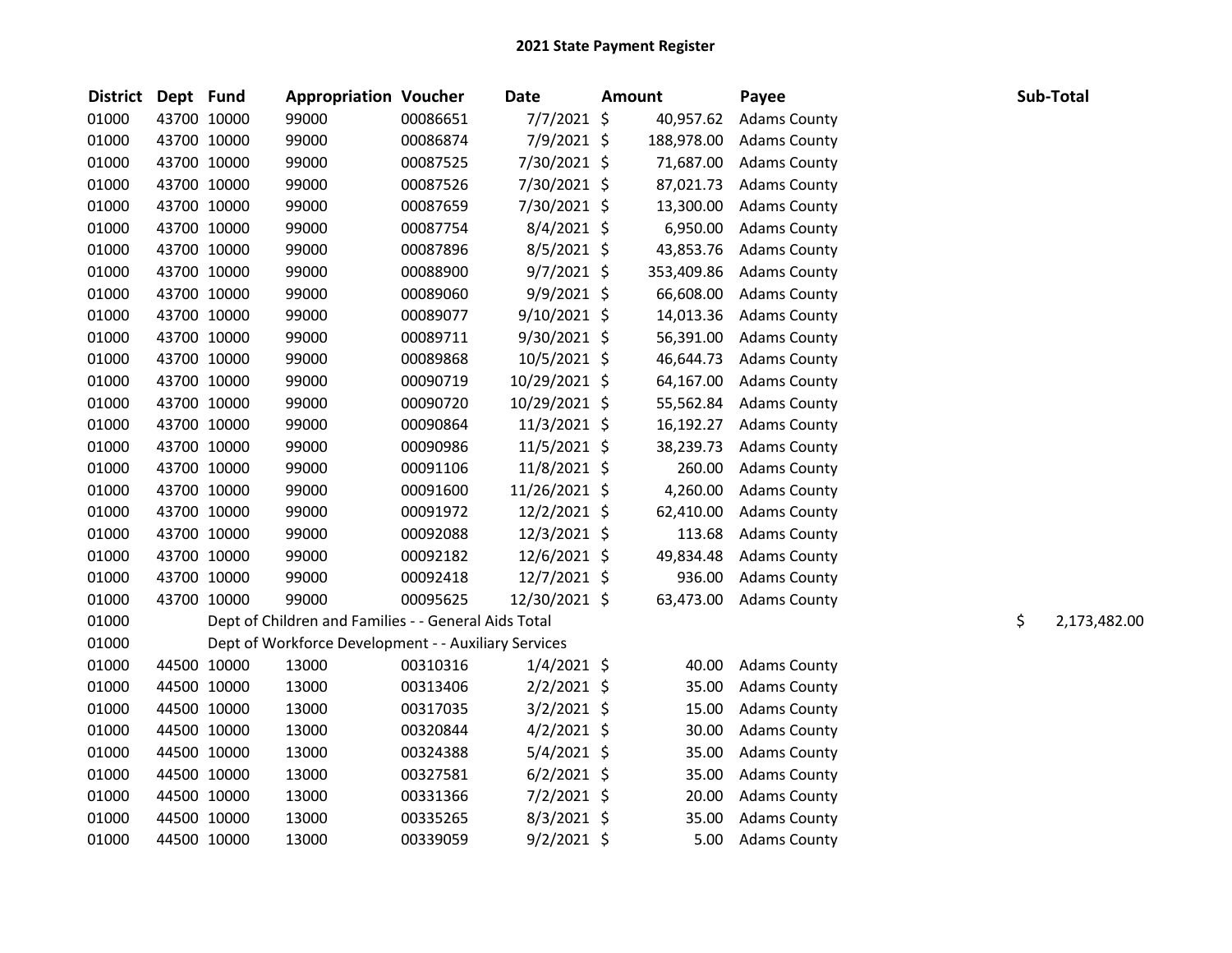# 2021 State Payment Register

| District | Dept | Fund | Appropriation | Voucher | Date | Amount | Payee | Sub-Total |
|---|---|---|---|---|---|---|---|---|
| 01000 | 43700 | 10000 | 99000 | 00086651 | 7/7/2021 | $ 40,957.62 | Adams County | |
| 01000 | 43700 | 10000 | 99000 | 00086874 | 7/9/2021 | $ 188,978.00 | Adams County | |
| 01000 | 43700 | 10000 | 99000 | 00087525 | 7/30/2021 | $ 71,687.00 | Adams County | |
| 01000 | 43700 | 10000 | 99000 | 00087526 | 7/30/2021 | $ 87,021.73 | Adams County | |
| 01000 | 43700 | 10000 | 99000 | 00087659 | 7/30/2021 | $ 13,300.00 | Adams County | |
| 01000 | 43700 | 10000 | 99000 | 00087754 | 8/4/2021 | $ 6,950.00 | Adams County | |
| 01000 | 43700 | 10000 | 99000 | 00087896 | 8/5/2021 | $ 43,853.76 | Adams County | |
| 01000 | 43700 | 10000 | 99000 | 00088900 | 9/7/2021 | $ 353,409.86 | Adams County | |
| 01000 | 43700 | 10000 | 99000 | 00089060 | 9/9/2021 | $ 66,608.00 | Adams County | |
| 01000 | 43700 | 10000 | 99000 | 00089077 | 9/10/2021 | $ 14,013.36 | Adams County | |
| 01000 | 43700 | 10000 | 99000 | 00089711 | 9/30/2021 | $ 56,391.00 | Adams County | |
| 01000 | 43700 | 10000 | 99000 | 00089868 | 10/5/2021 | $ 46,644.73 | Adams County | |
| 01000 | 43700 | 10000 | 99000 | 00090719 | 10/29/2021 | $ 64,167.00 | Adams County | |
| 01000 | 43700 | 10000 | 99000 | 00090720 | 10/29/2021 | $ 55,562.84 | Adams County | |
| 01000 | 43700 | 10000 | 99000 | 00090864 | 11/3/2021 | $ 16,192.27 | Adams County | |
| 01000 | 43700 | 10000 | 99000 | 00090986 | 11/5/2021 | $ 38,239.73 | Adams County | |
| 01000 | 43700 | 10000 | 99000 | 00091106 | 11/8/2021 | $ 260.00 | Adams County | |
| 01000 | 43700 | 10000 | 99000 | 00091600 | 11/26/2021 | $ 4,260.00 | Adams County | |
| 01000 | 43700 | 10000 | 99000 | 00091972 | 12/2/2021 | $ 62,410.00 | Adams County | |
| 01000 | 43700 | 10000 | 99000 | 00092088 | 12/3/2021 | $ 113.68 | Adams County | |
| 01000 | 43700 | 10000 | 99000 | 00092182 | 12/6/2021 | $ 49,834.48 | Adams County | |
| 01000 | 43700 | 10000 | 99000 | 00092418 | 12/7/2021 | $ 936.00 | Adams County | |
| 01000 | 43700 | 10000 | 99000 | 00095625 | 12/30/2021 | $ 63,473.00 | Adams County | |
| 01000 | | Dept of Children and Families - - General Aids Total | | | | | | $ 2,173,482.00 |
| 01000 | | Dept of Workforce Development - - Auxiliary Services | | | | | | |
| 01000 | 44500 | 10000 | 13000 | 00310316 | 1/4/2021 | $ 40.00 | Adams County | |
| 01000 | 44500 | 10000 | 13000 | 00313406 | 2/2/2021 | $ 35.00 | Adams County | |
| 01000 | 44500 | 10000 | 13000 | 00317035 | 3/2/2021 | $ 15.00 | Adams County | |
| 01000 | 44500 | 10000 | 13000 | 00320844 | 4/2/2021 | $ 30.00 | Adams County | |
| 01000 | 44500 | 10000 | 13000 | 00324388 | 5/4/2021 | $ 35.00 | Adams County | |
| 01000 | 44500 | 10000 | 13000 | 00327581 | 6/2/2021 | $ 35.00 | Adams County | |
| 01000 | 44500 | 10000 | 13000 | 00331366 | 7/2/2021 | $ 20.00 | Adams County | |
| 01000 | 44500 | 10000 | 13000 | 00335265 | 8/3/2021 | $ 35.00 | Adams County | |
| 01000 | 44500 | 10000 | 13000 | 00339059 | 9/2/2021 | $ 5.00 | Adams County | |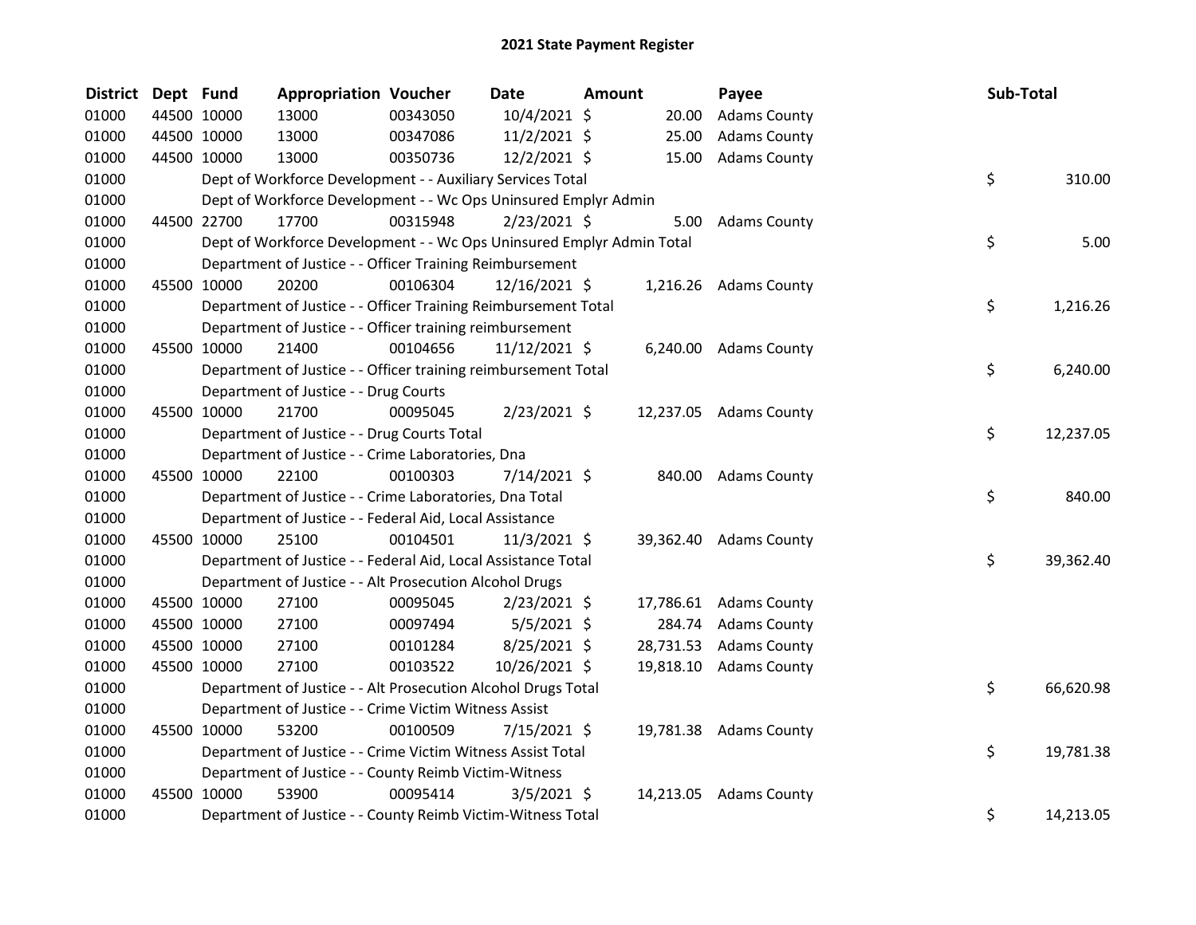# 2021 State Payment Register

| District | Dept | Fund | Appropriation | Voucher | Date | Amount | Payee | Sub-Total |
|---|---|---|---|---|---|---|---|---|
| 01000 | 44500 | 10000 | 13000 | 00343050 | 10/4/2021 | $ 20.00 | Adams County | |
| 01000 | 44500 | 10000 | 13000 | 00347086 | 11/2/2021 | $ 25.00 | Adams County | |
| 01000 | 44500 | 10000 | 13000 | 00350736 | 12/2/2021 | $ 15.00 | Adams County | |
| 01000 | | Dept of Workforce Development - - Auxiliary Services Total | | | | | | $ 310.00 |
| 01000 | | Dept of Workforce Development - - Wc Ops Uninsured Emplyr Admin | | | | | | |
| 01000 | 44500 | 22700 | 17700 | 00315948 | 2/23/2021 | $ 5.00 | Adams County | |
| 01000 | | Dept of Workforce Development - - Wc Ops Uninsured Emplyr Admin Total | | | | | | $ 5.00 |
| 01000 | | Department of Justice - - Officer Training Reimbursement | | | | | | |
| 01000 | 45500 | 10000 | 20200 | 00106304 | 12/16/2021 | $ 1,216.26 | Adams County | |
| 01000 | | Department of Justice - - Officer Training Reimbursement Total | | | | | | $ 1,216.26 |
| 01000 | | Department of Justice - - Officer training reimbursement | | | | | | |
| 01000 | 45500 | 10000 | 21400 | 00104656 | 11/12/2021 | $ 6,240.00 | Adams County | |
| 01000 | | Department of Justice - - Officer training reimbursement Total | | | | | | $ 6,240.00 |
| 01000 | | Department of Justice - - Drug Courts | | | | | | |
| 01000 | 45500 | 10000 | 21700 | 00095045 | 2/23/2021 | $ 12,237.05 | Adams County | |
| 01000 | | Department of Justice - - Drug Courts Total | | | | | | $ 12,237.05 |
| 01000 | | Department of Justice - - Crime Laboratories, Dna | | | | | | |
| 01000 | 45500 | 10000 | 22100 | 00100303 | 7/14/2021 | $ 840.00 | Adams County | |
| 01000 | | Department of Justice - - Crime Laboratories, Dna Total | | | | | | $ 840.00 |
| 01000 | | Department of Justice - - Federal Aid, Local Assistance | | | | | | |
| 01000 | 45500 | 10000 | 25100 | 00104501 | 11/3/2021 | $ 39,362.40 | Adams County | |
| 01000 | | Department of Justice - - Federal Aid, Local Assistance Total | | | | | | $ 39,362.40 |
| 01000 | | Department of Justice - - Alt Prosecution Alcohol Drugs | | | | | | |
| 01000 | 45500 | 10000 | 27100 | 00095045 | 2/23/2021 | $ 17,786.61 | Adams County | |
| 01000 | 45500 | 10000 | 27100 | 00097494 | 5/5/2021 | $ 284.74 | Adams County | |
| 01000 | 45500 | 10000 | 27100 | 00101284 | 8/25/2021 | $ 28,731.53 | Adams County | |
| 01000 | 45500 | 10000 | 27100 | 00103522 | 10/26/2021 | $ 19,818.10 | Adams County | |
| 01000 | | Department of Justice - - Alt Prosecution Alcohol Drugs Total | | | | | | $ 66,620.98 |
| 01000 | | Department of Justice - - Crime Victim Witness Assist | | | | | | |
| 01000 | 45500 | 10000 | 53200 | 00100509 | 7/15/2021 | $ 19,781.38 | Adams County | |
| 01000 | | Department of Justice - - Crime Victim Witness Assist Total | | | | | | $ 19,781.38 |
| 01000 | | Department of Justice - - County Reimb Victim-Witness | | | | | | |
| 01000 | 45500 | 10000 | 53900 | 00095414 | 3/5/2021 | $ 14,213.05 | Adams County | |
| 01000 | | Department of Justice - - County Reimb Victim-Witness Total | | | | | | $ 14,213.05 |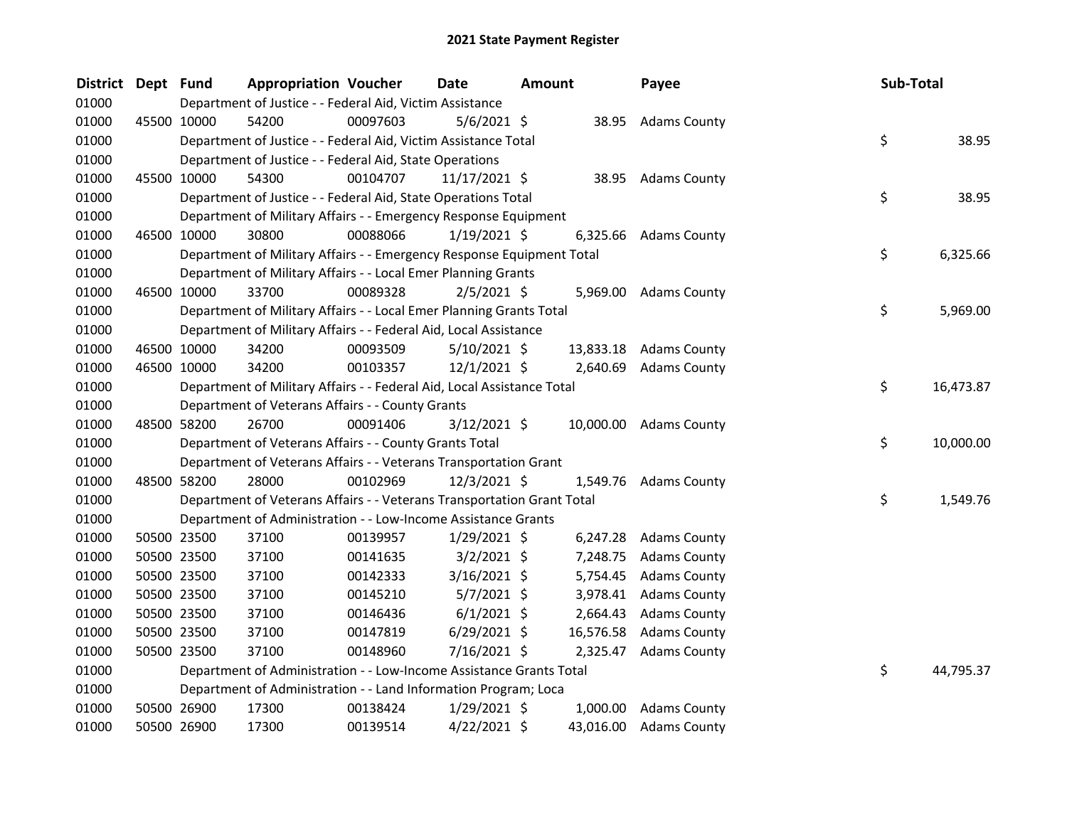# 2021 State Payment Register

| District | Dept | Fund | Appropriation | Voucher | Date | Amount | Payee | Sub-Total |
|---|---|---|---|---|---|---|---|---|
| 01000 | | Department of Justice - - Federal Aid, Victim Assistance | | | | | | |
| 01000 | 45500 | 10000 | 54200 | 00097603 | 5/6/2021 | $ 38.95 | Adams County | |
| 01000 | | Department of Justice - - Federal Aid, Victim Assistance Total | | | | | | $ 38.95 |
| 01000 | | Department of Justice - - Federal Aid, State Operations | | | | | | |
| 01000 | 45500 | 10000 | 54300 | 00104707 | 11/17/2021 | $ 38.95 | Adams County | |
| 01000 | | Department of Justice - - Federal Aid, State Operations Total | | | | | | $ 38.95 |
| 01000 | | Department of Military Affairs - - Emergency Response Equipment | | | | | | |
| 01000 | 46500 | 10000 | 30800 | 00088066 | 1/19/2021 | $ 6,325.66 | Adams County | |
| 01000 | | Department of Military Affairs - - Emergency Response Equipment Total | | | | | | $ 6,325.66 |
| 01000 | | Department of Military Affairs - - Local Emer Planning Grants | | | | | | |
| 01000 | 46500 | 10000 | 33700 | 00089328 | 2/5/2021 | $ 5,969.00 | Adams County | |
| 01000 | | Department of Military Affairs - - Local Emer Planning Grants Total | | | | | | $ 5,969.00 |
| 01000 | | Department of Military Affairs - - Federal Aid, Local Assistance | | | | | | |
| 01000 | 46500 | 10000 | 34200 | 00093509 | 5/10/2021 | $ 13,833.18 | Adams County | |
| 01000 | 46500 | 10000 | 34200 | 00103357 | 12/1/2021 | $ 2,640.69 | Adams County | |
| 01000 | | Department of Military Affairs - - Federal Aid, Local Assistance Total | | | | | | $ 16,473.87 |
| 01000 | | Department of Veterans Affairs - - County Grants | | | | | | |
| 01000 | 48500 | 58200 | 26700 | 00091406 | 3/12/2021 | $ 10,000.00 | Adams County | |
| 01000 | | Department of Veterans Affairs - - County Grants Total | | | | | | $ 10,000.00 |
| 01000 | | Department of Veterans Affairs - - Veterans Transportation Grant | | | | | | |
| 01000 | 48500 | 58200 | 28000 | 00102969 | 12/3/2021 | $ 1,549.76 | Adams County | |
| 01000 | | Department of Veterans Affairs - - Veterans Transportation Grant Total | | | | | | $ 1,549.76 |
| 01000 | | Department of Administration - - Low-Income Assistance Grants | | | | | | |
| 01000 | 50500 | 23500 | 37100 | 00139957 | 1/29/2021 | $ 6,247.28 | Adams County | |
| 01000 | 50500 | 23500 | 37100 | 00141635 | 3/2/2021 | $ 7,248.75 | Adams County | |
| 01000 | 50500 | 23500 | 37100 | 00142333 | 3/16/2021 | $ 5,754.45 | Adams County | |
| 01000 | 50500 | 23500 | 37100 | 00145210 | 5/7/2021 | $ 3,978.41 | Adams County | |
| 01000 | 50500 | 23500 | 37100 | 00146436 | 6/1/2021 | $ 2,664.43 | Adams County | |
| 01000 | 50500 | 23500 | 37100 | 00147819 | 6/29/2021 | $ 16,576.58 | Adams County | |
| 01000 | 50500 | 23500 | 37100 | 00148960 | 7/16/2021 | $ 2,325.47 | Adams County | |
| 01000 | | Department of Administration - - Low-Income Assistance Grants Total | | | | | | $ 44,795.37 |
| 01000 | | Department of Administration - - Land Information Program; Loca | | | | | | |
| 01000 | 50500 | 26900 | 17300 | 00138424 | 1/29/2021 | $ 1,000.00 | Adams County | |
| 01000 | 50500 | 26900 | 17300 | 00139514 | 4/22/2021 | $ 43,016.00 | Adams County | |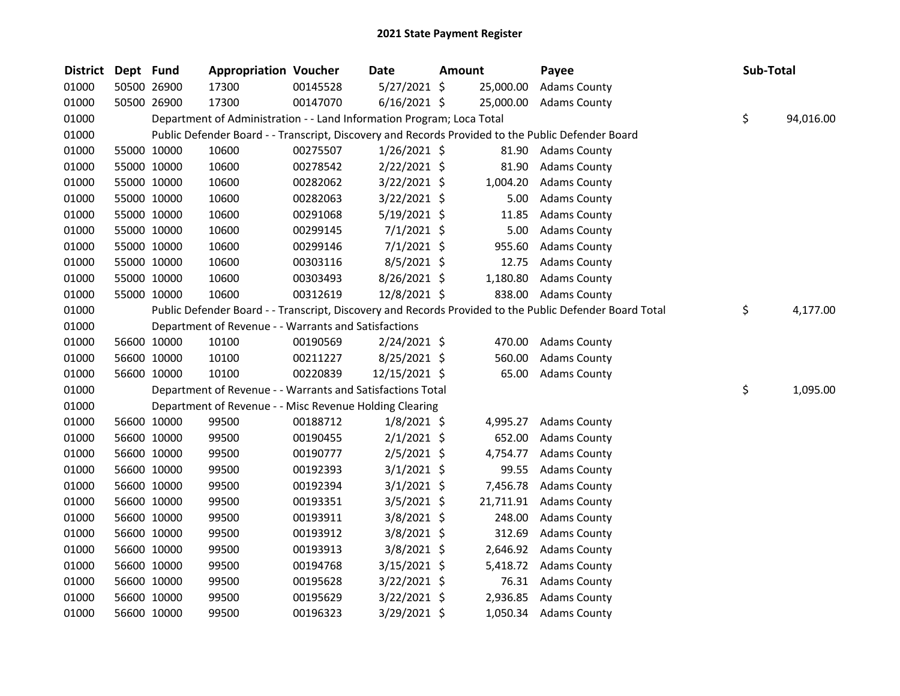# 2021 State Payment Register

| District | Dept | Fund | Appropriation | Voucher | Date | Amount | Payee | Sub-Total |
|---|---|---|---|---|---|---|---|---|
| 01000 | 50500 | 26900 | 17300 | 00145528 | 5/27/2021 | $ 25,000.00 | Adams County | |
| 01000 | 50500 | 26900 | 17300 | 00147070 | 6/16/2021 | $ 25,000.00 | Adams County | |
| 01000 | | Department of Administration - - Land Information Program; Loca Total | | | | | | $ 94,016.00 |
| 01000 | | Public Defender Board - - Transcript, Discovery and Records Provided to the Public Defender Board | | | | | | |
| 01000 | 55000 | 10000 | 10600 | 00275507 | 1/26/2021 | $ 81.90 | Adams County | |
| 01000 | 55000 | 10000 | 10600 | 00278542 | 2/22/2021 | $ 81.90 | Adams County | |
| 01000 | 55000 | 10000 | 10600 | 00282062 | 3/22/2021 | $ 1,004.20 | Adams County | |
| 01000 | 55000 | 10000 | 10600 | 00282063 | 3/22/2021 | $ 5.00 | Adams County | |
| 01000 | 55000 | 10000 | 10600 | 00291068 | 5/19/2021 | $ 11.85 | Adams County | |
| 01000 | 55000 | 10000 | 10600 | 00299145 | 7/1/2021 | $ 5.00 | Adams County | |
| 01000 | 55000 | 10000 | 10600 | 00299146 | 7/1/2021 | $ 955.60 | Adams County | |
| 01000 | 55000 | 10000 | 10600 | 00303116 | 8/5/2021 | $ 12.75 | Adams County | |
| 01000 | 55000 | 10000 | 10600 | 00303493 | 8/26/2021 | $ 1,180.80 | Adams County | |
| 01000 | 55000 | 10000 | 10600 | 00312619 | 12/8/2021 | $ 838.00 | Adams County | |
| 01000 | | Public Defender Board - - Transcript, Discovery and Records Provided to the Public Defender Board Total | | | | | | $ 4,177.00 |
| 01000 | | Department of Revenue - - Warrants and Satisfactions | | | | | | |
| 01000 | 56600 | 10000 | 10100 | 00190569 | 2/24/2021 | $ 470.00 | Adams County | |
| 01000 | 56600 | 10000 | 10100 | 00211227 | 8/25/2021 | $ 560.00 | Adams County | |
| 01000 | 56600 | 10000 | 10100 | 00220839 | 12/15/2021 | $ 65.00 | Adams County | |
| 01000 | | Department of Revenue - - Warrants and Satisfactions Total | | | | | | $ 1,095.00 |
| 01000 | | Department of Revenue - - Misc Revenue Holding Clearing | | | | | | |
| 01000 | 56600 | 10000 | 99500 | 00188712 | 1/8/2021 | $ 4,995.27 | Adams County | |
| 01000 | 56600 | 10000 | 99500 | 00190455 | 2/1/2021 | $ 652.00 | Adams County | |
| 01000 | 56600 | 10000 | 99500 | 00190777 | 2/5/2021 | $ 4,754.77 | Adams County | |
| 01000 | 56600 | 10000 | 99500 | 00192393 | 3/1/2021 | $ 99.55 | Adams County | |
| 01000 | 56600 | 10000 | 99500 | 00192394 | 3/1/2021 | $ 7,456.78 | Adams County | |
| 01000 | 56600 | 10000 | 99500 | 00193351 | 3/5/2021 | $ 21,711.91 | Adams County | |
| 01000 | 56600 | 10000 | 99500 | 00193911 | 3/8/2021 | $ 248.00 | Adams County | |
| 01000 | 56600 | 10000 | 99500 | 00193912 | 3/8/2021 | $ 312.69 | Adams County | |
| 01000 | 56600 | 10000 | 99500 | 00193913 | 3/8/2021 | $ 2,646.92 | Adams County | |
| 01000 | 56600 | 10000 | 99500 | 00194768 | 3/15/2021 | $ 5,418.72 | Adams County | |
| 01000 | 56600 | 10000 | 99500 | 00195628 | 3/22/2021 | $ 76.31 | Adams County | |
| 01000 | 56600 | 10000 | 99500 | 00195629 | 3/22/2021 | $ 2,936.85 | Adams County | |
| 01000 | 56600 | 10000 | 99500 | 00196323 | 3/29/2021 | $ 1,050.34 | Adams County | |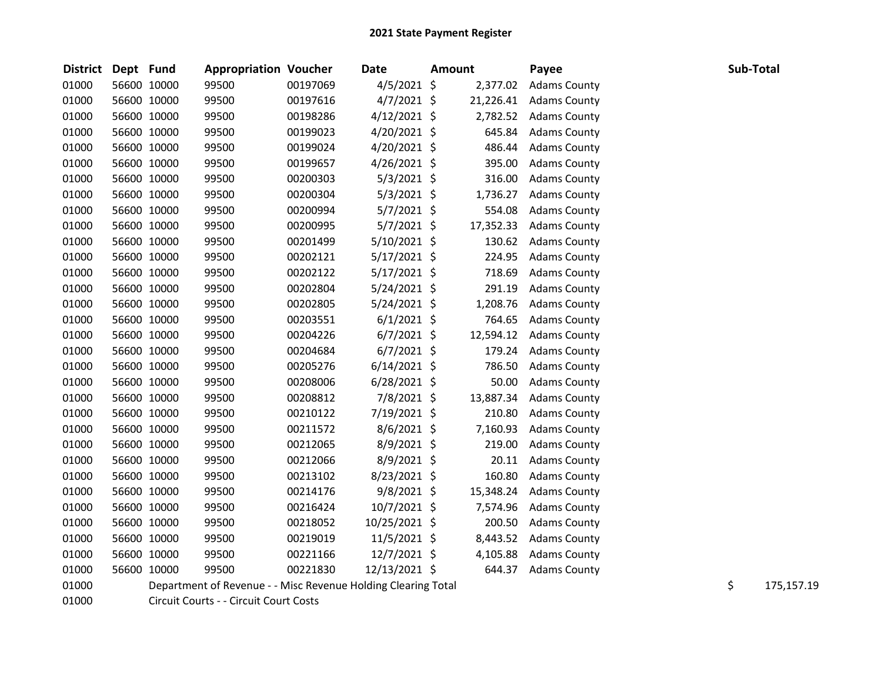# 2021 State Payment Register

| District | Dept | Fund | Appropriation | Voucher | Date | Amount | Payee | Sub-Total |
|---|---|---|---|---|---|---|---|---|
| 01000 | 56600 | 10000 | 99500 | 00197069 | 4/5/2021 | $ 2,377.02 | Adams County | |
| 01000 | 56600 | 10000 | 99500 | 00197616 | 4/7/2021 | $ 21,226.41 | Adams County | |
| 01000 | 56600 | 10000 | 99500 | 00198286 | 4/12/2021 | $ 2,782.52 | Adams County | |
| 01000 | 56600 | 10000 | 99500 | 00199023 | 4/20/2021 | $ 645.84 | Adams County | |
| 01000 | 56600 | 10000 | 99500 | 00199024 | 4/20/2021 | $ 486.44 | Adams County | |
| 01000 | 56600 | 10000 | 99500 | 00199657 | 4/26/2021 | $ 395.00 | Adams County | |
| 01000 | 56600 | 10000 | 99500 | 00200303 | 5/3/2021 | $ 316.00 | Adams County | |
| 01000 | 56600 | 10000 | 99500 | 00200304 | 5/3/2021 | $ 1,736.27 | Adams County | |
| 01000 | 56600 | 10000 | 99500 | 00200994 | 5/7/2021 | $ 554.08 | Adams County | |
| 01000 | 56600 | 10000 | 99500 | 00200995 | 5/7/2021 | $ 17,352.33 | Adams County | |
| 01000 | 56600 | 10000 | 99500 | 00201499 | 5/10/2021 | $ 130.62 | Adams County | |
| 01000 | 56600 | 10000 | 99500 | 00202121 | 5/17/2021 | $ 224.95 | Adams County | |
| 01000 | 56600 | 10000 | 99500 | 00202122 | 5/17/2021 | $ 718.69 | Adams County | |
| 01000 | 56600 | 10000 | 99500 | 00202804 | 5/24/2021 | $ 291.19 | Adams County | |
| 01000 | 56600 | 10000 | 99500 | 00202805 | 5/24/2021 | $ 1,208.76 | Adams County | |
| 01000 | 56600 | 10000 | 99500 | 00203551 | 6/1/2021 | $ 764.65 | Adams County | |
| 01000 | 56600 | 10000 | 99500 | 00204226 | 6/7/2021 | $ 12,594.12 | Adams County | |
| 01000 | 56600 | 10000 | 99500 | 00204684 | 6/7/2021 | $ 179.24 | Adams County | |
| 01000 | 56600 | 10000 | 99500 | 00205276 | 6/14/2021 | $ 786.50 | Adams County | |
| 01000 | 56600 | 10000 | 99500 | 00208006 | 6/28/2021 | $ 50.00 | Adams County | |
| 01000 | 56600 | 10000 | 99500 | 00208812 | 7/8/2021 | $ 13,887.34 | Adams County | |
| 01000 | 56600 | 10000 | 99500 | 00210122 | 7/19/2021 | $ 210.80 | Adams County | |
| 01000 | 56600 | 10000 | 99500 | 00211572 | 8/6/2021 | $ 7,160.93 | Adams County | |
| 01000 | 56600 | 10000 | 99500 | 00212065 | 8/9/2021 | $ 219.00 | Adams County | |
| 01000 | 56600 | 10000 | 99500 | 00212066 | 8/9/2021 | $ 20.11 | Adams County | |
| 01000 | 56600 | 10000 | 99500 | 00213102 | 8/23/2021 | $ 160.80 | Adams County | |
| 01000 | 56600 | 10000 | 99500 | 00214176 | 9/8/2021 | $ 15,348.24 | Adams County | |
| 01000 | 56600 | 10000 | 99500 | 00216424 | 10/7/2021 | $ 7,574.96 | Adams County | |
| 01000 | 56600 | 10000 | 99500 | 00218052 | 10/25/2021 | $ 200.50 | Adams County | |
| 01000 | 56600 | 10000 | 99500 | 00219019 | 11/5/2021 | $ 8,443.52 | Adams County | |
| 01000 | 56600 | 10000 | 99500 | 00221166 | 12/7/2021 | $ 4,105.88 | Adams County | |
| 01000 | 56600 | 10000 | 99500 | 00221830 | 12/13/2021 | $ 644.37 | Adams County | |
| 01000 | | Department of Revenue - - Misc Revenue Holding Clearing Total | | | | | | $ 175,157.19 |
| 01000 | | Circuit Courts - - Circuit Court Costs | | | | | | |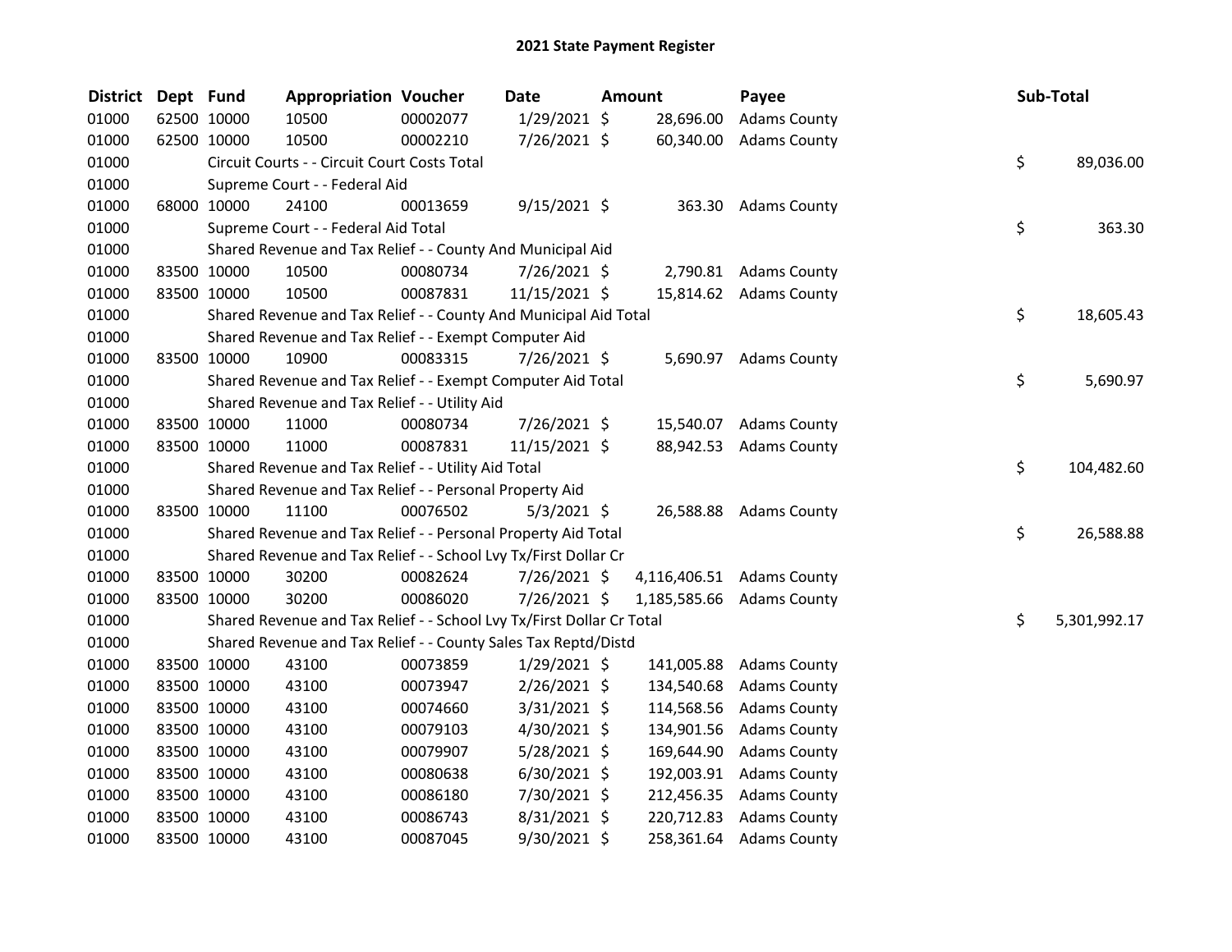# 2021 State Payment Register

| District | Dept | Fund | Appropriation | Voucher | Date | Amount | Payee | Sub-Total |
|---|---|---|---|---|---|---|---|---|
| 01000 | 62500 | 10000 | 10500 | 00002077 | 1/29/2021 | $ 28,696.00 | Adams County | |
| 01000 | 62500 | 10000 | 10500 | 00002210 | 7/26/2021 | $ 60,340.00 | Adams County | |
| 01000 | | Circuit Courts - - Circuit Court Costs Total | | | | | | $ 89,036.00 |
| 01000 | | Supreme Court - - Federal Aid | | | | | | |
| 01000 | 68000 | 10000 | 24100 | 00013659 | 9/15/2021 | $ 363.30 | Adams County | |
| 01000 | | Supreme Court - - Federal Aid Total | | | | | | $ 363.30 |
| 01000 | | Shared Revenue and Tax Relief - - County And Municipal Aid | | | | | | |
| 01000 | 83500 | 10000 | 10500 | 00080734 | 7/26/2021 | $ 2,790.81 | Adams County | |
| 01000 | 83500 | 10000 | 10500 | 00087831 | 11/15/2021 | $ 15,814.62 | Adams County | |
| 01000 | | Shared Revenue and Tax Relief - - County And Municipal Aid Total | | | | | | $ 18,605.43 |
| 01000 | | Shared Revenue and Tax Relief - - Exempt Computer Aid | | | | | | |
| 01000 | 83500 | 10000 | 10900 | 00083315 | 7/26/2021 | $ 5,690.97 | Adams County | |
| 01000 | | Shared Revenue and Tax Relief - - Exempt Computer Aid Total | | | | | | $ 5,690.97 |
| 01000 | | Shared Revenue and Tax Relief - - Utility Aid | | | | | | |
| 01000 | 83500 | 10000 | 11000 | 00080734 | 7/26/2021 | $ 15,540.07 | Adams County | |
| 01000 | 83500 | 10000 | 11000 | 00087831 | 11/15/2021 | $ 88,942.53 | Adams County | |
| 01000 | | Shared Revenue and Tax Relief - - Utility Aid Total | | | | | | $ 104,482.60 |
| 01000 | | Shared Revenue and Tax Relief - - Personal Property Aid | | | | | | |
| 01000 | 83500 | 10000 | 11100 | 00076502 | 5/3/2021 | $ 26,588.88 | Adams County | |
| 01000 | | Shared Revenue and Tax Relief - - Personal Property Aid Total | | | | | | $ 26,588.88 |
| 01000 | | Shared Revenue and Tax Relief - - School Lvy Tx/First Dollar Cr | | | | | | |
| 01000 | 83500 | 10000 | 30200 | 00082624 | 7/26/2021 | $ 4,116,406.51 | Adams County | |
| 01000 | 83500 | 10000 | 30200 | 00086020 | 7/26/2021 | $ 1,185,585.66 | Adams County | |
| 01000 | | Shared Revenue and Tax Relief - - School Lvy Tx/First Dollar Cr Total | | | | | | $ 5,301,992.17 |
| 01000 | | Shared Revenue and Tax Relief - - County Sales Tax Reptd/Distd | | | | | | |
| 01000 | 83500 | 10000 | 43100 | 00073859 | 1/29/2021 | $ 141,005.88 | Adams County | |
| 01000 | 83500 | 10000 | 43100 | 00073947 | 2/26/2021 | $ 134,540.68 | Adams County | |
| 01000 | 83500 | 10000 | 43100 | 00074660 | 3/31/2021 | $ 114,568.56 | Adams County | |
| 01000 | 83500 | 10000 | 43100 | 00079103 | 4/30/2021 | $ 134,901.56 | Adams County | |
| 01000 | 83500 | 10000 | 43100 | 00079907 | 5/28/2021 | $ 169,644.90 | Adams County | |
| 01000 | 83500 | 10000 | 43100 | 00080638 | 6/30/2021 | $ 192,003.91 | Adams County | |
| 01000 | 83500 | 10000 | 43100 | 00086180 | 7/30/2021 | $ 212,456.35 | Adams County | |
| 01000 | 83500 | 10000 | 43100 | 00086743 | 8/31/2021 | $ 220,712.83 | Adams County | |
| 01000 | 83500 | 10000 | 43100 | 00087045 | 9/30/2021 | $ 258,361.64 | Adams County | |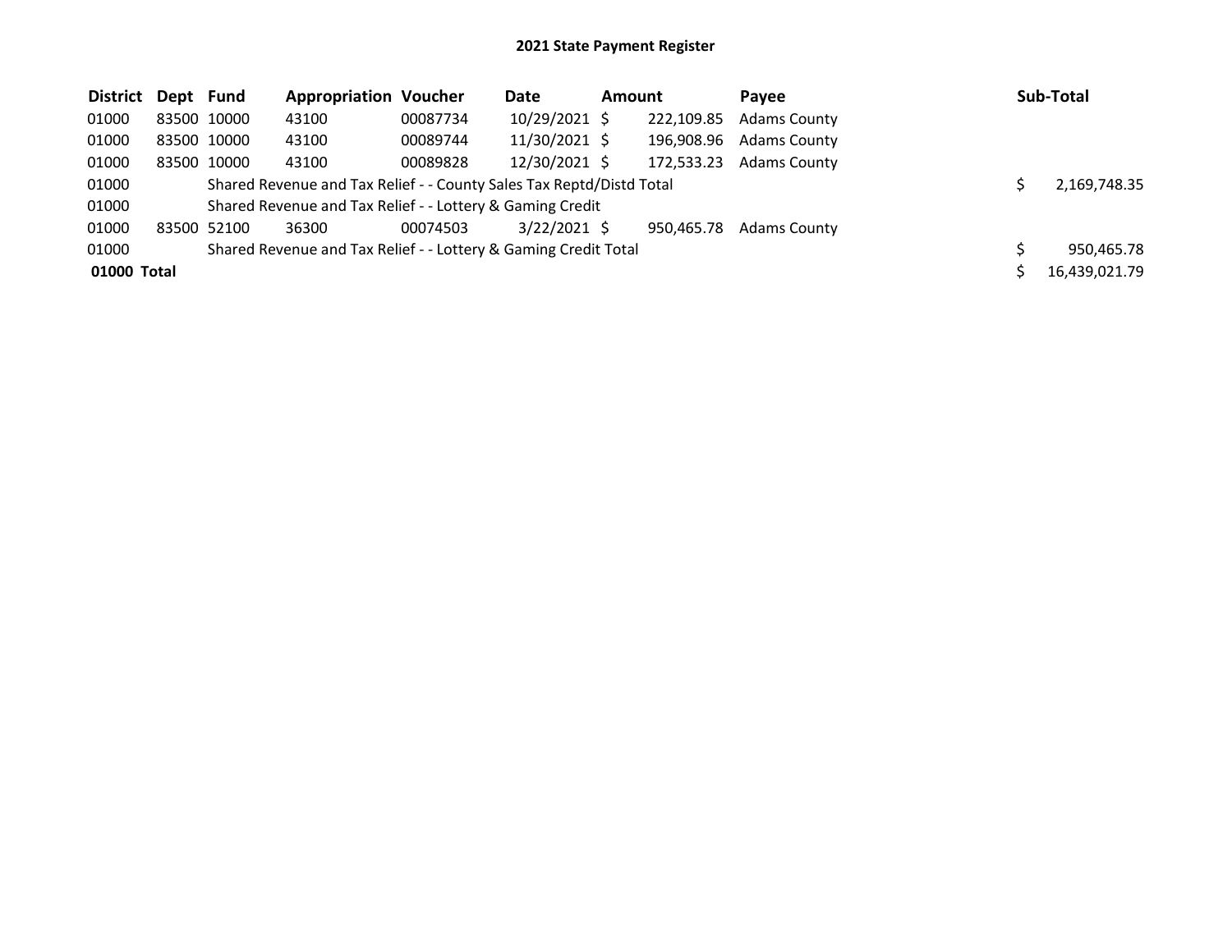# 2021 State Payment Register

| District | Dept | Fund | Appropriation | Voucher | Date | Amount | Payee | Sub-Total |
|---|---|---|---|---|---|---|---|---|
| 01000 | 83500 | 10000 | 43100 | 00087734 | 10/29/2021 | $ 222,109.85 | Adams County | |
| 01000 | 83500 | 10000 | 43100 | 00089744 | 11/30/2021 | $ 196,908.96 | Adams County | |
| 01000 | 83500 | 10000 | 43100 | 00089828 | 12/30/2021 | $ 172,533.23 | Adams County | |
| 01000 | Shared Revenue and Tax Relief - - County Sales Tax Reptd/Distd Total | | | | | | | $ 2,169,748.35 |
| 01000 | Shared Revenue and Tax Relief - - Lottery & Gaming Credit | | | | | | | |
| 01000 | 83500 | 52100 | 36300 | 00074503 | 3/22/2021 | $ 950,465.78 | Adams County | |
| 01000 | Shared Revenue and Tax Relief - - Lottery & Gaming Credit Total | | | | | | | $ 950,465.78 |
| **01000 Total** | | | | | | | | $ 16,439,021.79 |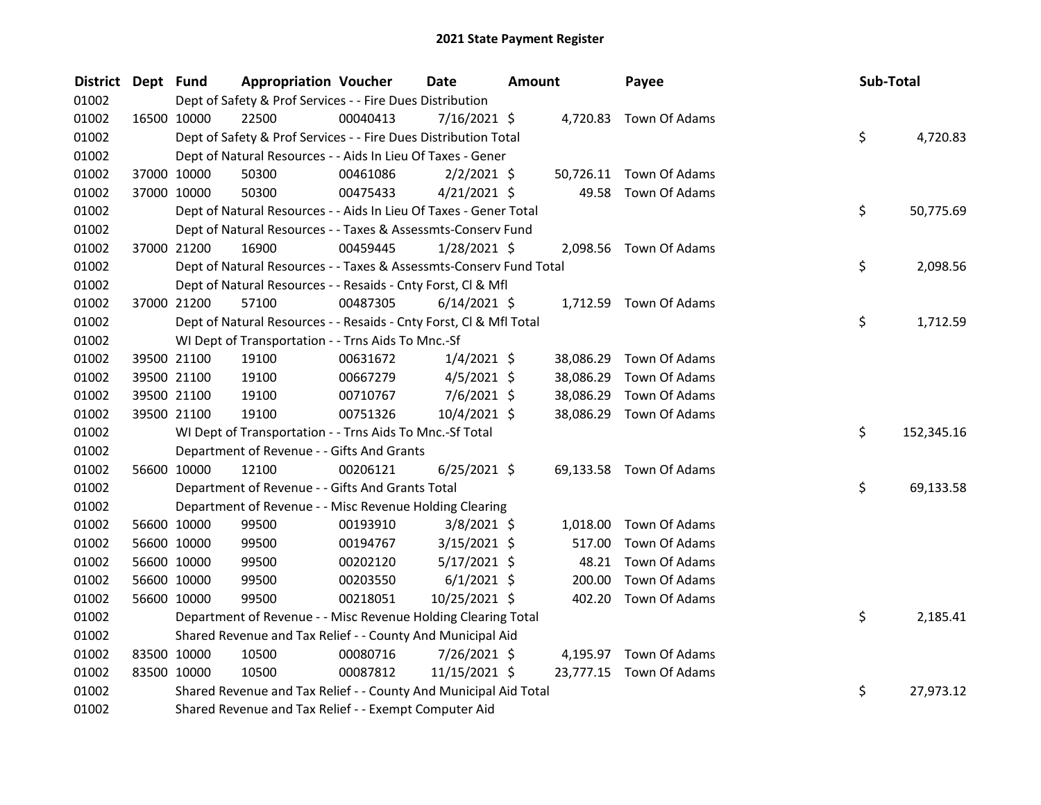# 2021 State Payment Register

| District | Dept | Fund | Appropriation | Voucher | Date | Amount | Payee | Sub-Total |
|---|---|---|---|---|---|---|---|---|
| 01002 | | Dept of Safety & Prof Services - - Fire Dues Distribution | | | | | | |
| 01002 | 16500 | 10000 | 22500 | 00040413 | 7/16/2021 | $ 4,720.83 | Town Of Adams | |
| 01002 | | Dept of Safety & Prof Services - - Fire Dues Distribution Total | | | | | | $ 4,720.83 |
| 01002 | | Dept of Natural Resources - - Aids In Lieu Of Taxes - Gener | | | | | | |
| 01002 | 37000 | 10000 | 50300 | 00461086 | 2/2/2021 | $ 50,726.11 | Town Of Adams | |
| 01002 | 37000 | 10000 | 50300 | 00475433 | 4/21/2021 | $ 49.58 | Town Of Adams | |
| 01002 | | Dept of Natural Resources - - Aids In Lieu Of Taxes - Gener Total | | | | | | $ 50,775.69 |
| 01002 | | Dept of Natural Resources - - Taxes & Assessmts-Conserv Fund | | | | | | |
| 01002 | 37000 | 21200 | 16900 | 00459445 | 1/28/2021 | $ 2,098.56 | Town Of Adams | |
| 01002 | | Dept of Natural Resources - - Taxes & Assessmts-Conserv Fund Total | | | | | | $ 2,098.56 |
| 01002 | | Dept of Natural Resources - - Resaids - Cnty Forst, Cl & Mfl | | | | | | |
| 01002 | 37000 | 21200 | 57100 | 00487305 | 6/14/2021 | $ 1,712.59 | Town Of Adams | |
| 01002 | | Dept of Natural Resources - - Resaids - Cnty Forst, Cl & Mfl Total | | | | | | $ 1,712.59 |
| 01002 | | WI Dept of Transportation - - Trns Aids To Mnc.-Sf | | | | | | |
| 01002 | 39500 | 21100 | 19100 | 00631672 | 1/4/2021 | $ 38,086.29 | Town Of Adams | |
| 01002 | 39500 | 21100 | 19100 | 00667279 | 4/5/2021 | $ 38,086.29 | Town Of Adams | |
| 01002 | 39500 | 21100 | 19100 | 00710767 | 7/6/2021 | $ 38,086.29 | Town Of Adams | |
| 01002 | 39500 | 21100 | 19100 | 00751326 | 10/4/2021 | $ 38,086.29 | Town Of Adams | |
| 01002 | | WI Dept of Transportation - - Trns Aids To Mnc.-Sf Total | | | | | | $ 152,345.16 |
| 01002 | | Department of Revenue - - Gifts And Grants | | | | | | |
| 01002 | 56600 | 10000 | 12100 | 00206121 | 6/25/2021 | $ 69,133.58 | Town Of Adams | |
| 01002 | | Department of Revenue - - Gifts And Grants Total | | | | | | $ 69,133.58 |
| 01002 | | Department of Revenue - - Misc Revenue Holding Clearing | | | | | | |
| 01002 | 56600 | 10000 | 99500 | 00193910 | 3/8/2021 | $ 1,018.00 | Town Of Adams | |
| 01002 | 56600 | 10000 | 99500 | 00194767 | 3/15/2021 | $ 517.00 | Town Of Adams | |
| 01002 | 56600 | 10000 | 99500 | 00202120 | 5/17/2021 | $ 48.21 | Town Of Adams | |
| 01002 | 56600 | 10000 | 99500 | 00203550 | 6/1/2021 | $ 200.00 | Town Of Adams | |
| 01002 | 56600 | 10000 | 99500 | 00218051 | 10/25/2021 | $ 402.20 | Town Of Adams | |
| 01002 | | Department of Revenue - - Misc Revenue Holding Clearing Total | | | | | | $ 2,185.41 |
| 01002 | | Shared Revenue and Tax Relief - - County And Municipal Aid | | | | | | |
| 01002 | 83500 | 10000 | 10500 | 00080716 | 7/26/2021 | $ 4,195.97 | Town Of Adams | |
| 01002 | 83500 | 10000 | 10500 | 00087812 | 11/15/2021 | $ 23,777.15 | Town Of Adams | |
| 01002 | | Shared Revenue and Tax Relief - - County And Municipal Aid Total | | | | | | $ 27,973.12 |
| 01002 | | Shared Revenue and Tax Relief - - Exempt Computer Aid | | | | | | |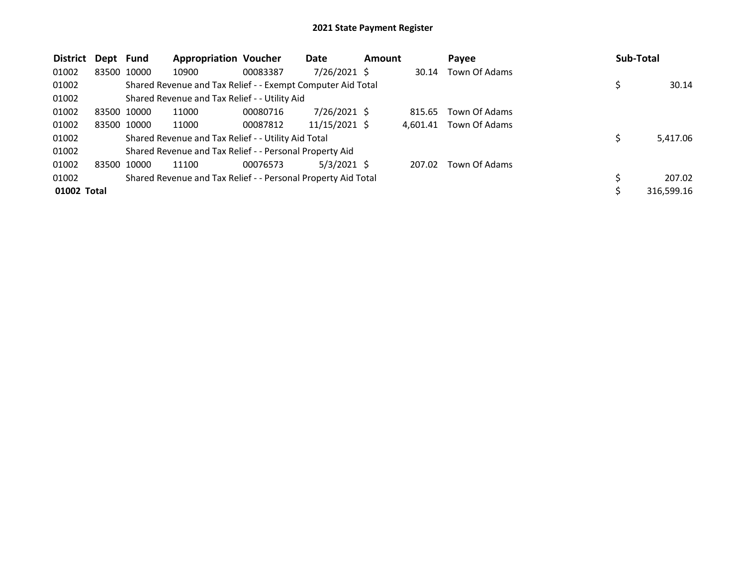# 2021 State Payment Register

| District | Dept | Fund | Appropriation | Voucher | Date | Amount | Payee | Sub-Total |
|---|---|---|---|---|---|---|---|---|
| 01002 | 83500 | 10000 | 10900 | 00083387 | 7/26/2021 | $ 30.14 | Town Of Adams | |
| 01002 | | Shared Revenue and Tax Relief - - Exempt Computer Aid Total | | | | | | $ 30.14 |
| 01002 | | Shared Revenue and Tax Relief - - Utility Aid | | | | | | |
| 01002 | 83500 | 10000 | 11000 | 00080716 | 7/26/2021 | $ 815.65 | Town Of Adams | |
| 01002 | 83500 | 10000 | 11000 | 00087812 | 11/15/2021 | $ 4,601.41 | Town Of Adams | |
| 01002 | | Shared Revenue and Tax Relief - - Utility Aid Total | | | | | | $ 5,417.06 |
| 01002 | | Shared Revenue and Tax Relief - - Personal Property Aid | | | | | | |
| 01002 | 83500 | 10000 | 11100 | 00076573 | 5/3/2021 | $ 207.02 | Town Of Adams | |
| 01002 | | Shared Revenue and Tax Relief - - Personal Property Aid Total | | | | | | $ 207.02 |
| **01002 Total** | | | | | | | | $ 316,599.16 |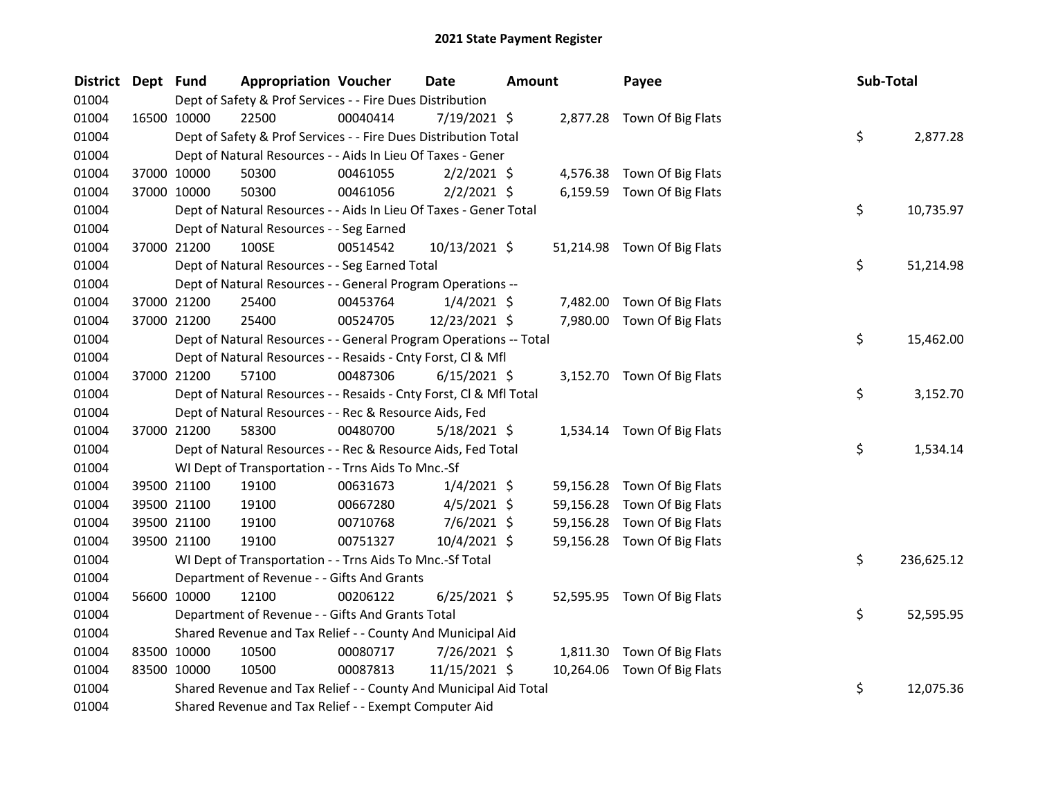# 2021 State Payment Register

| District | Dept | Fund | Appropriation | Voucher | Date | Amount | Payee | Sub-Total |
|---|---|---|---|---|---|---|---|---|
| 01004 | | Dept of Safety & Prof Services - - Fire Dues Distribution | | | | | | |
| 01004 | 16500 | 10000 | 22500 | 00040414 | 7/19/2021 | $ 2,877.28 | Town Of Big Flats | |
| 01004 | | Dept of Safety & Prof Services - - Fire Dues Distribution Total | | | | | | $ 2,877.28 |
| 01004 | | Dept of Natural Resources - - Aids In Lieu Of Taxes - Gener | | | | | | |
| 01004 | 37000 | 10000 | 50300 | 00461055 | 2/2/2021 | $ 4,576.38 | Town Of Big Flats | |
| 01004 | 37000 | 10000 | 50300 | 00461056 | 2/2/2021 | $ 6,159.59 | Town Of Big Flats | |
| 01004 | | Dept of Natural Resources - - Aids In Lieu Of Taxes - Gener Total | | | | | | $ 10,735.97 |
| 01004 | | Dept of Natural Resources - - Seg Earned | | | | | | |
| 01004 | 37000 | 21200 | 100SE | 00514542 | 10/13/2021 | $ 51,214.98 | Town Of Big Flats | |
| 01004 | | Dept of Natural Resources - - Seg Earned Total | | | | | | $ 51,214.98 |
| 01004 | | Dept of Natural Resources - - General Program Operations -- | | | | | | |
| 01004 | 37000 | 21200 | 25400 | 00453764 | 1/4/2021 | $ 7,482.00 | Town Of Big Flats | |
| 01004 | 37000 | 21200 | 25400 | 00524705 | 12/23/2021 | $ 7,980.00 | Town Of Big Flats | |
| 01004 | | Dept of Natural Resources - - General Program Operations -- Total | | | | | | $ 15,462.00 |
| 01004 | | Dept of Natural Resources - - Resaids - Cnty Forst, Cl & Mfl | | | | | | |
| 01004 | 37000 | 21200 | 57100 | 00487306 | 6/15/2021 | $ 3,152.70 | Town Of Big Flats | |
| 01004 | | Dept of Natural Resources - - Resaids - Cnty Forst, Cl & Mfl Total | | | | | | $ 3,152.70 |
| 01004 | | Dept of Natural Resources - - Rec & Resource Aids, Fed | | | | | | |
| 01004 | 37000 | 21200 | 58300 | 00480700 | 5/18/2021 | $ 1,534.14 | Town Of Big Flats | |
| 01004 | | Dept of Natural Resources - - Rec & Resource Aids, Fed Total | | | | | | $ 1,534.14 |
| 01004 | | WI Dept of Transportation - - Trns Aids To Mnc.-Sf | | | | | | |
| 01004 | 39500 | 21100 | 19100 | 00631673 | 1/4/2021 | $ 59,156.28 | Town Of Big Flats | |
| 01004 | 39500 | 21100 | 19100 | 00667280 | 4/5/2021 | $ 59,156.28 | Town Of Big Flats | |
| 01004 | 39500 | 21100 | 19100 | 00710768 | 7/6/2021 | $ 59,156.28 | Town Of Big Flats | |
| 01004 | 39500 | 21100 | 19100 | 00751327 | 10/4/2021 | $ 59,156.28 | Town Of Big Flats | |
| 01004 | | WI Dept of Transportation - - Trns Aids To Mnc.-Sf Total | | | | | | $ 236,625.12 |
| 01004 | | Department of Revenue - - Gifts And Grants | | | | | | |
| 01004 | 56600 | 10000 | 12100 | 00206122 | 6/25/2021 | $ 52,595.95 | Town Of Big Flats | |
| 01004 | | Department of Revenue - - Gifts And Grants Total | | | | | | $ 52,595.95 |
| 01004 | | Shared Revenue and Tax Relief - - County And Municipal Aid | | | | | | |
| 01004 | 83500 | 10000 | 10500 | 00080717 | 7/26/2021 | $ 1,811.30 | Town Of Big Flats | |
| 01004 | 83500 | 10000 | 10500 | 00087813 | 11/15/2021 | $ 10,264.06 | Town Of Big Flats | |
| 01004 | | Shared Revenue and Tax Relief - - County And Municipal Aid Total | | | | | | $ 12,075.36 |
| 01004 | | Shared Revenue and Tax Relief - - Exempt Computer Aid | | | | | | |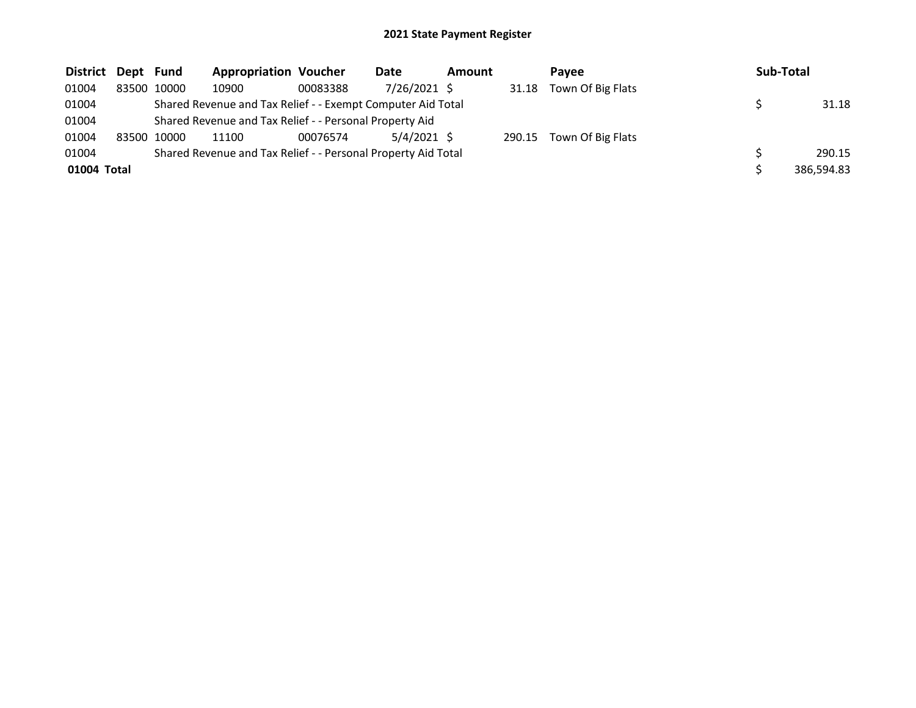# 2021 State Payment Register

| District | Dept | Fund | Appropriation | Voucher | Date | Amount | Payee | Sub-Total |
|---|---|---|---|---|---|---|---|---|
| 01004 | 83500 | 10000 | 10900 | 00083388 | 7/26/2021 | $ 31.18 | Town Of Big Flats | |
| 01004 | | Shared Revenue and Tax Relief - - Exempt Computer Aid Total | | | | | | $ 31.18 |
| 01004 | | Shared Revenue and Tax Relief - - Personal Property Aid | | | | | | |
| 01004 | 83500 | 10000 | 11100 | 00076574 | 5/4/2021 | $ 290.15 | Town Of Big Flats | |
| 01004 | | Shared Revenue and Tax Relief - - Personal Property Aid Total | | | | | | $ 290.15 |
| **01004 Total** | | | | | | | | $ 386,594.83 |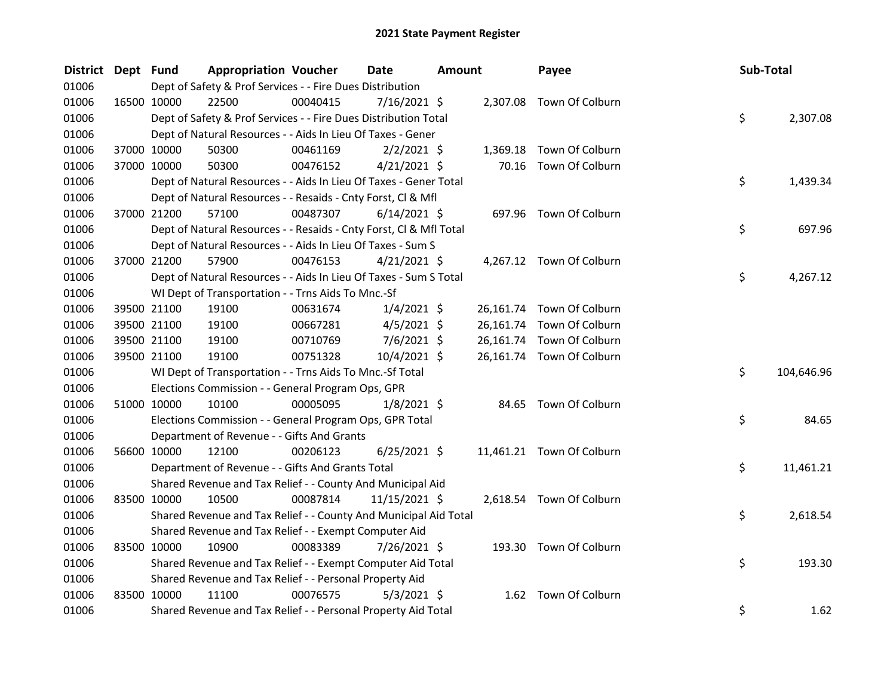# 2021 State Payment Register

| District | Dept | Fund | Appropriation | Voucher | Date | Amount | Payee | Sub-Total |
|---|---|---|---|---|---|---|---|---|
| 01006 | Dept of Safety & Prof Services - - Fire Dues Distribution | | | | | | | |
| 01006 | 16500 | 10000 | 22500 | 00040415 | 7/16/2021 | $ 2,307.08 | Town Of Colburn | |
| 01006 | Dept of Safety & Prof Services - - Fire Dues Distribution Total | | | | | | | $ 2,307.08 |
| 01006 | Dept of Natural Resources - - Aids In Lieu Of Taxes - Gener | | | | | | | |
| 01006 | 37000 | 10000 | 50300 | 00461169 | 2/2/2021 | $ 1,369.18 | Town Of Colburn | |
| 01006 | 37000 | 10000 | 50300 | 00476152 | 4/21/2021 | $ 70.16 | Town Of Colburn | |
| 01006 | Dept of Natural Resources - - Aids In Lieu Of Taxes - Gener Total | | | | | | | $ 1,439.34 |
| 01006 | Dept of Natural Resources - - Resaids - Cnty Forst, Cl & Mfl | | | | | | | |
| 01006 | 37000 | 21200 | 57100 | 00487307 | 6/14/2021 | $ 697.96 | Town Of Colburn | |
| 01006 | Dept of Natural Resources - - Resaids - Cnty Forst, Cl & Mfl Total | | | | | | | $ 697.96 |
| 01006 | Dept of Natural Resources - - Aids In Lieu Of Taxes - Sum S | | | | | | | |
| 01006 | 37000 | 21200 | 57900 | 00476153 | 4/21/2021 | $ 4,267.12 | Town Of Colburn | |
| 01006 | Dept of Natural Resources - - Aids In Lieu Of Taxes - Sum S Total | | | | | | | $ 4,267.12 |
| 01006 | WI Dept of Transportation - - Trns Aids To Mnc.-Sf | | | | | | | |
| 01006 | 39500 | 21100 | 19100 | 00631674 | 1/4/2021 | $ 26,161.74 | Town Of Colburn | |
| 01006 | 39500 | 21100 | 19100 | 00667281 | 4/5/2021 | $ 26,161.74 | Town Of Colburn | |
| 01006 | 39500 | 21100 | 19100 | 00710769 | 7/6/2021 | $ 26,161.74 | Town Of Colburn | |
| 01006 | 39500 | 21100 | 19100 | 00751328 | 10/4/2021 | $ 26,161.74 | Town Of Colburn | |
| 01006 | WI Dept of Transportation - - Trns Aids To Mnc.-Sf Total | | | | | | | $ 104,646.96 |
| 01006 | Elections Commission - - General Program Ops, GPR | | | | | | | |
| 01006 | 51000 | 10000 | 10100 | 00005095 | 1/8/2021 | $ 84.65 | Town Of Colburn | |
| 01006 | Elections Commission - - General Program Ops, GPR Total | | | | | | | $ 84.65 |
| 01006 | Department of Revenue - - Gifts And Grants | | | | | | | |
| 01006 | 56600 | 10000 | 12100 | 00206123 | 6/25/2021 | $ 11,461.21 | Town Of Colburn | |
| 01006 | Department of Revenue - - Gifts And Grants Total | | | | | | | $ 11,461.21 |
| 01006 | Shared Revenue and Tax Relief - - County And Municipal Aid | | | | | | | |
| 01006 | 83500 | 10000 | 10500 | 00087814 | 11/15/2021 | $ 2,618.54 | Town Of Colburn | |
| 01006 | Shared Revenue and Tax Relief - - County And Municipal Aid Total | | | | | | | $ 2,618.54 |
| 01006 | Shared Revenue and Tax Relief - - Exempt Computer Aid | | | | | | | |
| 01006 | 83500 | 10000 | 10900 | 00083389 | 7/26/2021 | $ 193.30 | Town Of Colburn | |
| 01006 | Shared Revenue and Tax Relief - - Exempt Computer Aid Total | | | | | | | $ 193.30 |
| 01006 | Shared Revenue and Tax Relief - - Personal Property Aid | | | | | | | |
| 01006 | 83500 | 10000 | 11100 | 00076575 | 5/3/2021 | $ 1.62 | Town Of Colburn | |
| 01006 | Shared Revenue and Tax Relief - - Personal Property Aid Total | | | | | | | $ 1.62 |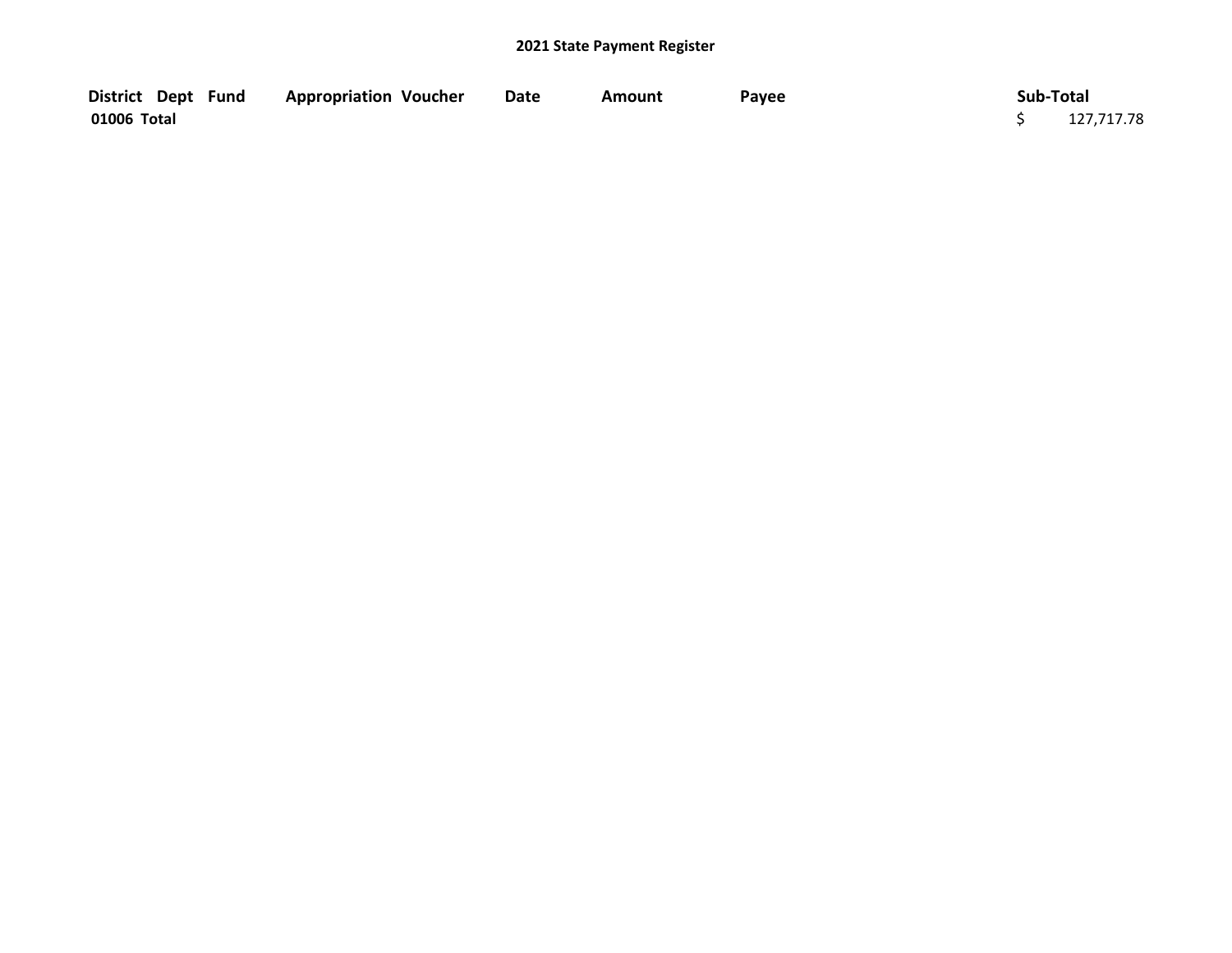## 2021 State Payment Register

| District | Dept | Fund | Appropriation | Voucher | Date | Amount | Payee | Sub-Total |
|---|---|---|---|---|---|---|---|---|
| 01006 Total | | | | | | | | $ 127,717.78 |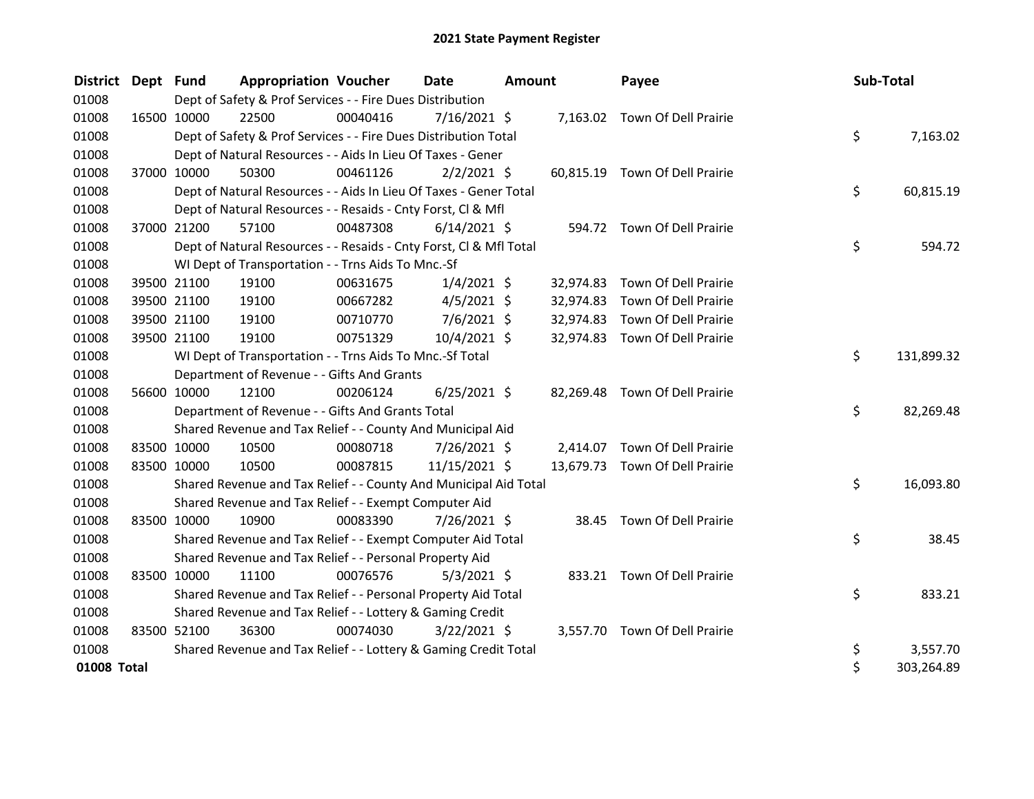# 2021 State Payment Register

| District | Dept | Fund | Appropriation | Voucher | Date | Amount | Payee | Sub-Total |
|---|---|---|---|---|---|---|---|---|
| 01008 | | Dept of Safety & Prof Services - - Fire Dues Distribution | | | | | | |
| 01008 | 16500 | 10000 | 22500 | 00040416 | 7/16/2021 | $ 7,163.02 | Town Of Dell Prairie | |
| 01008 | | Dept of Safety & Prof Services - - Fire Dues Distribution Total | | | | | | $ 7,163.02 |
| 01008 | | Dept of Natural Resources - - Aids In Lieu Of Taxes - Gener | | | | | | |
| 01008 | 37000 | 10000 | 50300 | 00461126 | 2/2/2021 | $ 60,815.19 | Town Of Dell Prairie | |
| 01008 | | Dept of Natural Resources - - Aids In Lieu Of Taxes - Gener Total | | | | | | $ 60,815.19 |
| 01008 | | Dept of Natural Resources - - Resaids - Cnty Forst, Cl & Mfl | | | | | | |
| 01008 | 37000 | 21200 | 57100 | 00487308 | 6/14/2021 | $ 594.72 | Town Of Dell Prairie | |
| 01008 | | Dept of Natural Resources - - Resaids - Cnty Forst, Cl & Mfl Total | | | | | | $ 594.72 |
| 01008 | | WI Dept of Transportation - - Trns Aids To Mnc.-Sf | | | | | | |
| 01008 | 39500 | 21100 | 19100 | 00631675 | 1/4/2021 | $ 32,974.83 | Town Of Dell Prairie | |
| 01008 | 39500 | 21100 | 19100 | 00667282 | 4/5/2021 | $ 32,974.83 | Town Of Dell Prairie | |
| 01008 | 39500 | 21100 | 19100 | 00710770 | 7/6/2021 | $ 32,974.83 | Town Of Dell Prairie | |
| 01008 | 39500 | 21100 | 19100 | 00751329 | 10/4/2021 | $ 32,974.83 | Town Of Dell Prairie | |
| 01008 | | WI Dept of Transportation - - Trns Aids To Mnc.-Sf Total | | | | | | $ 131,899.32 |
| 01008 | | Department of Revenue - - Gifts And Grants | | | | | | |
| 01008 | 56600 | 10000 | 12100 | 00206124 | 6/25/2021 | $ 82,269.48 | Town Of Dell Prairie | |
| 01008 | | Department of Revenue - - Gifts And Grants Total | | | | | | $ 82,269.48 |
| 01008 | | Shared Revenue and Tax Relief - - County And Municipal Aid | | | | | | |
| 01008 | 83500 | 10000 | 10500 | 00080718 | 7/26/2021 | $ 2,414.07 | Town Of Dell Prairie | |
| 01008 | 83500 | 10000 | 10500 | 00087815 | 11/15/2021 | $ 13,679.73 | Town Of Dell Prairie | |
| 01008 | | Shared Revenue and Tax Relief - - County And Municipal Aid Total | | | | | | $ 16,093.80 |
| 01008 | | Shared Revenue and Tax Relief - - Exempt Computer Aid | | | | | | |
| 01008 | 83500 | 10000 | 10900 | 00083390 | 7/26/2021 | $ 38.45 | Town Of Dell Prairie | |
| 01008 | | Shared Revenue and Tax Relief - - Exempt Computer Aid Total | | | | | | $ 38.45 |
| 01008 | | Shared Revenue and Tax Relief - - Personal Property Aid | | | | | | |
| 01008 | 83500 | 10000 | 11100 | 00076576 | 5/3/2021 | $ 833.21 | Town Of Dell Prairie | |
| 01008 | | Shared Revenue and Tax Relief - - Personal Property Aid Total | | | | | | $ 833.21 |
| 01008 | | Shared Revenue and Tax Relief - - Lottery & Gaming Credit | | | | | | |
| 01008 | 83500 | 52100 | 36300 | 00074030 | 3/22/2021 | $ 3,557.70 | Town Of Dell Prairie | |
| 01008 | | Shared Revenue and Tax Relief - - Lottery & Gaming Credit Total | | | | | | $ 3,557.70 |
| **01008 Total** | | | | | | | | $ 303,264.89 |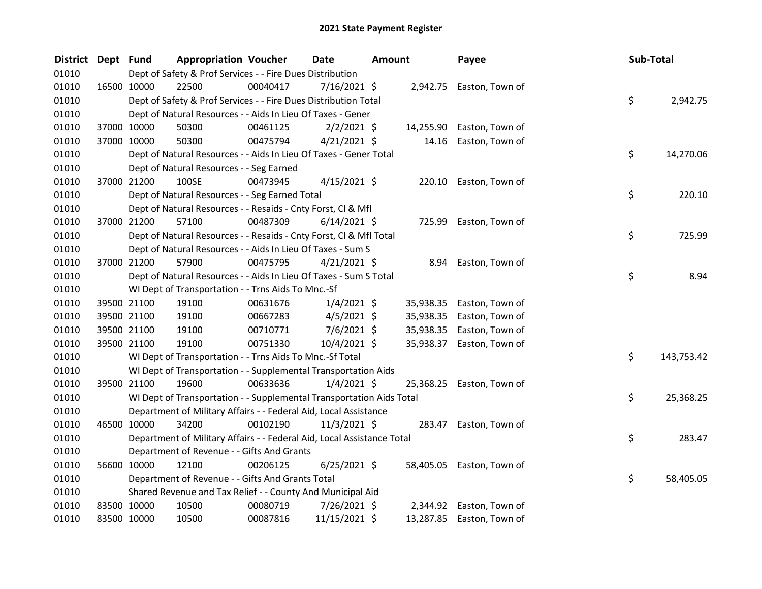# 2021 State Payment Register

| District | Dept | Fund | Appropriation | Voucher | Date | Amount | Payee | Sub-Total |
|---|---|---|---|---|---|---|---|---|
| 01010 | | Dept of Safety & Prof Services - - Fire Dues Distribution | | | | | | |
| 01010 | 16500 | 10000 | 22500 | 00040417 | 7/16/2021 | $ 2,942.75 | Easton, Town of | |
| 01010 | | Dept of Safety & Prof Services - - Fire Dues Distribution Total | | | | | | $ 2,942.75 |
| 01010 | | Dept of Natural Resources - - Aids In Lieu Of Taxes - Gener | | | | | | |
| 01010 | 37000 | 10000 | 50300 | 00461125 | 2/2/2021 | $ 14,255.90 | Easton, Town of | |
| 01010 | 37000 | 10000 | 50300 | 00475794 | 4/21/2021 | $ 14.16 | Easton, Town of | |
| 01010 | | Dept of Natural Resources - - Aids In Lieu Of Taxes - Gener Total | | | | | | $ 14,270.06 |
| 01010 | | Dept of Natural Resources - - Seg Earned | | | | | | |
| 01010 | 37000 | 21200 | 100SE | 00473945 | 4/15/2021 | $ 220.10 | Easton, Town of | |
| 01010 | | Dept of Natural Resources - - Seg Earned Total | | | | | | $ 220.10 |
| 01010 | | Dept of Natural Resources - - Resaids - Cnty Forst, Cl & Mfl | | | | | | |
| 01010 | 37000 | 21200 | 57100 | 00487309 | 6/14/2021 | $ 725.99 | Easton, Town of | |
| 01010 | | Dept of Natural Resources - - Resaids - Cnty Forst, Cl & Mfl Total | | | | | | $ 725.99 |
| 01010 | | Dept of Natural Resources - - Aids In Lieu Of Taxes - Sum S | | | | | | |
| 01010 | 37000 | 21200 | 57900 | 00475795 | 4/21/2021 | $ 8.94 | Easton, Town of | |
| 01010 | | Dept of Natural Resources - - Aids In Lieu Of Taxes - Sum S Total | | | | | | $ 8.94 |
| 01010 | | WI Dept of Transportation - - Trns Aids To Mnc.-Sf | | | | | | |
| 01010 | 39500 | 21100 | 19100 | 00631676 | 1/4/2021 | $ 35,938.35 | Easton, Town of | |
| 01010 | 39500 | 21100 | 19100 | 00667283 | 4/5/2021 | $ 35,938.35 | Easton, Town of | |
| 01010 | 39500 | 21100 | 19100 | 00710771 | 7/6/2021 | $ 35,938.35 | Easton, Town of | |
| 01010 | 39500 | 21100 | 19100 | 00751330 | 10/4/2021 | $ 35,938.37 | Easton, Town of | |
| 01010 | | WI Dept of Transportation - - Trns Aids To Mnc.-Sf Total | | | | | | $ 143,753.42 |
| 01010 | | WI Dept of Transportation - - Supplemental Transportation Aids | | | | | | |
| 01010 | 39500 | 21100 | 19600 | 00633636 | 1/4/2021 | $ 25,368.25 | Easton, Town of | |
| 01010 | | WI Dept of Transportation - - Supplemental Transportation Aids Total | | | | | | $ 25,368.25 |
| 01010 | | Department of Military Affairs - - Federal Aid, Local Assistance | | | | | | |
| 01010 | 46500 | 10000 | 34200 | 00102190 | 11/3/2021 | $ 283.47 | Easton, Town of | |
| 01010 | | Department of Military Affairs - - Federal Aid, Local Assistance Total | | | | | | $ 283.47 |
| 01010 | | Department of Revenue - - Gifts And Grants | | | | | | |
| 01010 | 56600 | 10000 | 12100 | 00206125 | 6/25/2021 | $ 58,405.05 | Easton, Town of | |
| 01010 | | Department of Revenue - - Gifts And Grants Total | | | | | | $ 58,405.05 |
| 01010 | | Shared Revenue and Tax Relief - - County And Municipal Aid | | | | | | |
| 01010 | 83500 | 10000 | 10500 | 00080719 | 7/26/2021 | $ 2,344.92 | Easton, Town of | |
| 01010 | 83500 | 10000 | 10500 | 00087816 | 11/15/2021 | $ 13,287.85 | Easton, Town of | |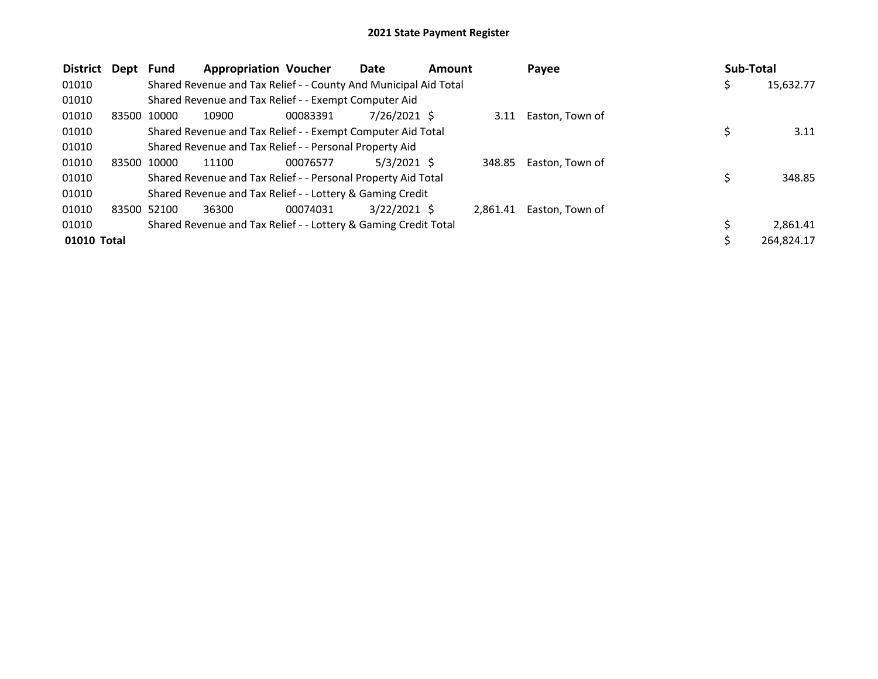# 2021 State Payment Register

| District | Dept | Fund | Appropriation | Voucher | Date | Amount | Payee | Sub-Total |
|---|---|---|---|---|---|---|---|---|
| 01010 | | Shared Revenue and Tax Relief - - County And Municipal Aid Total | | | | | | $ 15,632.77 |
| 01010 | | Shared Revenue and Tax Relief - - Exempt Computer Aid | | | | | | |
| 01010 | 83500 | 10000 | 10900 | 00083391 | 7/26/2021 | $ 3.11 | Easton, Town of | |
| 01010 | | Shared Revenue and Tax Relief - - Exempt Computer Aid Total | | | | | | $ 3.11 |
| 01010 | | Shared Revenue and Tax Relief - - Personal Property Aid | | | | | | |
| 01010 | 83500 | 10000 | 11100 | 00076577 | 5/3/2021 | $ 348.85 | Easton, Town of | |
| 01010 | | Shared Revenue and Tax Relief - - Personal Property Aid Total | | | | | | $ 348.85 |
| 01010 | | Shared Revenue and Tax Relief - - Lottery & Gaming Credit | | | | | | |
| 01010 | 83500 | 52100 | 36300 | 00074031 | 3/22/2021 | $ 2,861.41 | Easton, Town of | |
| 01010 | | Shared Revenue and Tax Relief - - Lottery & Gaming Credit Total | | | | | | $ 2,861.41 |
| **01010 Total** | | | | | | | | $ 264,824.17 |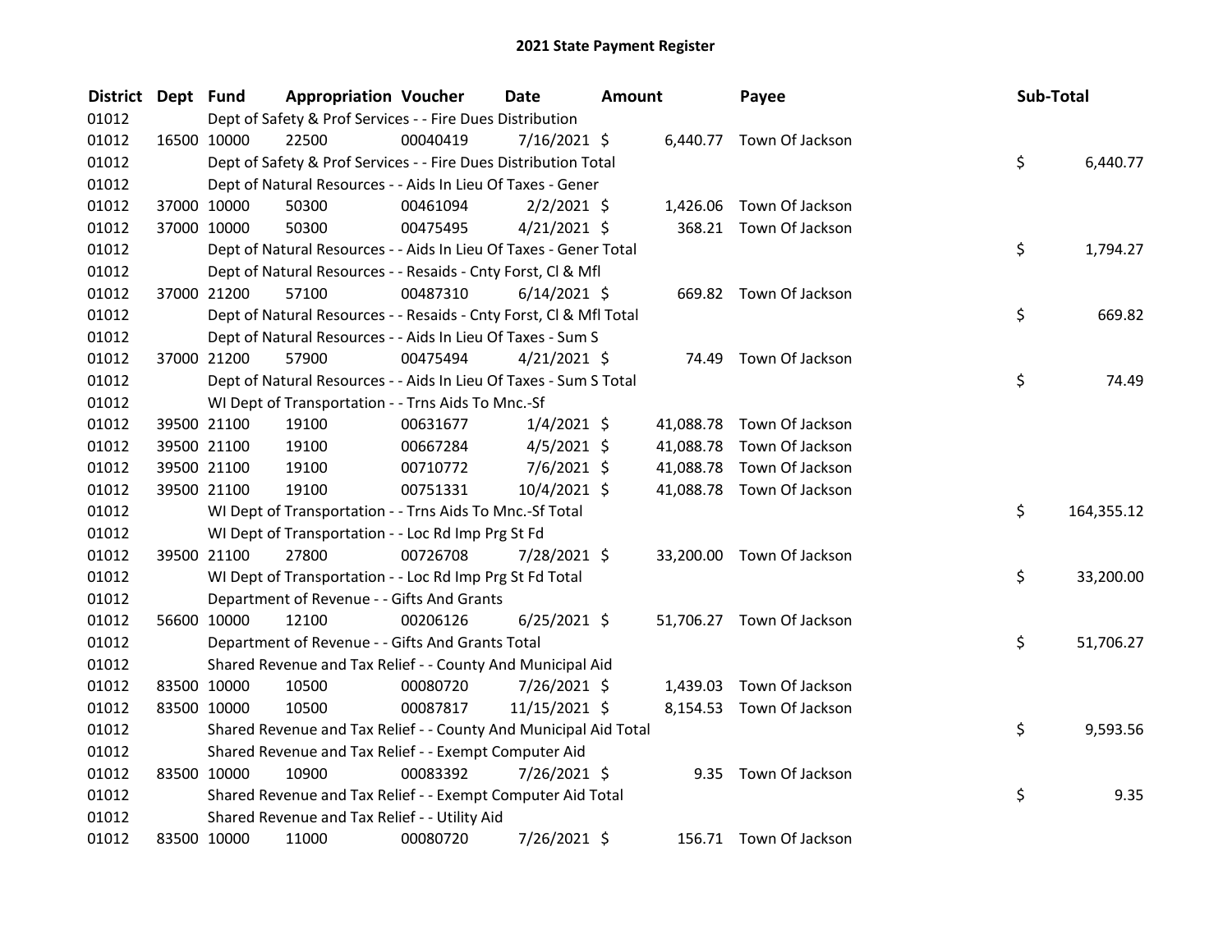# 2021 State Payment Register

| District | Dept | Fund | Appropriation | Voucher | Date | Amount | Payee | Sub-Total |
|---|---|---|---|---|---|---|---|---|
| 01012 | | Dept of Safety & Prof Services - - Fire Dues Distribution | | | | | | |
| 01012 | 16500 | 10000 | 22500 | 00040419 | 7/16/2021 | $ 6,440.77 | Town Of Jackson | |
| 01012 | | Dept of Safety & Prof Services - - Fire Dues Distribution Total | | | | | | $ 6,440.77 |
| 01012 | | Dept of Natural Resources - - Aids In Lieu Of Taxes - Gener | | | | | | |
| 01012 | 37000 | 10000 | 50300 | 00461094 | 2/2/2021 | $ 1,426.06 | Town Of Jackson | |
| 01012 | 37000 | 10000 | 50300 | 00475495 | 4/21/2021 | $ 368.21 | Town Of Jackson | |
| 01012 | | Dept of Natural Resources - - Aids In Lieu Of Taxes - Gener Total | | | | | | $ 1,794.27 |
| 01012 | | Dept of Natural Resources - - Resaids - Cnty Forst, Cl & Mfl | | | | | | |
| 01012 | 37000 | 21200 | 57100 | 00487310 | 6/14/2021 | $ 669.82 | Town Of Jackson | |
| 01012 | | Dept of Natural Resources - - Resaids - Cnty Forst, Cl & Mfl Total | | | | | | $ 669.82 |
| 01012 | | Dept of Natural Resources - - Aids In Lieu Of Taxes - Sum S | | | | | | |
| 01012 | 37000 | 21200 | 57900 | 00475494 | 4/21/2021 | $ 74.49 | Town Of Jackson | |
| 01012 | | Dept of Natural Resources - - Aids In Lieu Of Taxes - Sum S Total | | | | | | $ 74.49 |
| 01012 | | WI Dept of Transportation - - Trns Aids To Mnc.-Sf | | | | | | |
| 01012 | 39500 | 21100 | 19100 | 00631677 | 1/4/2021 | $ 41,088.78 | Town Of Jackson | |
| 01012 | 39500 | 21100 | 19100 | 00667284 | 4/5/2021 | $ 41,088.78 | Town Of Jackson | |
| 01012 | 39500 | 21100 | 19100 | 00710772 | 7/6/2021 | $ 41,088.78 | Town Of Jackson | |
| 01012 | 39500 | 21100 | 19100 | 00751331 | 10/4/2021 | $ 41,088.78 | Town Of Jackson | |
| 01012 | | WI Dept of Transportation - - Trns Aids To Mnc.-Sf Total | | | | | | $ 164,355.12 |
| 01012 | | WI Dept of Transportation - - Loc Rd Imp Prg St Fd | | | | | | |
| 01012 | 39500 | 21100 | 27800 | 00726708 | 7/28/2021 | $ 33,200.00 | Town Of Jackson | |
| 01012 | | WI Dept of Transportation - - Loc Rd Imp Prg St Fd Total | | | | | | $ 33,200.00 |
| 01012 | | Department of Revenue - - Gifts And Grants | | | | | | |
| 01012 | 56600 | 10000 | 12100 | 00206126 | 6/25/2021 | $ 51,706.27 | Town Of Jackson | |
| 01012 | | Department of Revenue - - Gifts And Grants Total | | | | | | $ 51,706.27 |
| 01012 | | Shared Revenue and Tax Relief - - County And Municipal Aid | | | | | | |
| 01012 | 83500 | 10000 | 10500 | 00080720 | 7/26/2021 | $ 1,439.03 | Town Of Jackson | |
| 01012 | 83500 | 10000 | 10500 | 00087817 | 11/15/2021 | $ 8,154.53 | Town Of Jackson | |
| 01012 | | Shared Revenue and Tax Relief - - County And Municipal Aid Total | | | | | | $ 9,593.56 |
| 01012 | | Shared Revenue and Tax Relief - - Exempt Computer Aid | | | | | | |
| 01012 | 83500 | 10000 | 10900 | 00083392 | 7/26/2021 | $ 9.35 | Town Of Jackson | |
| 01012 | | Shared Revenue and Tax Relief - - Exempt Computer Aid Total | | | | | | $ 9.35 |
| 01012 | | Shared Revenue and Tax Relief - - Utility Aid | | | | | | |
| 01012 | 83500 | 10000 | 11000 | 00080720 | 7/26/2021 | $ 156.71 | Town Of Jackson | |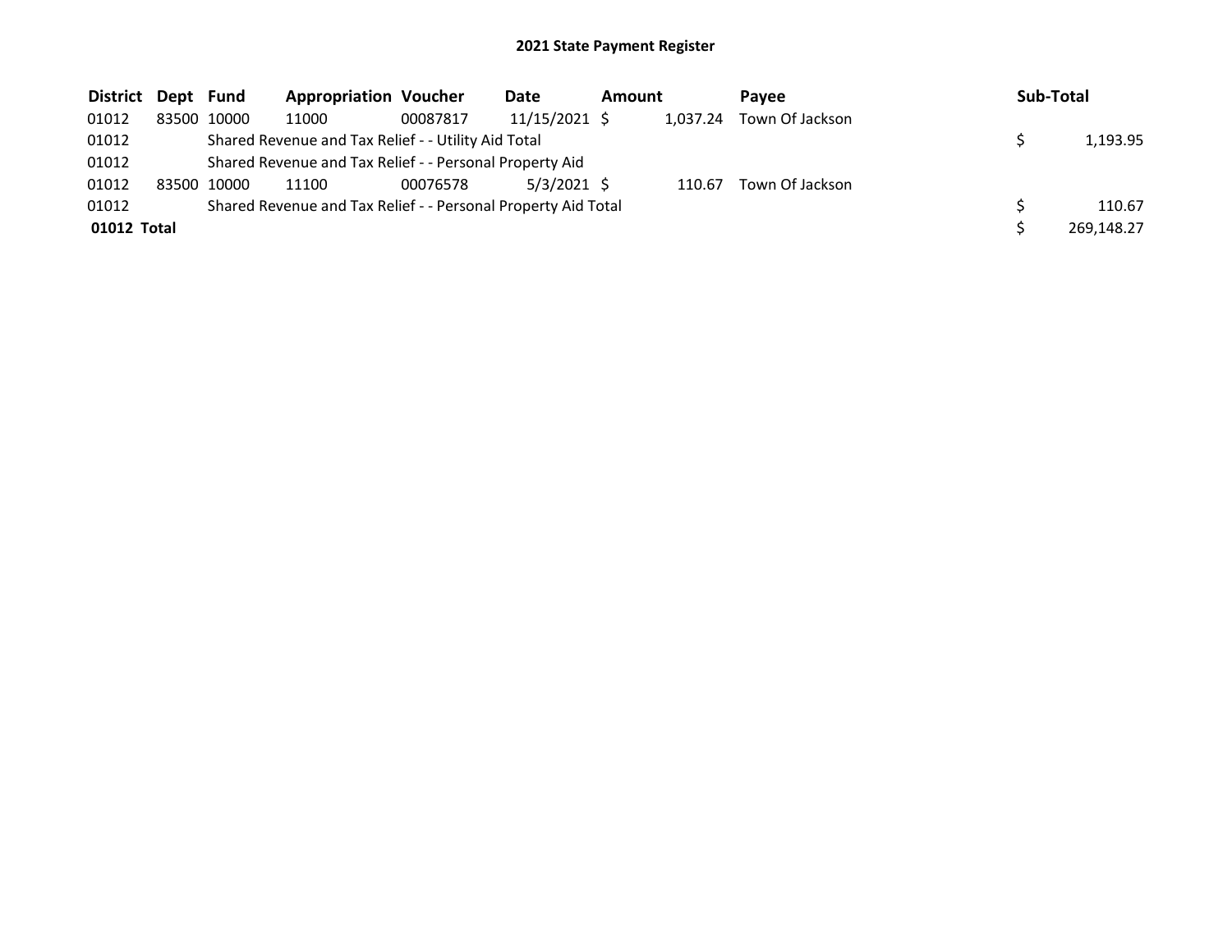# 2021 State Payment Register

| District | Dept | Fund | Appropriation | Voucher | Date | Amount | Payee | Sub-Total |
|---|---|---|---|---|---|---|---|---|
| 01012 | 83500 | 10000 | 11000 | 00087817 | 11/15/2021 | $ 1,037.24 | Town Of Jackson | |
| 01012 | | Shared Revenue and Tax Relief - - Utility Aid Total | | | | | | $ 1,193.95 |
| 01012 | | Shared Revenue and Tax Relief - - Personal Property Aid | | | | | | |
| 01012 | 83500 | 10000 | 11100 | 00076578 | 5/3/2021 | $ 110.67 | Town Of Jackson | |
| 01012 | | Shared Revenue and Tax Relief - - Personal Property Aid Total | | | | | | $ 110.67 |
| **01012 Total** | | | | | | | | $ 269,148.27 |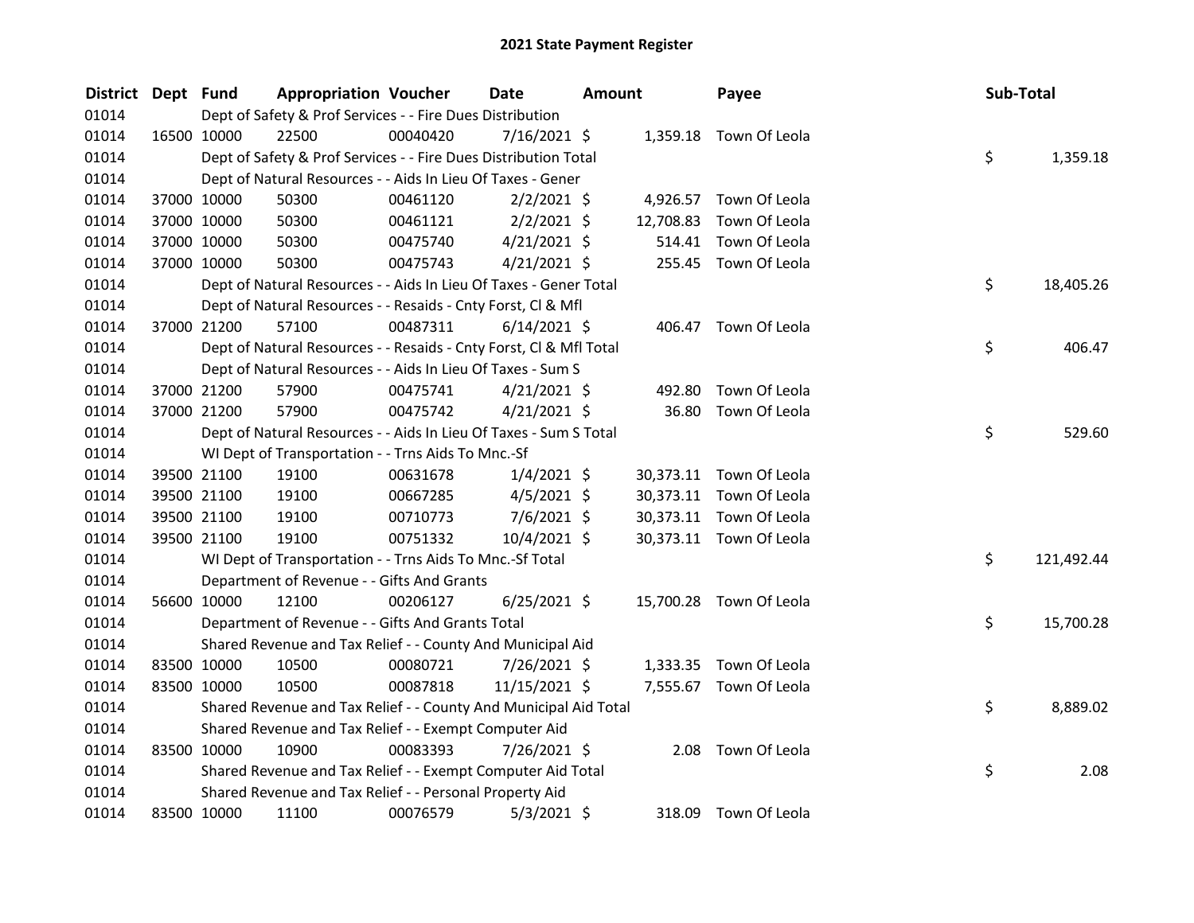# 2021 State Payment Register

| District | Dept | Fund | Appropriation | Voucher | Date | Amount | Payee | Sub-Total |
|---|---|---|---|---|---|---|---|---|
| 01014 | | Dept of Safety & Prof Services - - Fire Dues Distribution | | | | | | |
| 01014 | 16500 | 10000 | 22500 | 00040420 | 7/16/2021 | $ 1,359.18 | Town Of Leola | |
| 01014 | | Dept of Safety & Prof Services - - Fire Dues Distribution Total | | | | | | $ 1,359.18 |
| 01014 | | Dept of Natural Resources - - Aids In Lieu Of Taxes - Gener | | | | | | |
| 01014 | 37000 | 10000 | 50300 | 00461120 | 2/2/2021 | $ 4,926.57 | Town Of Leola | |
| 01014 | 37000 | 10000 | 50300 | 00461121 | 2/2/2021 | $ 12,708.83 | Town Of Leola | |
| 01014 | 37000 | 10000 | 50300 | 00475740 | 4/21/2021 | $ 514.41 | Town Of Leola | |
| 01014 | 37000 | 10000 | 50300 | 00475743 | 4/21/2021 | $ 255.45 | Town Of Leola | |
| 01014 | | Dept of Natural Resources - - Aids In Lieu Of Taxes - Gener Total | | | | | | $ 18,405.26 |
| 01014 | | Dept of Natural Resources - - Resaids - Cnty Forst, Cl & Mfl | | | | | | |
| 01014 | 37000 | 21200 | 57100 | 00487311 | 6/14/2021 | $ 406.47 | Town Of Leola | |
| 01014 | | Dept of Natural Resources - - Resaids - Cnty Forst, Cl & Mfl Total | | | | | | $ 406.47 |
| 01014 | | Dept of Natural Resources - - Aids In Lieu Of Taxes - Sum S | | | | | | |
| 01014 | 37000 | 21200 | 57900 | 00475741 | 4/21/2021 | $ 492.80 | Town Of Leola | |
| 01014 | 37000 | 21200 | 57900 | 00475742 | 4/21/2021 | $ 36.80 | Town Of Leola | |
| 01014 | | Dept of Natural Resources - - Aids In Lieu Of Taxes - Sum S Total | | | | | | $ 529.60 |
| 01014 | | WI Dept of Transportation - - Trns Aids To Mnc.-Sf | | | | | | |
| 01014 | 39500 | 21100 | 19100 | 00631678 | 1/4/2021 | $ 30,373.11 | Town Of Leola | |
| 01014 | 39500 | 21100 | 19100 | 00667285 | 4/5/2021 | $ 30,373.11 | Town Of Leola | |
| 01014 | 39500 | 21100 | 19100 | 00710773 | 7/6/2021 | $ 30,373.11 | Town Of Leola | |
| 01014 | 39500 | 21100 | 19100 | 00751332 | 10/4/2021 | $ 30,373.11 | Town Of Leola | |
| 01014 | | WI Dept of Transportation - - Trns Aids To Mnc.-Sf Total | | | | | | $ 121,492.44 |
| 01014 | | Department of Revenue - - Gifts And Grants | | | | | | |
| 01014 | 56600 | 10000 | 12100 | 00206127 | 6/25/2021 | $ 15,700.28 | Town Of Leola | |
| 01014 | | Department of Revenue - - Gifts And Grants Total | | | | | | $ 15,700.28 |
| 01014 | | Shared Revenue and Tax Relief - - County And Municipal Aid | | | | | | |
| 01014 | 83500 | 10000 | 10500 | 00080721 | 7/26/2021 | $ 1,333.35 | Town Of Leola | |
| 01014 | 83500 | 10000 | 10500 | 00087818 | 11/15/2021 | $ 7,555.67 | Town Of Leola | |
| 01014 | | Shared Revenue and Tax Relief - - County And Municipal Aid Total | | | | | | $ 8,889.02 |
| 01014 | | Shared Revenue and Tax Relief - - Exempt Computer Aid | | | | | | |
| 01014 | 83500 | 10000 | 10900 | 00083393 | 7/26/2021 | $ 2.08 | Town Of Leola | |
| 01014 | | Shared Revenue and Tax Relief - - Exempt Computer Aid Total | | | | | | $ 2.08 |
| 01014 | | Shared Revenue and Tax Relief - - Personal Property Aid | | | | | | |
| 01014 | 83500 | 10000 | 11100 | 00076579 | 5/3/2021 | $ 318.09 | Town Of Leola | |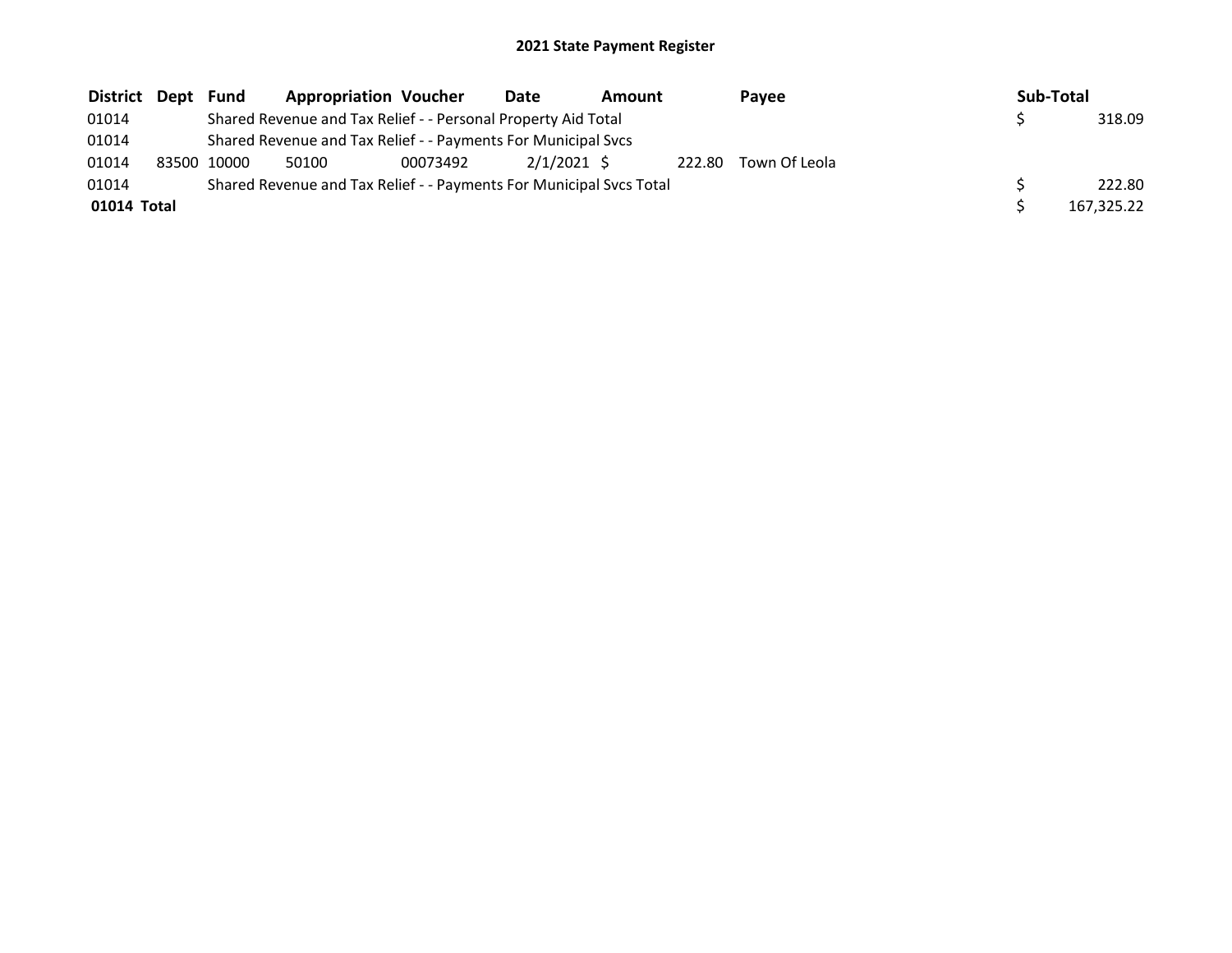**2021 State Payment Register**

| District | Dept | Fund | Appropriation | Voucher | Date | Amount | Payee | Sub-Total |
|---|---|---|---|---|---|---|---|---|
| 01014 | | Shared Revenue and Tax Relief - - Personal Property Aid Total | | | | | | $ 318.09 |
| 01014 | | Shared Revenue and Tax Relief - - Payments For Municipal Svcs | | | | | | |
| 01014 | 83500 | 10000 | 50100 | 00073492 | 2/1/2021 | $ 222.80 | Town Of Leola | |
| 01014 | | Shared Revenue and Tax Relief - - Payments For Municipal Svcs Total | | | | | | $ 222.80 |
| **01014 Total** | | | | | | | | $ 167,325.22 |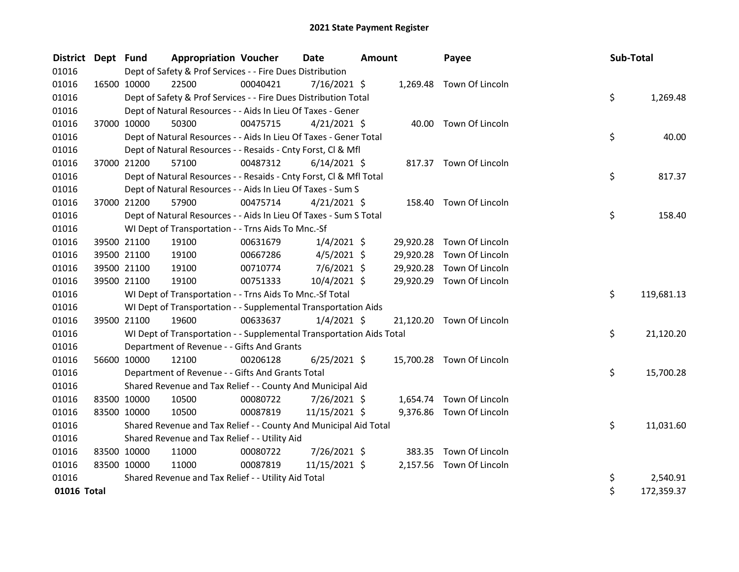# 2021 State Payment Register

| District | Dept | Fund | Appropriation | Voucher | Date | Amount | Payee | Sub-Total |
|---|---|---|---|---|---|---|---|---|
| 01016 | | Dept of Safety & Prof Services - - Fire Dues Distribution | | | | | | |
| 01016 | 16500 | 10000 | 22500 | 00040421 | 7/16/2021 | $ 1,269.48 | Town Of Lincoln | |
| 01016 | | Dept of Safety & Prof Services - - Fire Dues Distribution Total | | | | | | $ 1,269.48 |
| 01016 | | Dept of Natural Resources - - Aids In Lieu Of Taxes - Gener | | | | | | |
| 01016 | 37000 | 10000 | 50300 | 00475715 | 4/21/2021 | $ 40.00 | Town Of Lincoln | |
| 01016 | | Dept of Natural Resources - - Aids In Lieu Of Taxes - Gener Total | | | | | | $ 40.00 |
| 01016 | | Dept of Natural Resources - - Resaids - Cnty Forst, Cl & Mfl | | | | | | |
| 01016 | 37000 | 21200 | 57100 | 00487312 | 6/14/2021 | $ 817.37 | Town Of Lincoln | |
| 01016 | | Dept of Natural Resources - - Resaids - Cnty Forst, Cl & Mfl Total | | | | | | $ 817.37 |
| 01016 | | Dept of Natural Resources - - Aids In Lieu Of Taxes - Sum S | | | | | | |
| 01016 | 37000 | 21200 | 57900 | 00475714 | 4/21/2021 | $ 158.40 | Town Of Lincoln | |
| 01016 | | Dept of Natural Resources - - Aids In Lieu Of Taxes - Sum S Total | | | | | | $ 158.40 |
| 01016 | | WI Dept of Transportation - - Trns Aids To Mnc.-Sf | | | | | | |
| 01016 | 39500 | 21100 | 19100 | 00631679 | 1/4/2021 | $ 29,920.28 | Town Of Lincoln | |
| 01016 | 39500 | 21100 | 19100 | 00667286 | 4/5/2021 | $ 29,920.28 | Town Of Lincoln | |
| 01016 | 39500 | 21100 | 19100 | 00710774 | 7/6/2021 | $ 29,920.28 | Town Of Lincoln | |
| 01016 | 39500 | 21100 | 19100 | 00751333 | 10/4/2021 | $ 29,920.29 | Town Of Lincoln | |
| 01016 | | WI Dept of Transportation - - Trns Aids To Mnc.-Sf Total | | | | | | $ 119,681.13 |
| 01016 | | WI Dept of Transportation - - Supplemental Transportation Aids | | | | | | |
| 01016 | 39500 | 21100 | 19600 | 00633637 | 1/4/2021 | $ 21,120.20 | Town Of Lincoln | |
| 01016 | | WI Dept of Transportation - - Supplemental Transportation Aids Total | | | | | | $ 21,120.20 |
| 01016 | | Department of Revenue - - Gifts And Grants | | | | | | |
| 01016 | 56600 | 10000 | 12100 | 00206128 | 6/25/2021 | $ 15,700.28 | Town Of Lincoln | |
| 01016 | | Department of Revenue - - Gifts And Grants Total | | | | | | $ 15,700.28 |
| 01016 | | Shared Revenue and Tax Relief - - County And Municipal Aid | | | | | | |
| 01016 | 83500 | 10000 | 10500 | 00080722 | 7/26/2021 | $ 1,654.74 | Town Of Lincoln | |
| 01016 | 83500 | 10000 | 10500 | 00087819 | 11/15/2021 | $ 9,376.86 | Town Of Lincoln | |
| 01016 | | Shared Revenue and Tax Relief - - County And Municipal Aid Total | | | | | | $ 11,031.60 |
| 01016 | | Shared Revenue and Tax Relief - - Utility Aid | | | | | | |
| 01016 | 83500 | 10000 | 11000 | 00080722 | 7/26/2021 | $ 383.35 | Town Of Lincoln | |
| 01016 | 83500 | 10000 | 11000 | 00087819 | 11/15/2021 | $ 2,157.56 | Town Of Lincoln | |
| 01016 | | Shared Revenue and Tax Relief - - Utility Aid Total | | | | | | $ 2,540.91 |
| **01016 Total** | | | | | | | | $ 172,359.37 |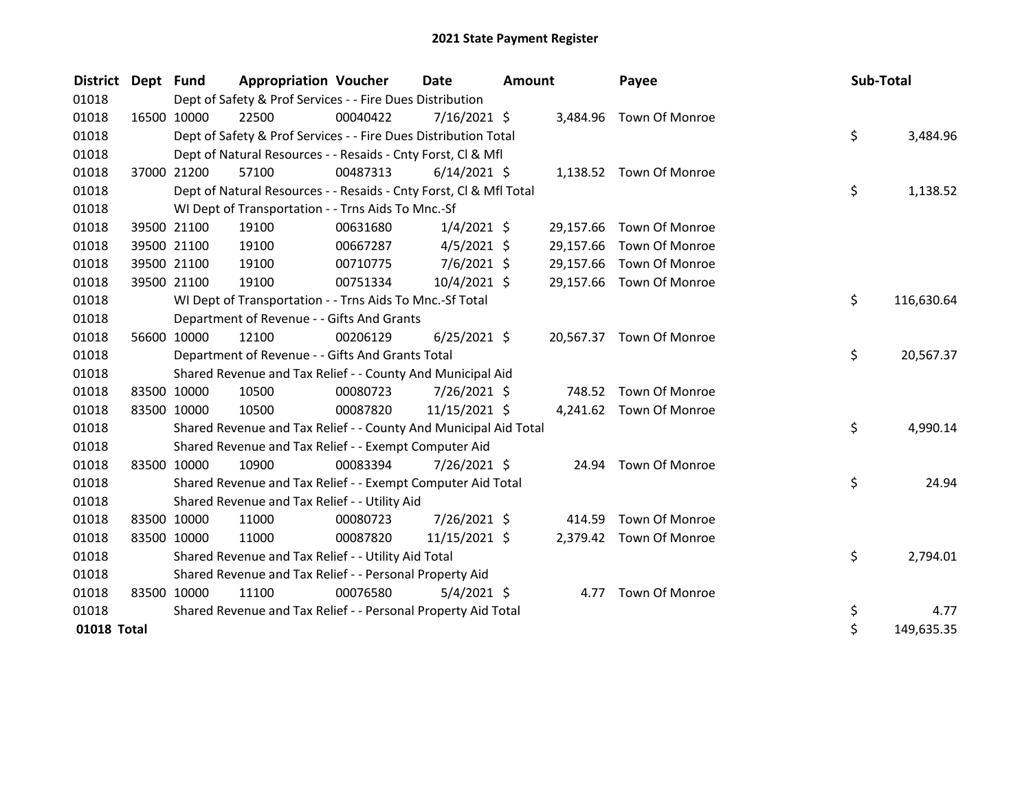# 2021 State Payment Register

| District | Dept | Fund | Appropriation | Voucher | Date | Amount | Payee | Sub-Total |
|---|---|---|---|---|---|---|---|---|
| 01018 | | Dept of Safety & Prof Services - - Fire Dues Distribution | | | | | | |
| 01018 | 16500 | 10000 | 22500 | 00040422 | 7/16/2021 | $ 3,484.96 | Town Of Monroe | |
| 01018 | | Dept of Safety & Prof Services - - Fire Dues Distribution Total | | | | | | $ 3,484.96 |
| 01018 | | Dept of Natural Resources - - Resaids - Cnty Forst, Cl & Mfl | | | | | | |
| 01018 | 37000 | 21200 | 57100 | 00487313 | 6/14/2021 | $ 1,138.52 | Town Of Monroe | |
| 01018 | | Dept of Natural Resources - - Resaids - Cnty Forst, Cl & Mfl Total | | | | | | $ 1,138.52 |
| 01018 | | WI Dept of Transportation - - Trns Aids To Mnc.-Sf | | | | | | |
| 01018 | 39500 | 21100 | 19100 | 00631680 | 1/4/2021 | $ 29,157.66 | Town Of Monroe | |
| 01018 | 39500 | 21100 | 19100 | 00667287 | 4/5/2021 | $ 29,157.66 | Town Of Monroe | |
| 01018 | 39500 | 21100 | 19100 | 00710775 | 7/6/2021 | $ 29,157.66 | Town Of Monroe | |
| 01018 | 39500 | 21100 | 19100 | 00751334 | 10/4/2021 | $ 29,157.66 | Town Of Monroe | |
| 01018 | | WI Dept of Transportation - - Trns Aids To Mnc.-Sf Total | | | | | | $ 116,630.64 |
| 01018 | | Department of Revenue - - Gifts And Grants | | | | | | |
| 01018 | 56600 | 10000 | 12100 | 00206129 | 6/25/2021 | $ 20,567.37 | Town Of Monroe | |
| 01018 | | Department of Revenue - - Gifts And Grants Total | | | | | | $ 20,567.37 |
| 01018 | | Shared Revenue and Tax Relief - - County And Municipal Aid | | | | | | |
| 01018 | 83500 | 10000 | 10500 | 00080723 | 7/26/2021 | $ 748.52 | Town Of Monroe | |
| 01018 | 83500 | 10000 | 10500 | 00087820 | 11/15/2021 | $ 4,241.62 | Town Of Monroe | |
| 01018 | | Shared Revenue and Tax Relief - - County And Municipal Aid Total | | | | | | $ 4,990.14 |
| 01018 | | Shared Revenue and Tax Relief - - Exempt Computer Aid | | | | | | |
| 01018 | 83500 | 10000 | 10900 | 00083394 | 7/26/2021 | $ 24.94 | Town Of Monroe | |
| 01018 | | Shared Revenue and Tax Relief - - Exempt Computer Aid Total | | | | | | $ 24.94 |
| 01018 | | Shared Revenue and Tax Relief - - Utility Aid | | | | | | |
| 01018 | 83500 | 10000 | 11000 | 00080723 | 7/26/2021 | $ 414.59 | Town Of Monroe | |
| 01018 | 83500 | 10000 | 11000 | 00087820 | 11/15/2021 | $ 2,379.42 | Town Of Monroe | |
| 01018 | | Shared Revenue and Tax Relief - - Utility Aid Total | | | | | | $ 2,794.01 |
| 01018 | | Shared Revenue and Tax Relief - - Personal Property Aid | | | | | | |
| 01018 | 83500 | 10000 | 11100 | 00076580 | 5/4/2021 | $ 4.77 | Town Of Monroe | |
| 01018 | | Shared Revenue and Tax Relief - - Personal Property Aid Total | | | | | | $ 4.77 |
| **01018 Total** | | | | | | | | $ 149,635.35 |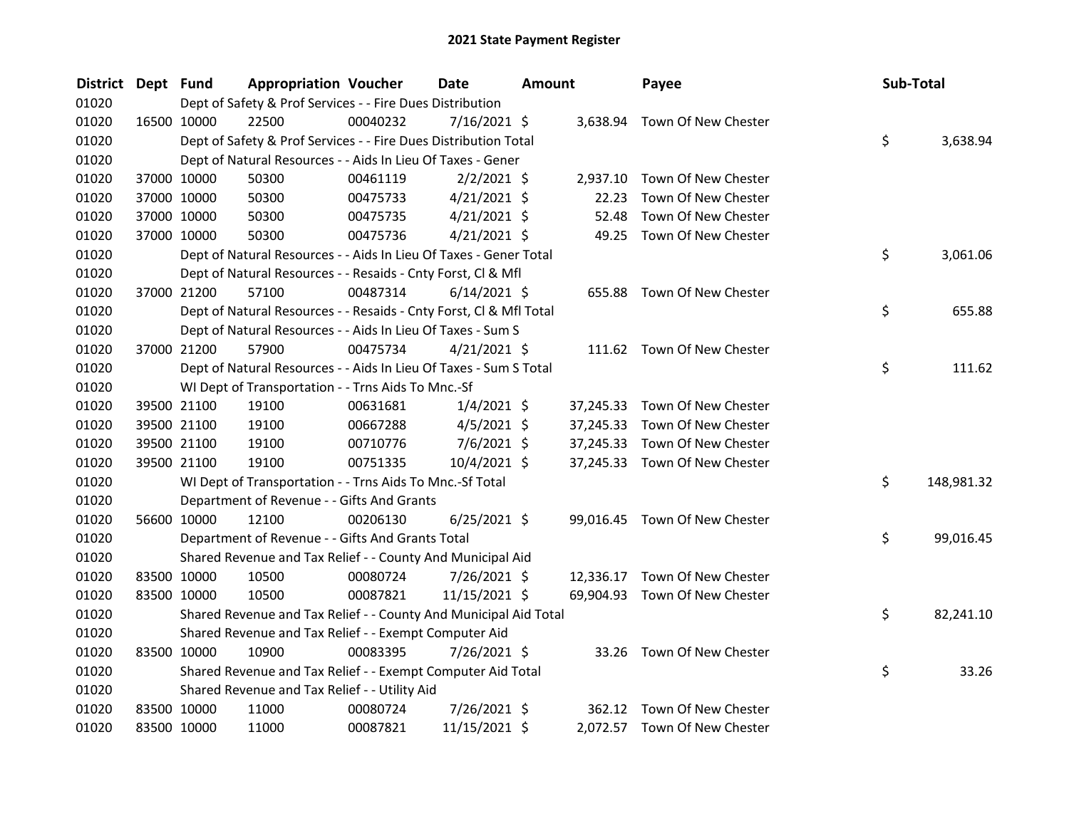# 2021 State Payment Register

| District | Dept | Fund | Appropriation | Voucher | Date | Amount | Payee | Sub-Total |
|---|---|---|---|---|---|---|---|---|
| 01020 | | | Dept of Safety & Prof Services - - Fire Dues Distribution | | | | | |
| 01020 | 16500 | 10000 | 22500 | 00040232 | 7/16/2021 | $ 3,638.94 | Town Of New Chester | |
| 01020 | | | Dept of Safety & Prof Services - - Fire Dues Distribution Total | | | | | $ 3,638.94 |
| 01020 | | | Dept of Natural Resources - - Aids In Lieu Of Taxes - Gener | | | | | |
| 01020 | 37000 | 10000 | 50300 | 00461119 | 2/2/2021 | $ 2,937.10 | Town Of New Chester | |
| 01020 | 37000 | 10000 | 50300 | 00475733 | 4/21/2021 | $ 22.23 | Town Of New Chester | |
| 01020 | 37000 | 10000 | 50300 | 00475735 | 4/21/2021 | $ 52.48 | Town Of New Chester | |
| 01020 | 37000 | 10000 | 50300 | 00475736 | 4/21/2021 | $ 49.25 | Town Of New Chester | |
| 01020 | | | Dept of Natural Resources - - Aids In Lieu Of Taxes - Gener Total | | | | | $ 3,061.06 |
| 01020 | | | Dept of Natural Resources - - Resaids - Cnty Forst, Cl & Mfl | | | | | |
| 01020 | 37000 | 21200 | 57100 | 00487314 | 6/14/2021 | $ 655.88 | Town Of New Chester | |
| 01020 | | | Dept of Natural Resources - - Resaids - Cnty Forst, Cl & Mfl Total | | | | | $ 655.88 |
| 01020 | | | Dept of Natural Resources - - Aids In Lieu Of Taxes - Sum S | | | | | |
| 01020 | 37000 | 21200 | 57900 | 00475734 | 4/21/2021 | $ 111.62 | Town Of New Chester | |
| 01020 | | | Dept of Natural Resources - - Aids In Lieu Of Taxes - Sum S Total | | | | | $ 111.62 |
| 01020 | | | WI Dept of Transportation - - Trns Aids To Mnc.-Sf | | | | | |
| 01020 | 39500 | 21100 | 19100 | 00631681 | 1/4/2021 | $ 37,245.33 | Town Of New Chester | |
| 01020 | 39500 | 21100 | 19100 | 00667288 | 4/5/2021 | $ 37,245.33 | Town Of New Chester | |
| 01020 | 39500 | 21100 | 19100 | 00710776 | 7/6/2021 | $ 37,245.33 | Town Of New Chester | |
| 01020 | 39500 | 21100 | 19100 | 00751335 | 10/4/2021 | $ 37,245.33 | Town Of New Chester | |
| 01020 | | | WI Dept of Transportation - - Trns Aids To Mnc.-Sf Total | | | | | $ 148,981.32 |
| 01020 | | | Department of Revenue - - Gifts And Grants | | | | | |
| 01020 | 56600 | 10000 | 12100 | 00206130 | 6/25/2021 | $ 99,016.45 | Town Of New Chester | |
| 01020 | | | Department of Revenue - - Gifts And Grants Total | | | | | $ 99,016.45 |
| 01020 | | | Shared Revenue and Tax Relief - - County And Municipal Aid | | | | | |
| 01020 | 83500 | 10000 | 10500 | 00080724 | 7/26/2021 | $ 12,336.17 | Town Of New Chester | |
| 01020 | 83500 | 10000 | 10500 | 00087821 | 11/15/2021 | $ 69,904.93 | Town Of New Chester | |
| 01020 | | | Shared Revenue and Tax Relief - - County And Municipal Aid Total | | | | | $ 82,241.10 |
| 01020 | | | Shared Revenue and Tax Relief - - Exempt Computer Aid | | | | | |
| 01020 | 83500 | 10000 | 10900 | 00083395 | 7/26/2021 | $ 33.26 | Town Of New Chester | |
| 01020 | | | Shared Revenue and Tax Relief - - Exempt Computer Aid Total | | | | | $ 33.26 |
| 01020 | | | Shared Revenue and Tax Relief - - Utility Aid | | | | | |
| 01020 | 83500 | 10000 | 11000 | 00080724 | 7/26/2021 | $ 362.12 | Town Of New Chester | |
| 01020 | 83500 | 10000 | 11000 | 00087821 | 11/15/2021 | $ 2,072.57 | Town Of New Chester | |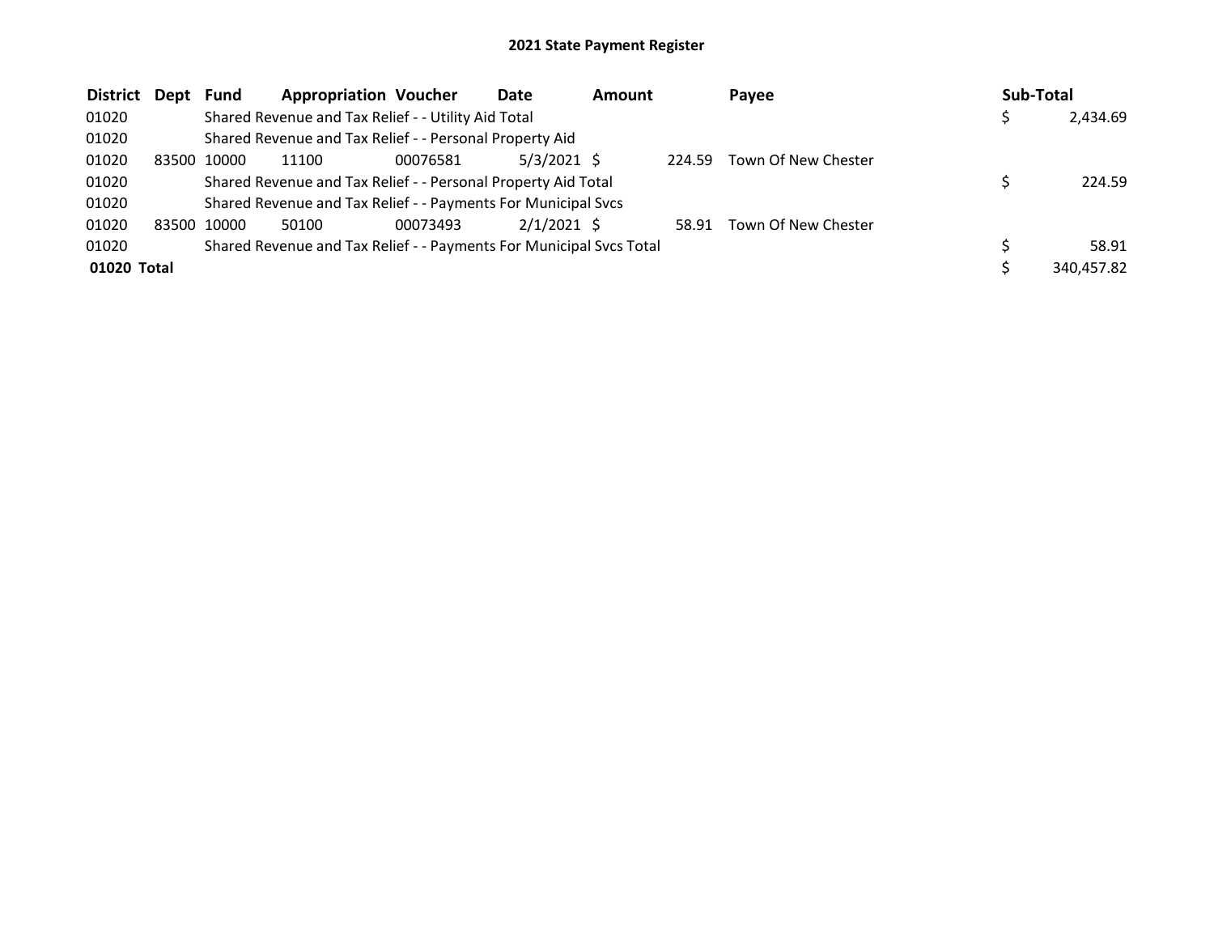## 2021 State Payment Register

| District | Dept | Fund | Appropriation | Voucher | Date | Amount | Payee | Sub-Total |
|---|---|---|---|---|---|---|---|---|
| 01020 | | Shared Revenue and Tax Relief - - Utility Aid Total | | | | | | $ 2,434.69 |
| 01020 | | Shared Revenue and Tax Relief - - Personal Property Aid | | | | | | |
| 01020 | 83500 | 10000 | 11100 | 00076581 | 5/3/2021 | $ 224.59 | Town Of New Chester | |
| 01020 | | Shared Revenue and Tax Relief - - Personal Property Aid Total | | | | | | $ 224.59 |
| 01020 | | Shared Revenue and Tax Relief - - Payments For Municipal Svcs | | | | | | |
| 01020 | 83500 | 10000 | 50100 | 00073493 | 2/1/2021 | $ 58.91 | Town Of New Chester | |
| 01020 | | Shared Revenue and Tax Relief - - Payments For Municipal Svcs Total | | | | | | $ 58.91 |
| **01020 Total** | | | | | | | | $ 340,457.82 |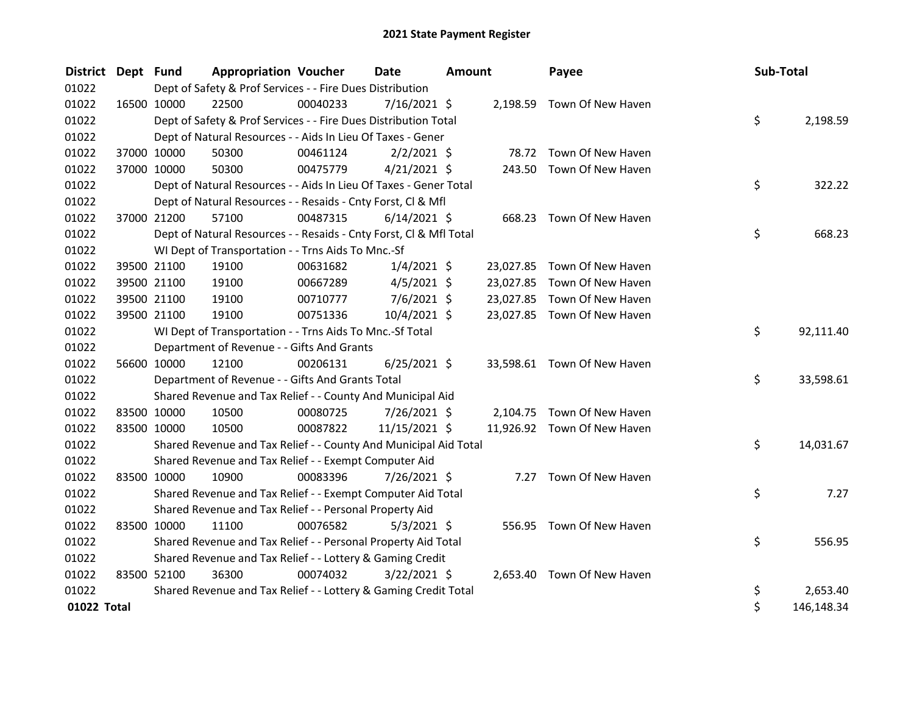# 2021 State Payment Register

| District | Dept | Fund | Appropriation | Voucher | Date | Amount | Payee | Sub-Total |
|---|---|---|---|---|---|---|---|---|
| 01022 | | Dept of Safety & Prof Services - - Fire Dues Distribution | | | | | | |
| 01022 | 16500 | 10000 | 22500 | 00040233 | 7/16/2021 | $ 2,198.59 | Town Of New Haven | |
| 01022 | | Dept of Safety & Prof Services - - Fire Dues Distribution Total | | | | | | $ 2,198.59 |
| 01022 | | Dept of Natural Resources - - Aids In Lieu Of Taxes - Gener | | | | | | |
| 01022 | 37000 | 10000 | 50300 | 00461124 | 2/2/2021 | $ 78.72 | Town Of New Haven | |
| 01022 | 37000 | 10000 | 50300 | 00475779 | 4/21/2021 | $ 243.50 | Town Of New Haven | |
| 01022 | | Dept of Natural Resources - - Aids In Lieu Of Taxes - Gener Total | | | | | | $ 322.22 |
| 01022 | | Dept of Natural Resources - - Resaids - Cnty Forst, Cl & Mfl | | | | | | |
| 01022 | 37000 | 21200 | 57100 | 00487315 | 6/14/2021 | $ 668.23 | Town Of New Haven | |
| 01022 | | Dept of Natural Resources - - Resaids - Cnty Forst, Cl & Mfl Total | | | | | | $ 668.23 |
| 01022 | | WI Dept of Transportation - - Trns Aids To Mnc.-Sf | | | | | | |
| 01022 | 39500 | 21100 | 19100 | 00631682 | 1/4/2021 | $ 23,027.85 | Town Of New Haven | |
| 01022 | 39500 | 21100 | 19100 | 00667289 | 4/5/2021 | $ 23,027.85 | Town Of New Haven | |
| 01022 | 39500 | 21100 | 19100 | 00710777 | 7/6/2021 | $ 23,027.85 | Town Of New Haven | |
| 01022 | 39500 | 21100 | 19100 | 00751336 | 10/4/2021 | $ 23,027.85 | Town Of New Haven | |
| 01022 | | WI Dept of Transportation - - Trns Aids To Mnc.-Sf Total | | | | | | $ 92,111.40 |
| 01022 | | Department of Revenue - - Gifts And Grants | | | | | | |
| 01022 | 56600 | 10000 | 12100 | 00206131 | 6/25/2021 | $ 33,598.61 | Town Of New Haven | |
| 01022 | | Department of Revenue - - Gifts And Grants Total | | | | | | $ 33,598.61 |
| 01022 | | Shared Revenue and Tax Relief - - County And Municipal Aid | | | | | | |
| 01022 | 83500 | 10000 | 10500 | 00080725 | 7/26/2021 | $ 2,104.75 | Town Of New Haven | |
| 01022 | 83500 | 10000 | 10500 | 00087822 | 11/15/2021 | $ 11,926.92 | Town Of New Haven | |
| 01022 | | Shared Revenue and Tax Relief - - County And Municipal Aid Total | | | | | | $ 14,031.67 |
| 01022 | | Shared Revenue and Tax Relief - - Exempt Computer Aid | | | | | | |
| 01022 | 83500 | 10000 | 10900 | 00083396 | 7/26/2021 | $ 7.27 | Town Of New Haven | |
| 01022 | | Shared Revenue and Tax Relief - - Exempt Computer Aid Total | | | | | | $ 7.27 |
| 01022 | | Shared Revenue and Tax Relief - - Personal Property Aid | | | | | | |
| 01022 | 83500 | 10000 | 11100 | 00076582 | 5/3/2021 | $ 556.95 | Town Of New Haven | |
| 01022 | | Shared Revenue and Tax Relief - - Personal Property Aid Total | | | | | | $ 556.95 |
| 01022 | | Shared Revenue and Tax Relief - - Lottery & Gaming Credit | | | | | | |
| 01022 | 83500 | 52100 | 36300 | 00074032 | 3/22/2021 | $ 2,653.40 | Town Of New Haven | |
| 01022 | | Shared Revenue and Tax Relief - - Lottery & Gaming Credit Total | | | | | | $ 2,653.40 |
| **01022 Total** | | | | | | | | $ 146,148.34 |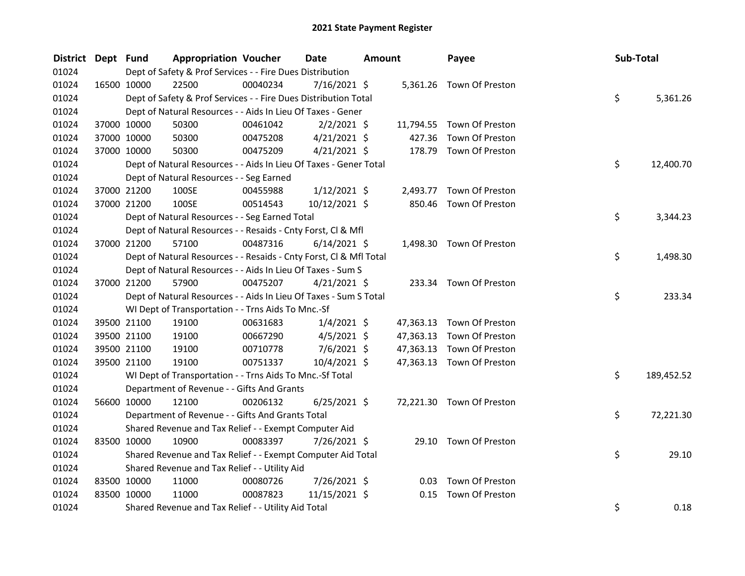# 2021 State Payment Register

| District | Dept | Fund | Appropriation | Voucher | Date | Amount | Payee | Sub-Total |
|---|---|---|---|---|---|---|---|---|
| 01024 | | Dept of Safety & Prof Services - - Fire Dues Distribution | | | | | | |
| 01024 | 16500 | 10000 | 22500 | 00040234 | 7/16/2021 | $ 5,361.26 | Town Of Preston | |
| 01024 | | Dept of Safety & Prof Services - - Fire Dues Distribution Total | | | | | | $ 5,361.26 |
| 01024 | | Dept of Natural Resources - - Aids In Lieu Of Taxes - Gener | | | | | | |
| 01024 | 37000 | 10000 | 50300 | 00461042 | 2/2/2021 | $ 11,794.55 | Town Of Preston | |
| 01024 | 37000 | 10000 | 50300 | 00475208 | 4/21/2021 | $ 427.36 | Town Of Preston | |
| 01024 | 37000 | 10000 | 50300 | 00475209 | 4/21/2021 | $ 178.79 | Town Of Preston | |
| 01024 | | Dept of Natural Resources - - Aids In Lieu Of Taxes - Gener Total | | | | | | $ 12,400.70 |
| 01024 | | Dept of Natural Resources - - Seg Earned | | | | | | |
| 01024 | 37000 | 21200 | 100SE | 00455988 | 1/12/2021 | $ 2,493.77 | Town Of Preston | |
| 01024 | 37000 | 21200 | 100SE | 00514543 | 10/12/2021 | $ 850.46 | Town Of Preston | |
| 01024 | | Dept of Natural Resources - - Seg Earned Total | | | | | | $ 3,344.23 |
| 01024 | | Dept of Natural Resources - - Resaids - Cnty Forst, Cl & Mfl | | | | | | |
| 01024 | 37000 | 21200 | 57100 | 00487316 | 6/14/2021 | $ 1,498.30 | Town Of Preston | |
| 01024 | | Dept of Natural Resources - - Resaids - Cnty Forst, Cl & Mfl Total | | | | | | $ 1,498.30 |
| 01024 | | Dept of Natural Resources - - Aids In Lieu Of Taxes - Sum S | | | | | | |
| 01024 | 37000 | 21200 | 57900 | 00475207 | 4/21/2021 | $ 233.34 | Town Of Preston | |
| 01024 | | Dept of Natural Resources - - Aids In Lieu Of Taxes - Sum S Total | | | | | | $ 233.34 |
| 01024 | | WI Dept of Transportation - - Trns Aids To Mnc.-Sf | | | | | | |
| 01024 | 39500 | 21100 | 19100 | 00631683 | 1/4/2021 | $ 47,363.13 | Town Of Preston | |
| 01024 | 39500 | 21100 | 19100 | 00667290 | 4/5/2021 | $ 47,363.13 | Town Of Preston | |
| 01024 | 39500 | 21100 | 19100 | 00710778 | 7/6/2021 | $ 47,363.13 | Town Of Preston | |
| 01024 | 39500 | 21100 | 19100 | 00751337 | 10/4/2021 | $ 47,363.13 | Town Of Preston | |
| 01024 | | WI Dept of Transportation - - Trns Aids To Mnc.-Sf Total | | | | | | $ 189,452.52 |
| 01024 | | Department of Revenue - - Gifts And Grants | | | | | | |
| 01024 | 56600 | 10000 | 12100 | 00206132 | 6/25/2021 | $ 72,221.30 | Town Of Preston | |
| 01024 | | Department of Revenue - - Gifts And Grants Total | | | | | | $ 72,221.30 |
| 01024 | | Shared Revenue and Tax Relief - - Exempt Computer Aid | | | | | | |
| 01024 | 83500 | 10000 | 10900 | 00083397 | 7/26/2021 | $ 29.10 | Town Of Preston | |
| 01024 | | Shared Revenue and Tax Relief - - Exempt Computer Aid Total | | | | | | $ 29.10 |
| 01024 | | Shared Revenue and Tax Relief - - Utility Aid | | | | | | |
| 01024 | 83500 | 10000 | 11000 | 00080726 | 7/26/2021 | $ 0.03 | Town Of Preston | |
| 01024 | 83500 | 10000 | 11000 | 00087823 | 11/15/2021 | $ 0.15 | Town Of Preston | |
| 01024 | | Shared Revenue and Tax Relief - - Utility Aid Total | | | | | | $ 0.18 |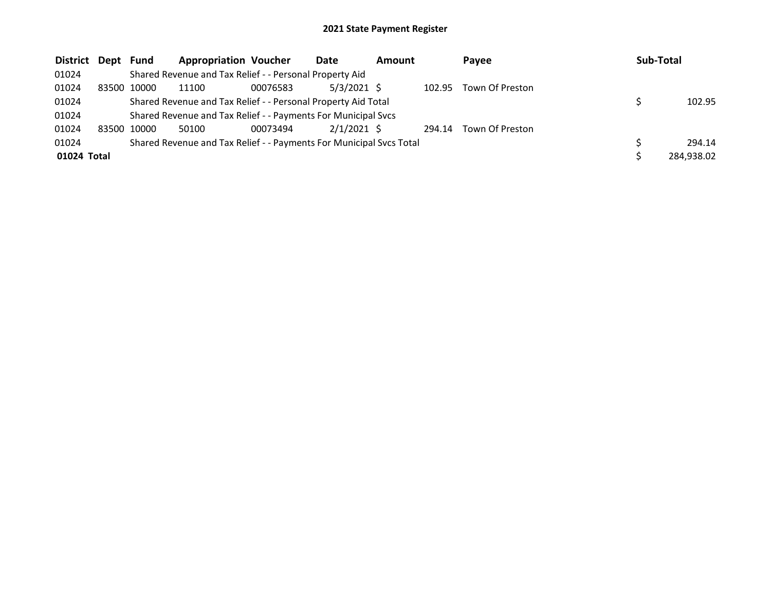## 2021 State Payment Register

| District | Dept | Fund | Appropriation | Voucher | Date | Amount | Payee | Sub-Total |
|---|---|---|---|---|---|---|---|---|
| 01024 | | Shared Revenue and Tax Relief - - Personal Property Aid | | | | | | |
| 01024 | 83500 | 10000 | 11100 | 00076583 | 5/3/2021 | $ 102.95 | Town Of Preston | |
| 01024 | | Shared Revenue and Tax Relief - - Personal Property Aid Total | | | | | | $ 102.95 |
| 01024 | | Shared Revenue and Tax Relief - - Payments For Municipal Svcs | | | | | | |
| 01024 | 83500 | 10000 | 50100 | 00073494 | 2/1/2021 | $ 294.14 | Town Of Preston | |
| 01024 | | Shared Revenue and Tax Relief - - Payments For Municipal Svcs Total | | | | | | $ 294.14 |
| **01024 Total** | | | | | | | | $ 284,938.02 |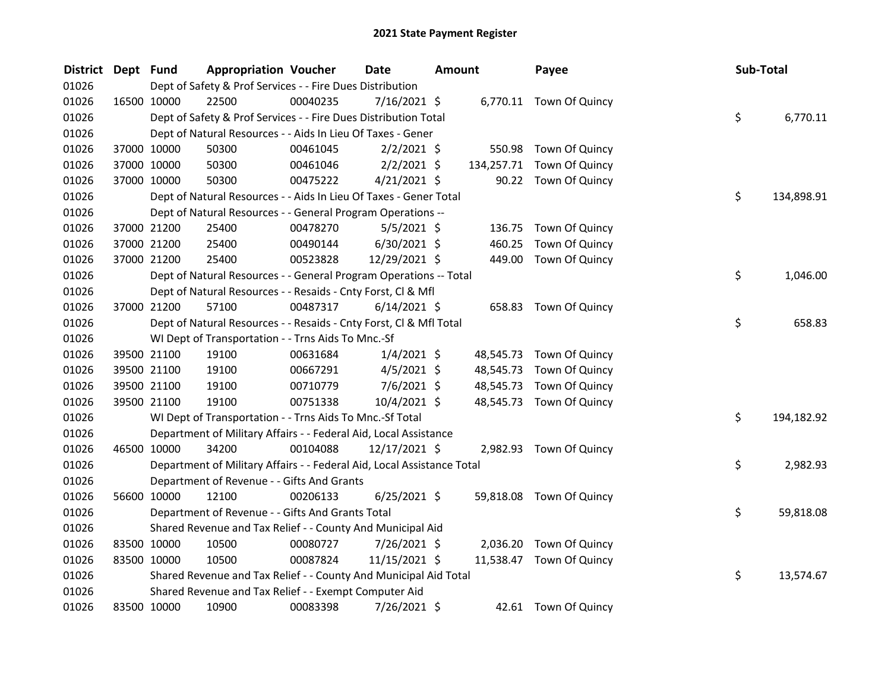# 2021 State Payment Register

| District | Dept | Fund | Appropriation | Voucher | Date | Amount | Payee | Sub-Total |
|---|---|---|---|---|---|---|---|---|
| 01026 | | Dept of Safety & Prof Services - - Fire Dues Distribution | | | | | | |
| 01026 | 16500 | 10000 | 22500 | 00040235 | 7/16/2021 | $ 6,770.11 | Town Of Quincy | |
| 01026 | | Dept of Safety & Prof Services - - Fire Dues Distribution Total | | | | | | $ 6,770.11 |
| 01026 | | Dept of Natural Resources - - Aids In Lieu Of Taxes - Gener | | | | | | |
| 01026 | 37000 | 10000 | 50300 | 00461045 | 2/2/2021 | $ 550.98 | Town Of Quincy | |
| 01026 | 37000 | 10000 | 50300 | 00461046 | 2/2/2021 | $ 134,257.71 | Town Of Quincy | |
| 01026 | 37000 | 10000 | 50300 | 00475222 | 4/21/2021 | $ 90.22 | Town Of Quincy | |
| 01026 | | Dept of Natural Resources - - Aids In Lieu Of Taxes - Gener Total | | | | | | $ 134,898.91 |
| 01026 | | Dept of Natural Resources - - General Program Operations -- | | | | | | |
| 01026 | 37000 | 21200 | 25400 | 00478270 | 5/5/2021 | $ 136.75 | Town Of Quincy | |
| 01026 | 37000 | 21200 | 25400 | 00490144 | 6/30/2021 | $ 460.25 | Town Of Quincy | |
| 01026 | 37000 | 21200 | 25400 | 00523828 | 12/29/2021 | $ 449.00 | Town Of Quincy | |
| 01026 | | Dept of Natural Resources - - General Program Operations -- Total | | | | | | $ 1,046.00 |
| 01026 | | Dept of Natural Resources - - Resaids - Cnty Forst, Cl & Mfl | | | | | | |
| 01026 | 37000 | 21200 | 57100 | 00487317 | 6/14/2021 | $ 658.83 | Town Of Quincy | |
| 01026 | | Dept of Natural Resources - - Resaids - Cnty Forst, Cl & Mfl Total | | | | | | $ 658.83 |
| 01026 | | WI Dept of Transportation - - Trns Aids To Mnc.-Sf | | | | | | |
| 01026 | 39500 | 21100 | 19100 | 00631684 | 1/4/2021 | $ 48,545.73 | Town Of Quincy | |
| 01026 | 39500 | 21100 | 19100 | 00667291 | 4/5/2021 | $ 48,545.73 | Town Of Quincy | |
| 01026 | 39500 | 21100 | 19100 | 00710779 | 7/6/2021 | $ 48,545.73 | Town Of Quincy | |
| 01026 | 39500 | 21100 | 19100 | 00751338 | 10/4/2021 | $ 48,545.73 | Town Of Quincy | |
| 01026 | | WI Dept of Transportation - - Trns Aids To Mnc.-Sf Total | | | | | | $ 194,182.92 |
| 01026 | | Department of Military Affairs - - Federal Aid, Local Assistance | | | | | | |
| 01026 | 46500 | 10000 | 34200 | 00104088 | 12/17/2021 | $ 2,982.93 | Town Of Quincy | |
| 01026 | | Department of Military Affairs - - Federal Aid, Local Assistance Total | | | | | | $ 2,982.93 |
| 01026 | | Department of Revenue - - Gifts And Grants | | | | | | |
| 01026 | 56600 | 10000 | 12100 | 00206133 | 6/25/2021 | $ 59,818.08 | Town Of Quincy | |
| 01026 | | Department of Revenue - - Gifts And Grants Total | | | | | | $ 59,818.08 |
| 01026 | | Shared Revenue and Tax Relief - - County And Municipal Aid | | | | | | |
| 01026 | 83500 | 10000 | 10500 | 00080727 | 7/26/2021 | $ 2,036.20 | Town Of Quincy | |
| 01026 | 83500 | 10000 | 10500 | 00087824 | 11/15/2021 | $ 11,538.47 | Town Of Quincy | |
| 01026 | | Shared Revenue and Tax Relief - - County And Municipal Aid Total | | | | | | $ 13,574.67 |
| 01026 | | Shared Revenue and Tax Relief - - Exempt Computer Aid | | | | | | |
| 01026 | 83500 | 10000 | 10900 | 00083398 | 7/26/2021 | $ 42.61 | Town Of Quincy | |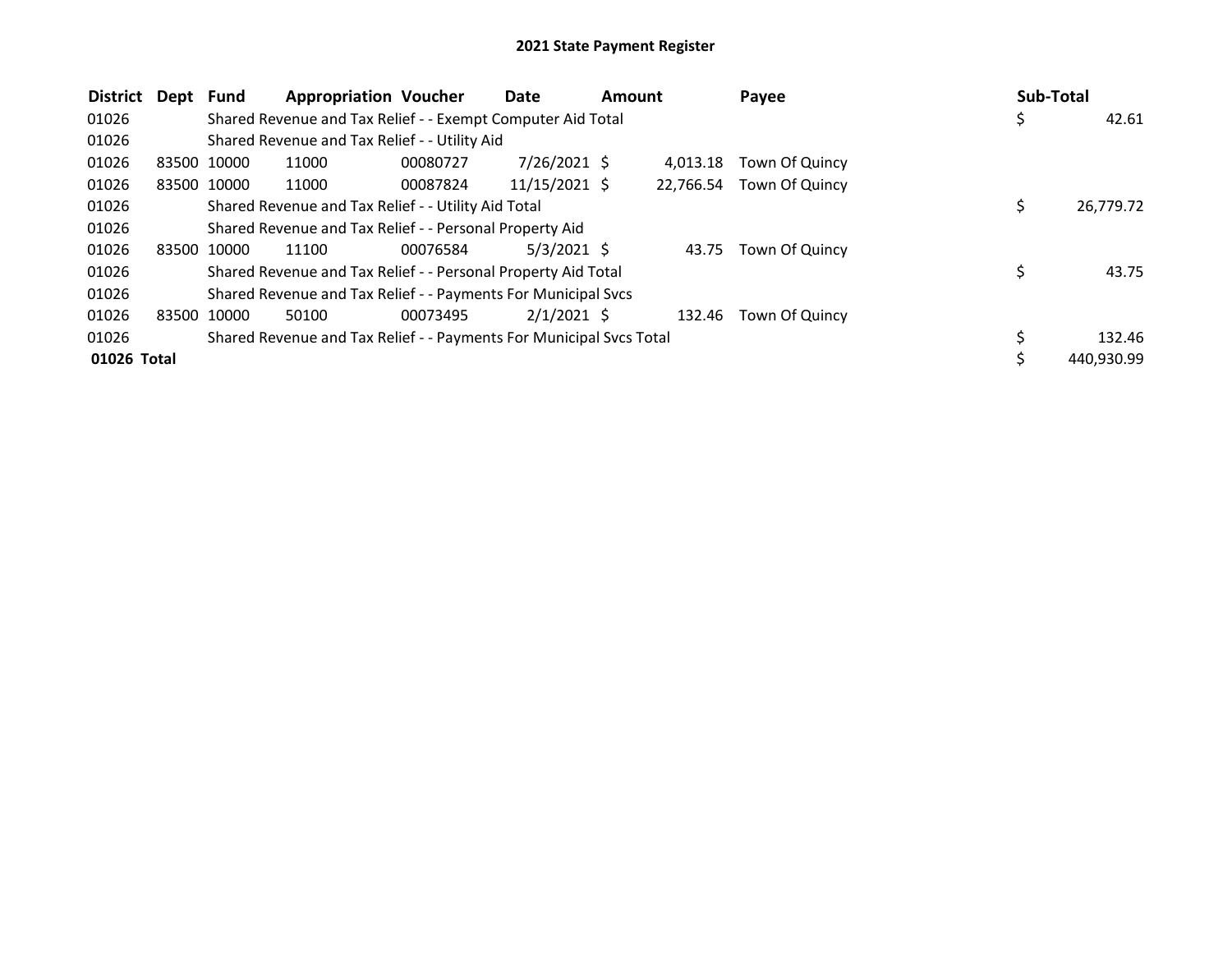## 2021 State Payment Register

| District | Dept | Fund | Appropriation | Voucher | Date | Amount | Payee | Sub-Total |
|---|---|---|---|---|---|---|---|---|
| 01026 | | Shared Revenue and Tax Relief - - Exempt Computer Aid Total | | | | | | $ 42.61 |
| 01026 | | Shared Revenue and Tax Relief - - Utility Aid | | | | | | |
| 01026 | 83500 | 10000 | 11000 | 00080727 | 7/26/2021 | $ 4,013.18 | Town Of Quincy | |
| 01026 | 83500 | 10000 | 11000 | 00087824 | 11/15/2021 | $ 22,766.54 | Town Of Quincy | |
| 01026 | | Shared Revenue and Tax Relief - - Utility Aid Total | | | | | | $ 26,779.72 |
| 01026 | | Shared Revenue and Tax Relief - - Personal Property Aid | | | | | | |
| 01026 | 83500 | 10000 | 11100 | 00076584 | 5/3/2021 | $ 43.75 | Town Of Quincy | |
| 01026 | | Shared Revenue and Tax Relief - - Personal Property Aid Total | | | | | | $ 43.75 |
| 01026 | | Shared Revenue and Tax Relief - - Payments For Municipal Svcs | | | | | | |
| 01026 | 83500 | 10000 | 50100 | 00073495 | 2/1/2021 | $ 132.46 | Town Of Quincy | |
| 01026 | | Shared Revenue and Tax Relief - - Payments For Municipal Svcs Total | | | | | | $ 132.46 |
| **01026 Total** | | | | | | | | $ 440,930.99 |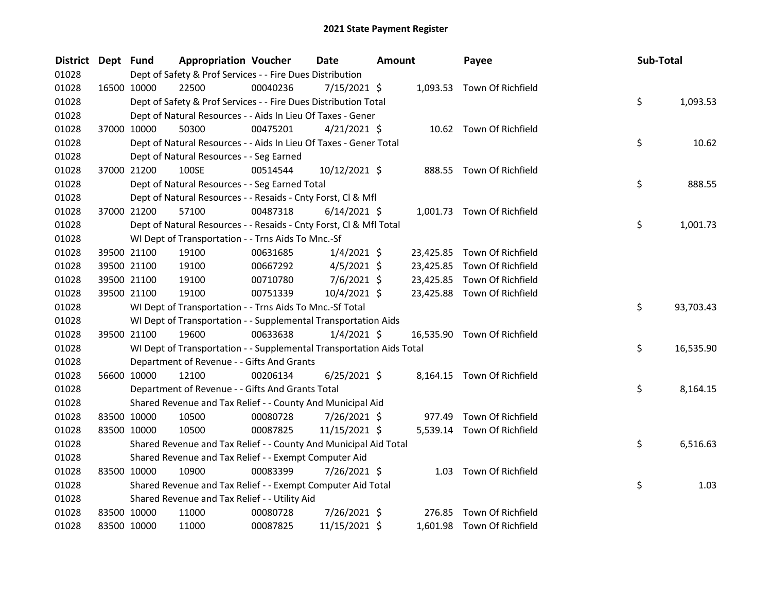# 2021 State Payment Register

| District | Dept | Fund | Appropriation | Voucher | Date | Amount | Payee | Sub-Total |
|---|---|---|---|---|---|---|---|---|
| 01028 | | Dept of Safety & Prof Services - - Fire Dues Distribution | | | | | | |
| 01028 | 16500 | 10000 | 22500 | 00040236 | 7/15/2021 | $ 1,093.53 | Town Of Richfield | |
| 01028 | | Dept of Safety & Prof Services - - Fire Dues Distribution Total | | | | | | $ 1,093.53 |
| 01028 | | Dept of Natural Resources - - Aids In Lieu Of Taxes - Gener | | | | | | |
| 01028 | 37000 | 10000 | 50300 | 00475201 | 4/21/2021 | $ 10.62 | Town Of Richfield | |
| 01028 | | Dept of Natural Resources - - Aids In Lieu Of Taxes - Gener Total | | | | | | $ 10.62 |
| 01028 | | Dept of Natural Resources - - Seg Earned | | | | | | |
| 01028 | 37000 | 21200 | 100SE | 00514544 | 10/12/2021 | $ 888.55 | Town Of Richfield | |
| 01028 | | Dept of Natural Resources - - Seg Earned Total | | | | | | $ 888.55 |
| 01028 | | Dept of Natural Resources - - Resaids - Cnty Forst, Cl & Mfl | | | | | | |
| 01028 | 37000 | 21200 | 57100 | 00487318 | 6/14/2021 | $ 1,001.73 | Town Of Richfield | |
| 01028 | | Dept of Natural Resources - - Resaids - Cnty Forst, Cl & Mfl Total | | | | | | $ 1,001.73 |
| 01028 | | WI Dept of Transportation - - Trns Aids To Mnc.-Sf | | | | | | |
| 01028 | 39500 | 21100 | 19100 | 00631685 | 1/4/2021 | $ 23,425.85 | Town Of Richfield | |
| 01028 | 39500 | 21100 | 19100 | 00667292 | 4/5/2021 | $ 23,425.85 | Town Of Richfield | |
| 01028 | 39500 | 21100 | 19100 | 00710780 | 7/6/2021 | $ 23,425.85 | Town Of Richfield | |
| 01028 | 39500 | 21100 | 19100 | 00751339 | 10/4/2021 | $ 23,425.88 | Town Of Richfield | |
| 01028 | | WI Dept of Transportation - - Trns Aids To Mnc.-Sf Total | | | | | | $ 93,703.43 |
| 01028 | | WI Dept of Transportation - - Supplemental Transportation Aids | | | | | | |
| 01028 | 39500 | 21100 | 19600 | 00633638 | 1/4/2021 | $ 16,535.90 | Town Of Richfield | |
| 01028 | | WI Dept of Transportation - - Supplemental Transportation Aids Total | | | | | | $ 16,535.90 |
| 01028 | | Department of Revenue - - Gifts And Grants | | | | | | |
| 01028 | 56600 | 10000 | 12100 | 00206134 | 6/25/2021 | $ 8,164.15 | Town Of Richfield | |
| 01028 | | Department of Revenue - - Gifts And Grants Total | | | | | | $ 8,164.15 |
| 01028 | | Shared Revenue and Tax Relief - - County And Municipal Aid | | | | | | |
| 01028 | 83500 | 10000 | 10500 | 00080728 | 7/26/2021 | $ 977.49 | Town Of Richfield | |
| 01028 | 83500 | 10000 | 10500 | 00087825 | 11/15/2021 | $ 5,539.14 | Town Of Richfield | |
| 01028 | | Shared Revenue and Tax Relief - - County And Municipal Aid Total | | | | | | $ 6,516.63 |
| 01028 | | Shared Revenue and Tax Relief - - Exempt Computer Aid | | | | | | |
| 01028 | 83500 | 10000 | 10900 | 00083399 | 7/26/2021 | $ 1.03 | Town Of Richfield | |
| 01028 | | Shared Revenue and Tax Relief - - Exempt Computer Aid Total | | | | | | $ 1.03 |
| 01028 | | Shared Revenue and Tax Relief - - Utility Aid | | | | | | |
| 01028 | 83500 | 10000 | 11000 | 00080728 | 7/26/2021 | $ 276.85 | Town Of Richfield | |
| 01028 | 83500 | 10000 | 11000 | 00087825 | 11/15/2021 | $ 1,601.98 | Town Of Richfield | |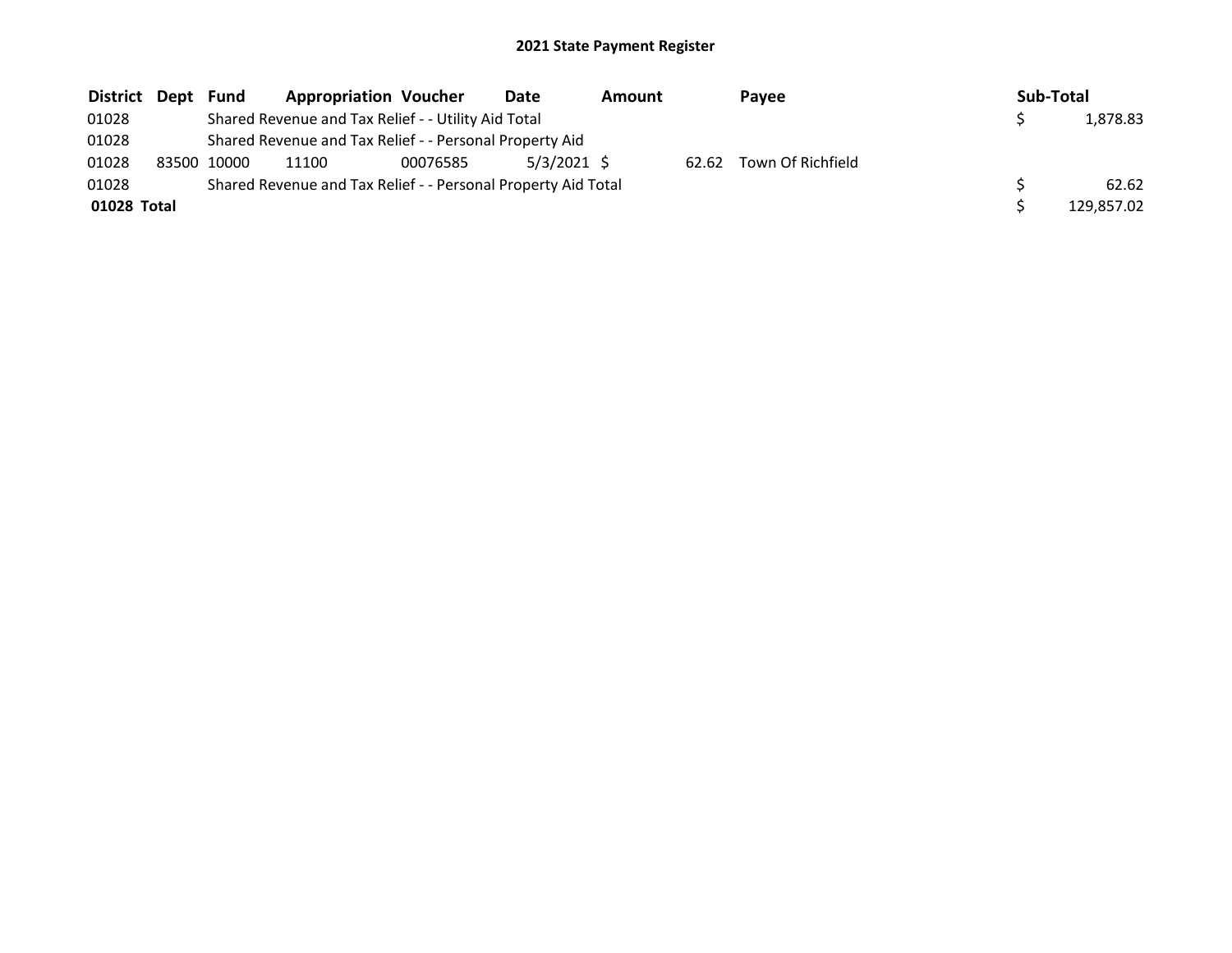# 2021 State Payment Register

| District | Dept | Fund | Appropriation | Voucher | Date | Amount | Payee | Sub-Total |
|---|---|---|---|---|---|---|---|---|
| 01028 | | Shared Revenue and Tax Relief - - Utility Aid Total | | | | | | $ 1,878.83 |
| 01028 | | Shared Revenue and Tax Relief - - Personal Property Aid | | | | | | |
| 01028 | 83500 | 10000 | 11100 | 00076585 | 5/3/2021 | $ 62.62 | Town Of Richfield | |
| 01028 | | Shared Revenue and Tax Relief - - Personal Property Aid Total | | | | | | $ 62.62 |
| **01028 Total** | | | | | | | | $ 129,857.02 |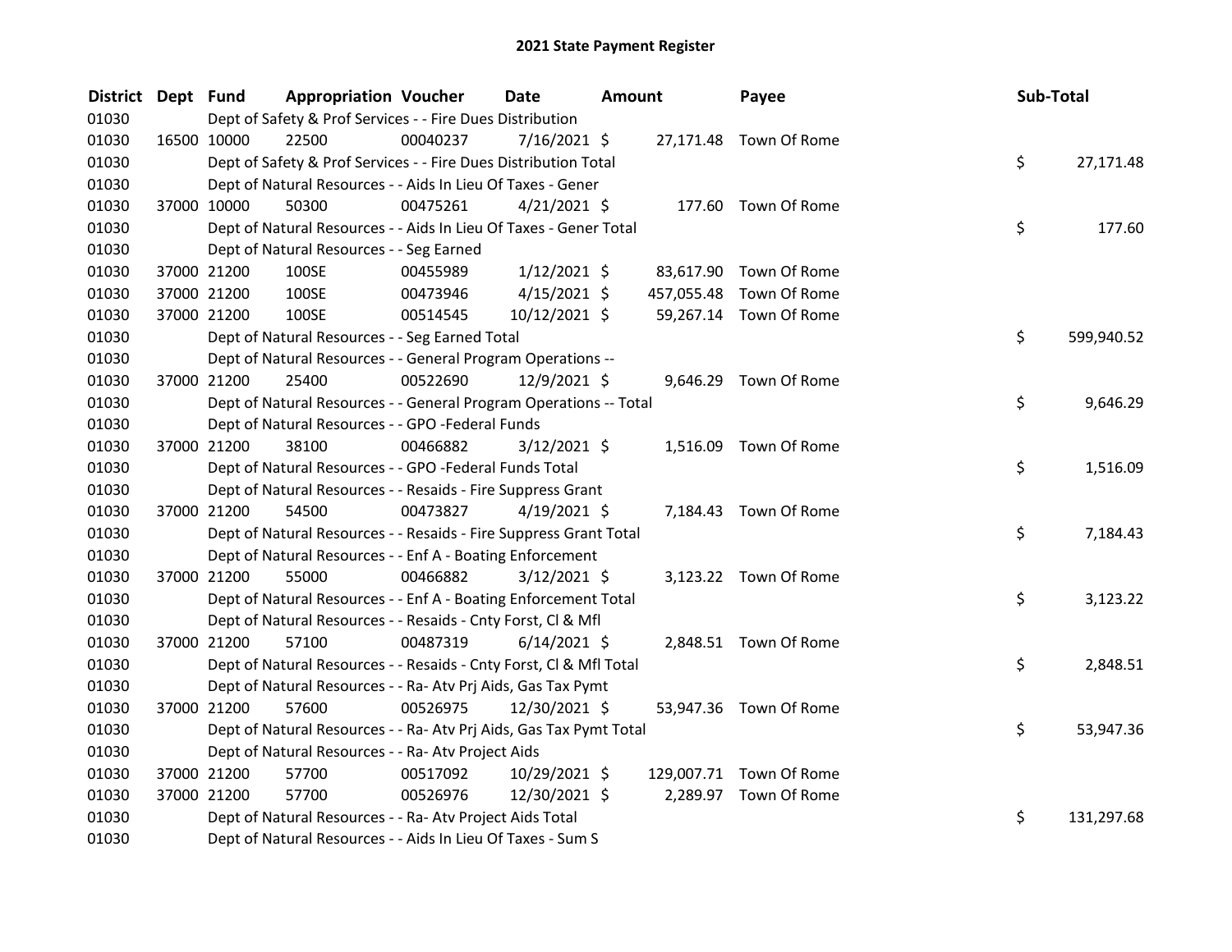# 2021 State Payment Register

| District | Dept | Fund | Appropriation | Voucher | Date | Amount | Payee | Sub-Total |
|---|---|---|---|---|---|---|---|---|
| 01030 | | Dept of Safety & Prof Services - - Fire Dues Distribution | | | | | | |
| 01030 | 16500 | 10000 | 22500 | 00040237 | 7/16/2021 | $ 27,171.48 | Town Of Rome | |
| 01030 | | Dept of Safety & Prof Services - - Fire Dues Distribution Total | | | | | | $ 27,171.48 |
| 01030 | | Dept of Natural Resources - - Aids In Lieu Of Taxes - Gener | | | | | | |
| 01030 | 37000 | 10000 | 50300 | 00475261 | 4/21/2021 | $ 177.60 | Town Of Rome | |
| 01030 | | Dept of Natural Resources - - Aids In Lieu Of Taxes - Gener Total | | | | | | $ 177.60 |
| 01030 | | Dept of Natural Resources - - Seg Earned | | | | | | |
| 01030 | 37000 | 21200 | 100SE | 00455989 | 1/12/2021 | $ 83,617.90 | Town Of Rome | |
| 01030 | 37000 | 21200 | 100SE | 00473946 | 4/15/2021 | $ 457,055.48 | Town Of Rome | |
| 01030 | 37000 | 21200 | 100SE | 00514545 | 10/12/2021 | $ 59,267.14 | Town Of Rome | |
| 01030 | | Dept of Natural Resources - - Seg Earned Total | | | | | | $ 599,940.52 |
| 01030 | | Dept of Natural Resources - - General Program Operations -- | | | | | | |
| 01030 | 37000 | 21200 | 25400 | 00522690 | 12/9/2021 | $ 9,646.29 | Town Of Rome | |
| 01030 | | Dept of Natural Resources - - General Program Operations -- Total | | | | | | $ 9,646.29 |
| 01030 | | Dept of Natural Resources - - GPO -Federal Funds | | | | | | |
| 01030 | 37000 | 21200 | 38100 | 00466882 | 3/12/2021 | $ 1,516.09 | Town Of Rome | |
| 01030 | | Dept of Natural Resources - - GPO -Federal Funds Total | | | | | | $ 1,516.09 |
| 01030 | | Dept of Natural Resources - - Resaids - Fire Suppress Grant | | | | | | |
| 01030 | 37000 | 21200 | 54500 | 00473827 | 4/19/2021 | $ 7,184.43 | Town Of Rome | |
| 01030 | | Dept of Natural Resources - - Resaids - Fire Suppress Grant Total | | | | | | $ 7,184.43 |
| 01030 | | Dept of Natural Resources - - Enf A - Boating Enforcement | | | | | | |
| 01030 | 37000 | 21200 | 55000 | 00466882 | 3/12/2021 | $ 3,123.22 | Town Of Rome | |
| 01030 | | Dept of Natural Resources - - Enf A - Boating Enforcement Total | | | | | | $ 3,123.22 |
| 01030 | | Dept of Natural Resources - - Resaids - Cnty Forst, Cl & Mfl | | | | | | |
| 01030 | 37000 | 21200 | 57100 | 00487319 | 6/14/2021 | $ 2,848.51 | Town Of Rome | |
| 01030 | | Dept of Natural Resources - - Resaids - Cnty Forst, Cl & Mfl Total | | | | | | $ 2,848.51 |
| 01030 | | Dept of Natural Resources - - Ra- Atv Prj Aids, Gas Tax Pymt | | | | | | |
| 01030 | 37000 | 21200 | 57600 | 00526975 | 12/30/2021 | $ 53,947.36 | Town Of Rome | |
| 01030 | | Dept of Natural Resources - - Ra- Atv Prj Aids, Gas Tax Pymt Total | | | | | | $ 53,947.36 |
| 01030 | | Dept of Natural Resources - - Ra- Atv Project Aids | | | | | | |
| 01030 | 37000 | 21200 | 57700 | 00517092 | 10/29/2021 | $ 129,007.71 | Town Of Rome | |
| 01030 | 37000 | 21200 | 57700 | 00526976 | 12/30/2021 | $ 2,289.97 | Town Of Rome | |
| 01030 | | Dept of Natural Resources - - Ra- Atv Project Aids Total | | | | | | $ 131,297.68 |
| 01030 | | Dept of Natural Resources - - Aids In Lieu Of Taxes - Sum S | | | | | | |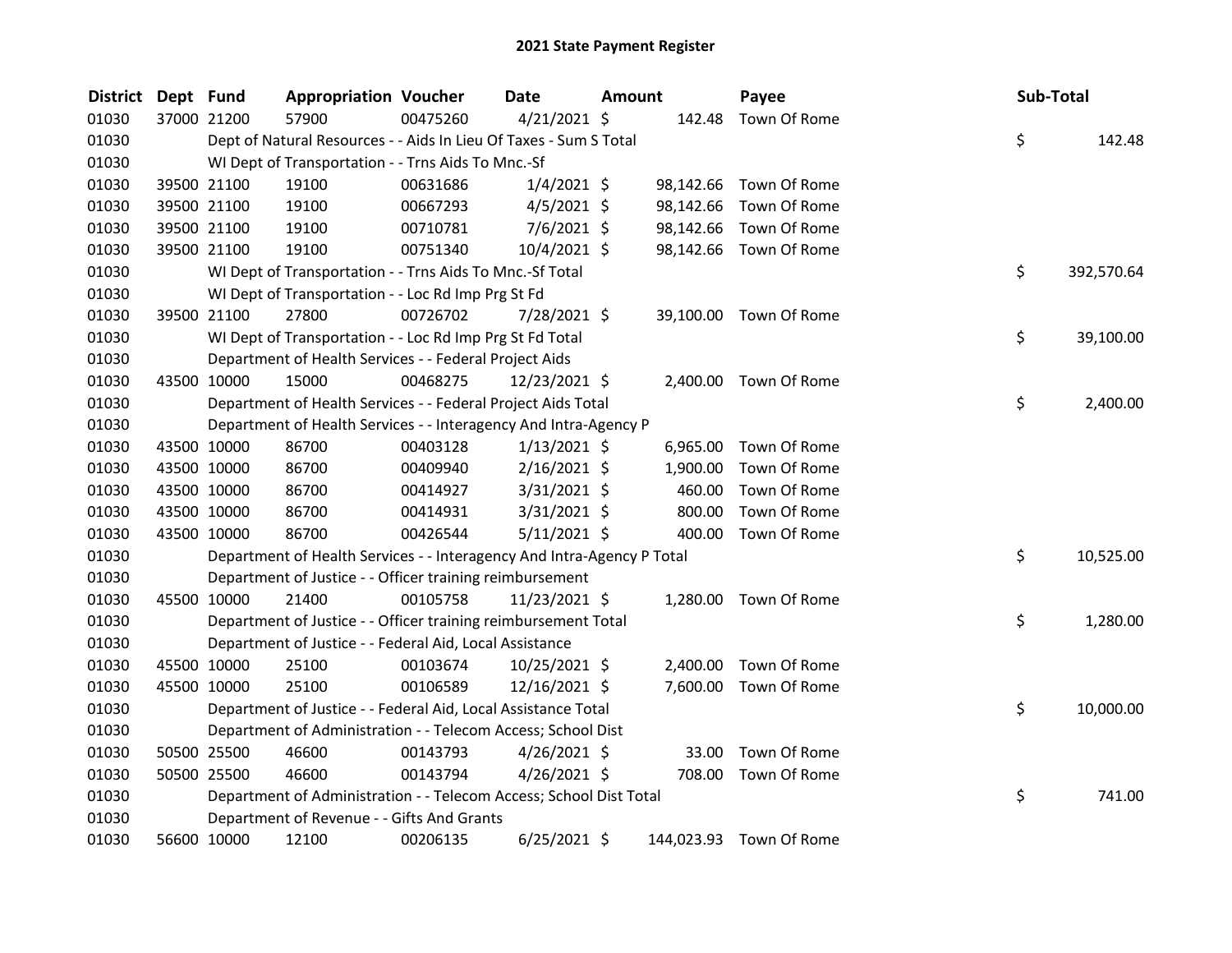# 2021 State Payment Register

| District | Dept | Fund | Appropriation | Voucher | Date | Amount | Payee | Sub-Total |
|---|---|---|---|---|---|---|---|---|
| 01030 | 37000 | 21200 | 57900 | 00475260 | 4/21/2021 | $ 142.48 | Town Of Rome | |
| 01030 | | Dept of Natural Resources - - Aids In Lieu Of Taxes - Sum S Total | | | | | | $ 142.48 |
| 01030 | | WI Dept of Transportation - - Trns Aids To Mnc.-Sf | | | | | | |
| 01030 | 39500 | 21100 | 19100 | 00631686 | 1/4/2021 | $ 98,142.66 | Town Of Rome | |
| 01030 | 39500 | 21100 | 19100 | 00667293 | 4/5/2021 | $ 98,142.66 | Town Of Rome | |
| 01030 | 39500 | 21100 | 19100 | 00710781 | 7/6/2021 | $ 98,142.66 | Town Of Rome | |
| 01030 | 39500 | 21100 | 19100 | 00751340 | 10/4/2021 | $ 98,142.66 | Town Of Rome | |
| 01030 | | WI Dept of Transportation - - Trns Aids To Mnc.-Sf Total | | | | | | $ 392,570.64 |
| 01030 | | WI Dept of Transportation - - Loc Rd Imp Prg St Fd | | | | | | |
| 01030 | 39500 | 21100 | 27800 | 00726702 | 7/28/2021 | $ 39,100.00 | Town Of Rome | |
| 01030 | | WI Dept of Transportation - - Loc Rd Imp Prg St Fd Total | | | | | | $ 39,100.00 |
| 01030 | | Department of Health Services - - Federal Project Aids | | | | | | |
| 01030 | 43500 | 10000 | 15000 | 00468275 | 12/23/2021 | $ 2,400.00 | Town Of Rome | |
| 01030 | | Department of Health Services - - Federal Project Aids Total | | | | | | $ 2,400.00 |
| 01030 | | Department of Health Services - - Interagency And Intra-Agency P | | | | | | |
| 01030 | 43500 | 10000 | 86700 | 00403128 | 1/13/2021 | $ 6,965.00 | Town Of Rome | |
| 01030 | 43500 | 10000 | 86700 | 00409940 | 2/16/2021 | $ 1,900.00 | Town Of Rome | |
| 01030 | 43500 | 10000 | 86700 | 00414927 | 3/31/2021 | $ 460.00 | Town Of Rome | |
| 01030 | 43500 | 10000 | 86700 | 00414931 | 3/31/2021 | $ 800.00 | Town Of Rome | |
| 01030 | 43500 | 10000 | 86700 | 00426544 | 5/11/2021 | $ 400.00 | Town Of Rome | |
| 01030 | | Department of Health Services - - Interagency And Intra-Agency P Total | | | | | | $ 10,525.00 |
| 01030 | | Department of Justice - - Officer training reimbursement | | | | | | |
| 01030 | 45500 | 10000 | 21400 | 00105758 | 11/23/2021 | $ 1,280.00 | Town Of Rome | |
| 01030 | | Department of Justice - - Officer training reimbursement Total | | | | | | $ 1,280.00 |
| 01030 | | Department of Justice - - Federal Aid, Local Assistance | | | | | | |
| 01030 | 45500 | 10000 | 25100 | 00103674 | 10/25/2021 | $ 2,400.00 | Town Of Rome | |
| 01030 | 45500 | 10000 | 25100 | 00106589 | 12/16/2021 | $ 7,600.00 | Town Of Rome | |
| 01030 | | Department of Justice - - Federal Aid, Local Assistance Total | | | | | | $ 10,000.00 |
| 01030 | | Department of Administration - - Telecom Access; School Dist | | | | | | |
| 01030 | 50500 | 25500 | 46600 | 00143793 | 4/26/2021 | $ 33.00 | Town Of Rome | |
| 01030 | 50500 | 25500 | 46600 | 00143794 | 4/26/2021 | $ 708.00 | Town Of Rome | |
| 01030 | | Department of Administration - - Telecom Access; School Dist Total | | | | | | $ 741.00 |
| 01030 | | Department of Revenue - - Gifts And Grants | | | | | | |
| 01030 | 56600 | 10000 | 12100 | 00206135 | 6/25/2021 | $ 144,023.93 | Town Of Rome | |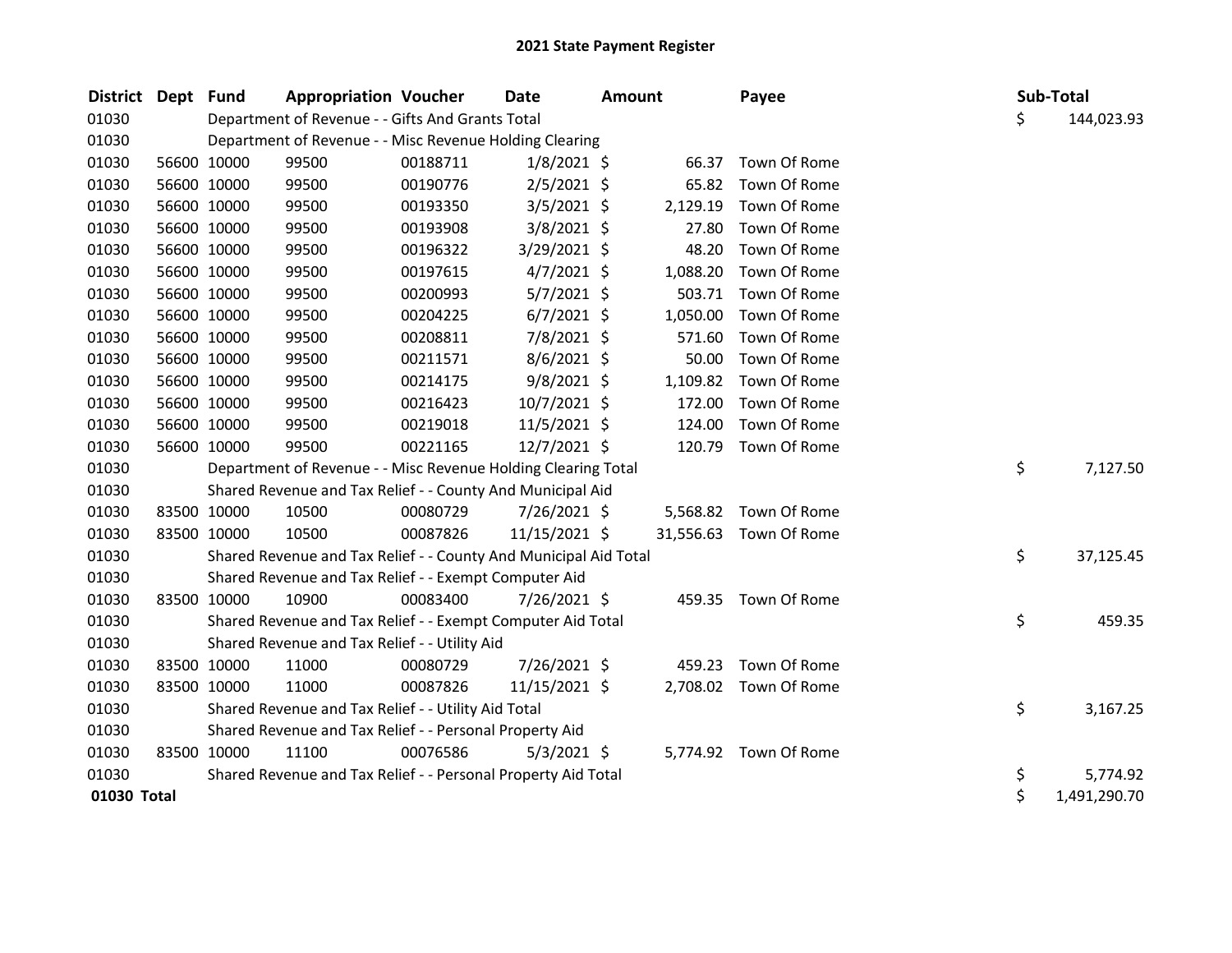# 2021 State Payment Register

| District | Dept | Fund | Appropriation | Voucher | Date | Amount | Payee | Sub-Total |
|---|---|---|---|---|---|---|---|---|
| 01030 | | Department of Revenue - - Gifts And Grants Total | | | | | | $ 144,023.93 |
| 01030 | | Department of Revenue - - Misc Revenue Holding Clearing | | | | | | |
| 01030 | 56600 | 10000 | 99500 | 00188711 | 1/8/2021 | $ 66.37 | Town Of Rome | |
| 01030 | 56600 | 10000 | 99500 | 00190776 | 2/5/2021 | $ 65.82 | Town Of Rome | |
| 01030 | 56600 | 10000 | 99500 | 00193350 | 3/5/2021 | $ 2,129.19 | Town Of Rome | |
| 01030 | 56600 | 10000 | 99500 | 00193908 | 3/8/2021 | $ 27.80 | Town Of Rome | |
| 01030 | 56600 | 10000 | 99500 | 00196322 | 3/29/2021 | $ 48.20 | Town Of Rome | |
| 01030 | 56600 | 10000 | 99500 | 00197615 | 4/7/2021 | $ 1,088.20 | Town Of Rome | |
| 01030 | 56600 | 10000 | 99500 | 00200993 | 5/7/2021 | $ 503.71 | Town Of Rome | |
| 01030 | 56600 | 10000 | 99500 | 00204225 | 6/7/2021 | $ 1,050.00 | Town Of Rome | |
| 01030 | 56600 | 10000 | 99500 | 00208811 | 7/8/2021 | $ 571.60 | Town Of Rome | |
| 01030 | 56600 | 10000 | 99500 | 00211571 | 8/6/2021 | $ 50.00 | Town Of Rome | |
| 01030 | 56600 | 10000 | 99500 | 00214175 | 9/8/2021 | $ 1,109.82 | Town Of Rome | |
| 01030 | 56600 | 10000 | 99500 | 00216423 | 10/7/2021 | $ 172.00 | Town Of Rome | |
| 01030 | 56600 | 10000 | 99500 | 00219018 | 11/5/2021 | $ 124.00 | Town Of Rome | |
| 01030 | 56600 | 10000 | 99500 | 00221165 | 12/7/2021 | $ 120.79 | Town Of Rome | |
| 01030 | | Department of Revenue - - Misc Revenue Holding Clearing Total | | | | | | $ 7,127.50 |
| 01030 | | Shared Revenue and Tax Relief - - County And Municipal Aid | | | | | | |
| 01030 | 83500 | 10000 | 10500 | 00080729 | 7/26/2021 | $ 5,568.82 | Town Of Rome | |
| 01030 | 83500 | 10000 | 10500 | 00087826 | 11/15/2021 | $ 31,556.63 | Town Of Rome | |
| 01030 | | Shared Revenue and Tax Relief - - County And Municipal Aid Total | | | | | | $ 37,125.45 |
| 01030 | | Shared Revenue and Tax Relief - - Exempt Computer Aid | | | | | | |
| 01030 | 83500 | 10000 | 10900 | 00083400 | 7/26/2021 | $ 459.35 | Town Of Rome | |
| 01030 | | Shared Revenue and Tax Relief - - Exempt Computer Aid Total | | | | | | $ 459.35 |
| 01030 | | Shared Revenue and Tax Relief - - Utility Aid | | | | | | |
| 01030 | 83500 | 10000 | 11000 | 00080729 | 7/26/2021 | $ 459.23 | Town Of Rome | |
| 01030 | 83500 | 10000 | 11000 | 00087826 | 11/15/2021 | $ 2,708.02 | Town Of Rome | |
| 01030 | | Shared Revenue and Tax Relief - - Utility Aid Total | | | | | | $ 3,167.25 |
| 01030 | | Shared Revenue and Tax Relief - - Personal Property Aid | | | | | | |
| 01030 | 83500 | 10000 | 11100 | 00076586 | 5/3/2021 | $ 5,774.92 | Town Of Rome | |
| 01030 | | Shared Revenue and Tax Relief - - Personal Property Aid Total | | | | | | $ 5,774.92 |
| **01030 Total** | | | | | | | | $ 1,491,290.70 |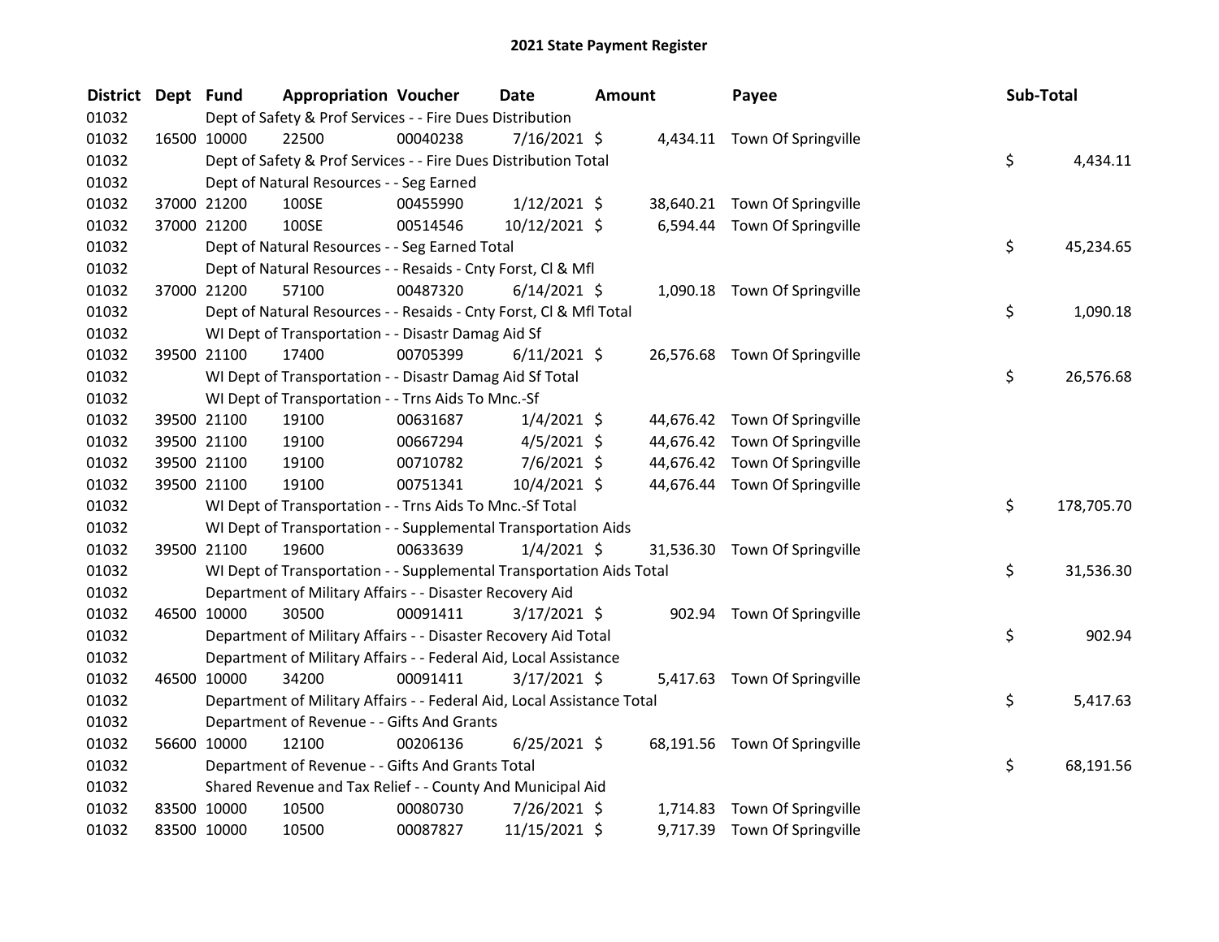# 2021 State Payment Register

| District | Dept | Fund | Appropriation | Voucher | Date | Amount | Payee | Sub-Total |
|---|---|---|---|---|---|---|---|---|
| 01032 | | Dept of Safety & Prof Services - - Fire Dues Distribution | | | | | | |
| 01032 | 16500 | 10000 | 22500 | 00040238 | 7/16/2021 | $ 4,434.11 | Town Of Springville | |
| 01032 | | Dept of Safety & Prof Services - - Fire Dues Distribution Total | | | | | | $ 4,434.11 |
| 01032 | | Dept of Natural Resources - - Seg Earned | | | | | | |
| 01032 | 37000 | 21200 | 100SE | 00455990 | 1/12/2021 | $ 38,640.21 | Town Of Springville | |
| 01032 | 37000 | 21200 | 100SE | 00514546 | 10/12/2021 | $ 6,594.44 | Town Of Springville | |
| 01032 | | Dept of Natural Resources - - Seg Earned Total | | | | | | $ 45,234.65 |
| 01032 | | Dept of Natural Resources - - Resaids - Cnty Forst, Cl & Mfl | | | | | | |
| 01032 | 37000 | 21200 | 57100 | 00487320 | 6/14/2021 | $ 1,090.18 | Town Of Springville | |
| 01032 | | Dept of Natural Resources - - Resaids - Cnty Forst, Cl & Mfl Total | | | | | | $ 1,090.18 |
| 01032 | | WI Dept of Transportation - - Disastr Damag Aid Sf | | | | | | |
| 01032 | 39500 | 21100 | 17400 | 00705399 | 6/11/2021 | $ 26,576.68 | Town Of Springville | |
| 01032 | | WI Dept of Transportation - - Disastr Damag Aid Sf Total | | | | | | $ 26,576.68 |
| 01032 | | WI Dept of Transportation - - Trns Aids To Mnc.-Sf | | | | | | |
| 01032 | 39500 | 21100 | 19100 | 00631687 | 1/4/2021 | $ 44,676.42 | Town Of Springville | |
| 01032 | 39500 | 21100 | 19100 | 00667294 | 4/5/2021 | $ 44,676.42 | Town Of Springville | |
| 01032 | 39500 | 21100 | 19100 | 00710782 | 7/6/2021 | $ 44,676.42 | Town Of Springville | |
| 01032 | 39500 | 21100 | 19100 | 00751341 | 10/4/2021 | $ 44,676.44 | Town Of Springville | |
| 01032 | | WI Dept of Transportation - - Trns Aids To Mnc.-Sf Total | | | | | | $ 178,705.70 |
| 01032 | | WI Dept of Transportation - - Supplemental Transportation Aids | | | | | | |
| 01032 | 39500 | 21100 | 19600 | 00633639 | 1/4/2021 | $ 31,536.30 | Town Of Springville | |
| 01032 | | WI Dept of Transportation - - Supplemental Transportation Aids Total | | | | | | $ 31,536.30 |
| 01032 | | Department of Military Affairs - - Disaster Recovery Aid | | | | | | |
| 01032 | 46500 | 10000 | 30500 | 00091411 | 3/17/2021 | $ 902.94 | Town Of Springville | |
| 01032 | | Department of Military Affairs - - Disaster Recovery Aid Total | | | | | | $ 902.94 |
| 01032 | | Department of Military Affairs - - Federal Aid, Local Assistance | | | | | | |
| 01032 | 46500 | 10000 | 34200 | 00091411 | 3/17/2021 | $ 5,417.63 | Town Of Springville | |
| 01032 | | Department of Military Affairs - - Federal Aid, Local Assistance Total | | | | | | $ 5,417.63 |
| 01032 | | Department of Revenue - - Gifts And Grants | | | | | | |
| 01032 | 56600 | 10000 | 12100 | 00206136 | 6/25/2021 | $ 68,191.56 | Town Of Springville | |
| 01032 | | Department of Revenue - - Gifts And Grants Total | | | | | | $ 68,191.56 |
| 01032 | | Shared Revenue and Tax Relief - - County And Municipal Aid | | | | | | |
| 01032 | 83500 | 10000 | 10500 | 00080730 | 7/26/2021 | $ 1,714.83 | Town Of Springville | |
| 01032 | 83500 | 10000 | 10500 | 00087827 | 11/15/2021 | $ 9,717.39 | Town Of Springville | |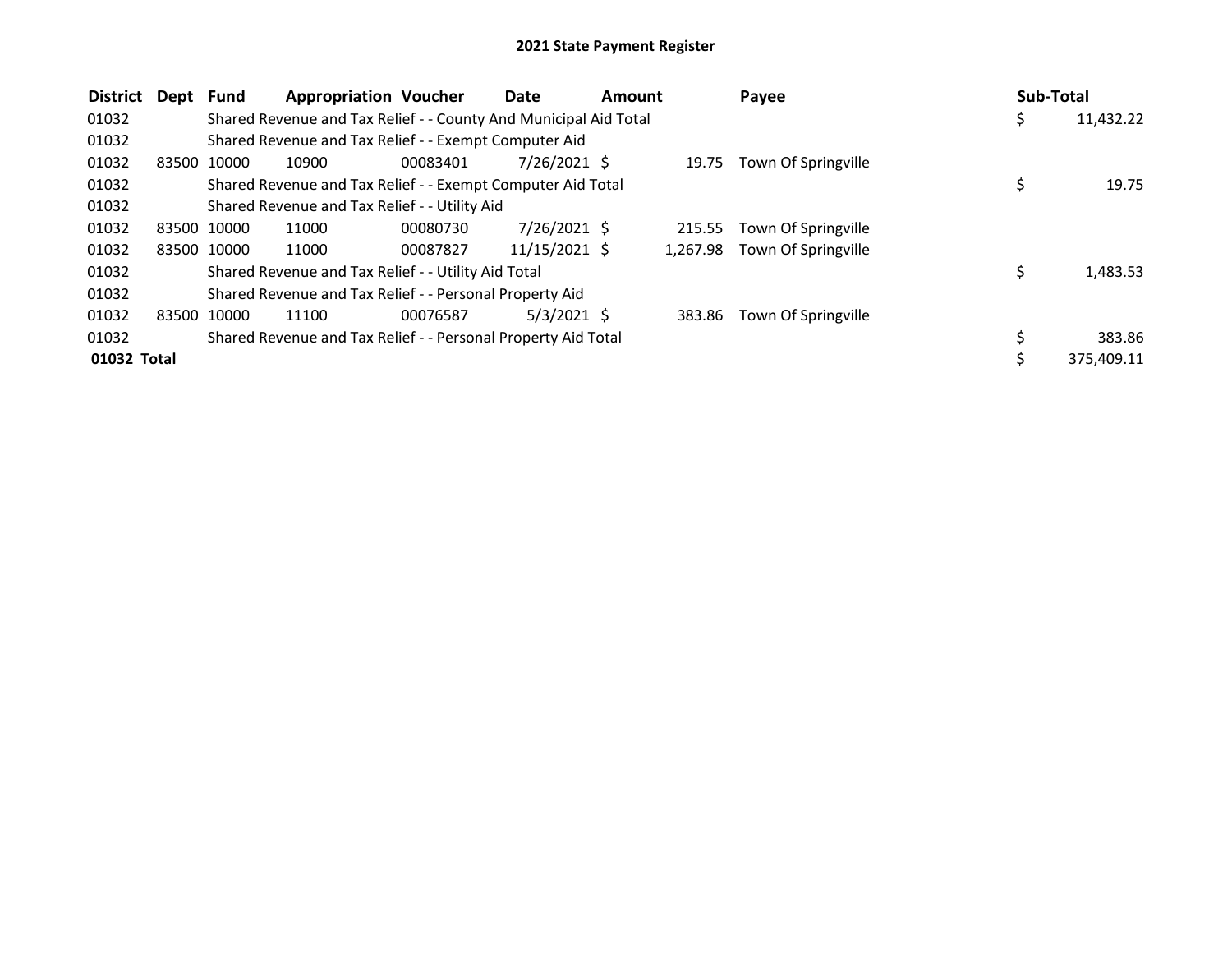# 2021 State Payment Register

| District | Dept | Fund | Appropriation | Voucher | Date | Amount | Payee | Sub-Total |
|---|---|---|---|---|---|---|---|---|
| 01032 | | Shared Revenue and Tax Relief - - County And Municipal Aid Total | | | | | | $ 11,432.22 |
| 01032 | | Shared Revenue and Tax Relief - - Exempt Computer Aid | | | | | | |
| 01032 | 83500 | 10000 | 10900 | 00083401 | 7/26/2021 | $ 19.75 | Town Of Springville | |
| 01032 | | Shared Revenue and Tax Relief - - Exempt Computer Aid Total | | | | | | $ 19.75 |
| 01032 | | Shared Revenue and Tax Relief - - Utility Aid | | | | | | |
| 01032 | 83500 | 10000 | 11000 | 00080730 | 7/26/2021 | $ 215.55 | Town Of Springville | |
| 01032 | 83500 | 10000 | 11000 | 00087827 | 11/15/2021 | $ 1,267.98 | Town Of Springville | |
| 01032 | | Shared Revenue and Tax Relief - - Utility Aid Total | | | | | | $ 1,483.53 |
| 01032 | | Shared Revenue and Tax Relief - - Personal Property Aid | | | | | | |
| 01032 | 83500 | 10000 | 11100 | 00076587 | 5/3/2021 | $ 383.86 | Town Of Springville | |
| 01032 | | Shared Revenue and Tax Relief - - Personal Property Aid Total | | | | | | $ 383.86 |
| **01032 Total** | | | | | | | | $ 375,409.11 |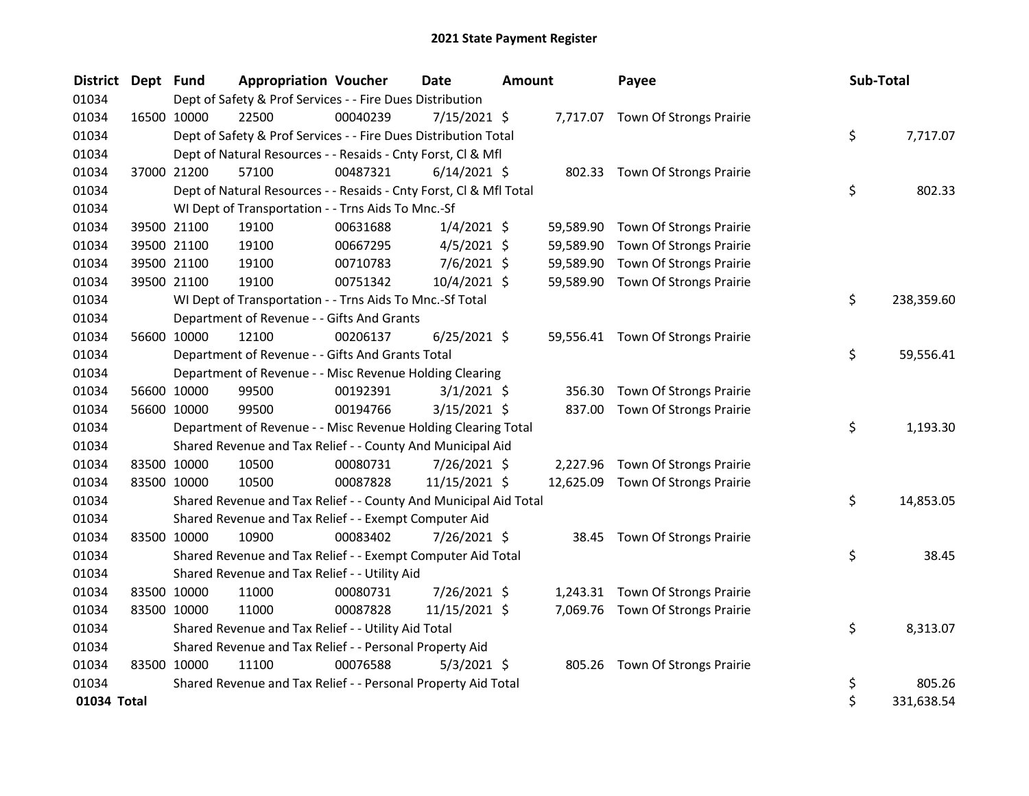# 2021 State Payment Register

| District | Dept | Fund | Appropriation | Voucher | Date | Amount | Payee | Sub-Total |
|---|---|---|---|---|---|---|---|---|
| 01034 | | Dept of Safety & Prof Services - - Fire Dues Distribution | | | | | | |
| 01034 | 16500 | 10000 | 22500 | 00040239 | 7/15/2021 | $ 7,717.07 | Town Of Strongs Prairie | |
| 01034 | | Dept of Safety & Prof Services - - Fire Dues Distribution Total | | | | | | $ 7,717.07 |
| 01034 | | Dept of Natural Resources - - Resaids - Cnty Forst, Cl & Mfl | | | | | | |
| 01034 | 37000 | 21200 | 57100 | 00487321 | 6/14/2021 | $ 802.33 | Town Of Strongs Prairie | |
| 01034 | | Dept of Natural Resources - - Resaids - Cnty Forst, Cl & Mfl Total | | | | | | $ 802.33 |
| 01034 | | WI Dept of Transportation - - Trns Aids To Mnc.-Sf | | | | | | |
| 01034 | 39500 | 21100 | 19100 | 00631688 | 1/4/2021 | $ 59,589.90 | Town Of Strongs Prairie | |
| 01034 | 39500 | 21100 | 19100 | 00667295 | 4/5/2021 | $ 59,589.90 | Town Of Strongs Prairie | |
| 01034 | 39500 | 21100 | 19100 | 00710783 | 7/6/2021 | $ 59,589.90 | Town Of Strongs Prairie | |
| 01034 | 39500 | 21100 | 19100 | 00751342 | 10/4/2021 | $ 59,589.90 | Town Of Strongs Prairie | |
| 01034 | | WI Dept of Transportation - - Trns Aids To Mnc.-Sf Total | | | | | | $ 238,359.60 |
| 01034 | | Department of Revenue - - Gifts And Grants | | | | | | |
| 01034 | 56600 | 10000 | 12100 | 00206137 | 6/25/2021 | $ 59,556.41 | Town Of Strongs Prairie | |
| 01034 | | Department of Revenue - - Gifts And Grants Total | | | | | | $ 59,556.41 |
| 01034 | | Department of Revenue - - Misc Revenue Holding Clearing | | | | | | |
| 01034 | 56600 | 10000 | 99500 | 00192391 | 3/1/2021 | $ 356.30 | Town Of Strongs Prairie | |
| 01034 | 56600 | 10000 | 99500 | 00194766 | 3/15/2021 | $ 837.00 | Town Of Strongs Prairie | |
| 01034 | | Department of Revenue - - Misc Revenue Holding Clearing Total | | | | | | $ 1,193.30 |
| 01034 | | Shared Revenue and Tax Relief - - County And Municipal Aid | | | | | | |
| 01034 | 83500 | 10000 | 10500 | 00080731 | 7/26/2021 | $ 2,227.96 | Town Of Strongs Prairie | |
| 01034 | 83500 | 10000 | 10500 | 00087828 | 11/15/2021 | $ 12,625.09 | Town Of Strongs Prairie | |
| 01034 | | Shared Revenue and Tax Relief - - County And Municipal Aid Total | | | | | | $ 14,853.05 |
| 01034 | | Shared Revenue and Tax Relief - - Exempt Computer Aid | | | | | | |
| 01034 | 83500 | 10000 | 10900 | 00083402 | 7/26/2021 | $ 38.45 | Town Of Strongs Prairie | |
| 01034 | | Shared Revenue and Tax Relief - - Exempt Computer Aid Total | | | | | | $ 38.45 |
| 01034 | | Shared Revenue and Tax Relief - - Utility Aid | | | | | | |
| 01034 | 83500 | 10000 | 11000 | 00080731 | 7/26/2021 | $ 1,243.31 | Town Of Strongs Prairie | |
| 01034 | 83500 | 10000 | 11000 | 00087828 | 11/15/2021 | $ 7,069.76 | Town Of Strongs Prairie | |
| 01034 | | Shared Revenue and Tax Relief - - Utility Aid Total | | | | | | $ 8,313.07 |
| 01034 | | Shared Revenue and Tax Relief - - Personal Property Aid | | | | | | |
| 01034 | 83500 | 10000 | 11100 | 00076588 | 5/3/2021 | $ 805.26 | Town Of Strongs Prairie | |
| 01034 | | Shared Revenue and Tax Relief - - Personal Property Aid Total | | | | | | $ 805.26 |
| **01034 Total** | | | | | | | | $ 331,638.54 |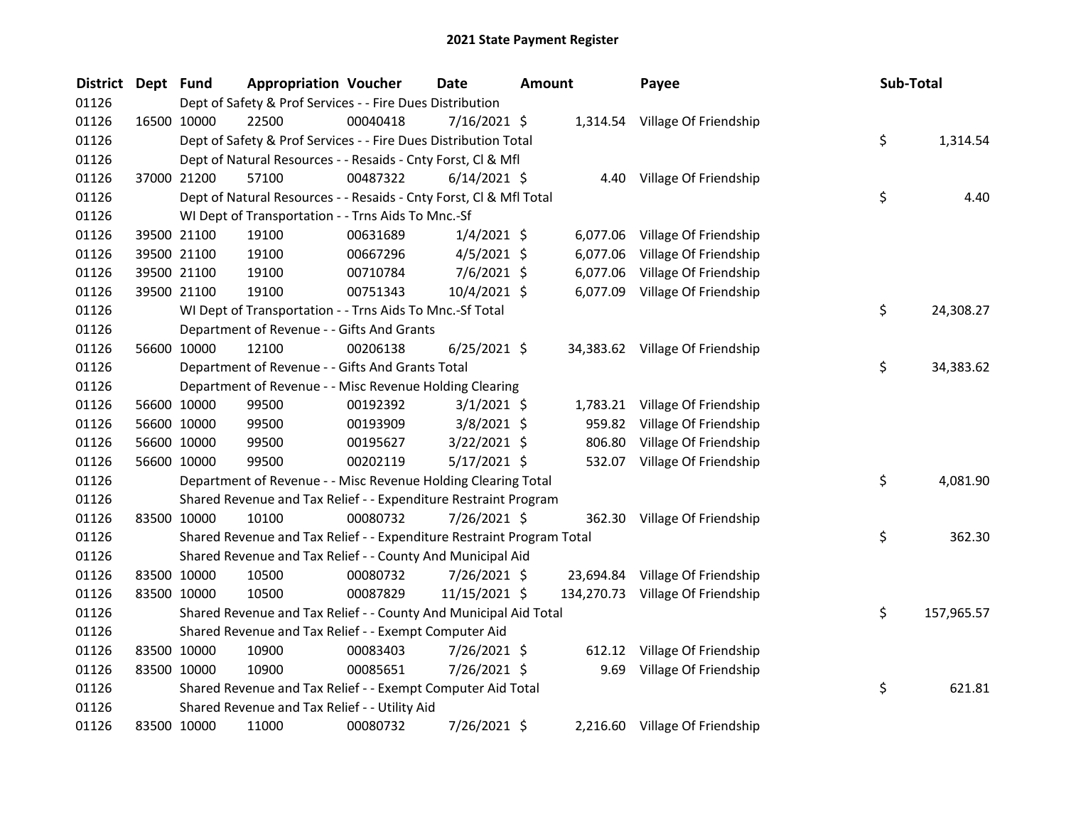## 2021 State Payment Register

| District | Dept | Fund | Appropriation | Voucher | Date | Amount | Payee | Sub-Total |
|---|---|---|---|---|---|---|---|---|
| 01126 | | Dept of Safety & Prof Services - - Fire Dues Distribution | | | | | | |
| 01126 | 16500 | 10000 | 22500 | 00040418 | 7/16/2021 | $ 1,314.54 | Village Of Friendship | |
| 01126 | | Dept of Safety & Prof Services - - Fire Dues Distribution Total | | | | | | $ 1,314.54 |
| 01126 | | Dept of Natural Resources - - Resaids - Cnty Forst, Cl & Mfl | | | | | | |
| 01126 | 37000 | 21200 | 57100 | 00487322 | 6/14/2021 | $ 4.40 | Village Of Friendship | |
| 01126 | | Dept of Natural Resources - - Resaids - Cnty Forst, Cl & Mfl Total | | | | | | $ 4.40 |
| 01126 | | WI Dept of Transportation - - Trns Aids To Mnc.-Sf | | | | | | |
| 01126 | 39500 | 21100 | 19100 | 00631689 | 1/4/2021 | $ 6,077.06 | Village Of Friendship | |
| 01126 | 39500 | 21100 | 19100 | 00667296 | 4/5/2021 | $ 6,077.06 | Village Of Friendship | |
| 01126 | 39500 | 21100 | 19100 | 00710784 | 7/6/2021 | $ 6,077.06 | Village Of Friendship | |
| 01126 | 39500 | 21100 | 19100 | 00751343 | 10/4/2021 | $ 6,077.09 | Village Of Friendship | |
| 01126 | | WI Dept of Transportation - - Trns Aids To Mnc.-Sf Total | | | | | | $ 24,308.27 |
| 01126 | | Department of Revenue - - Gifts And Grants | | | | | | |
| 01126 | 56600 | 10000 | 12100 | 00206138 | 6/25/2021 | $ 34,383.62 | Village Of Friendship | |
| 01126 | | Department of Revenue - - Gifts And Grants Total | | | | | | $ 34,383.62 |
| 01126 | | Department of Revenue - - Misc Revenue Holding Clearing | | | | | | |
| 01126 | 56600 | 10000 | 99500 | 00192392 | 3/1/2021 | $ 1,783.21 | Village Of Friendship | |
| 01126 | 56600 | 10000 | 99500 | 00193909 | 3/8/2021 | $ 959.82 | Village Of Friendship | |
| 01126 | 56600 | 10000 | 99500 | 00195627 | 3/22/2021 | $ 806.80 | Village Of Friendship | |
| 01126 | 56600 | 10000 | 99500 | 00202119 | 5/17/2021 | $ 532.07 | Village Of Friendship | |
| 01126 | | Department of Revenue - - Misc Revenue Holding Clearing Total | | | | | | $ 4,081.90 |
| 01126 | | Shared Revenue and Tax Relief - - Expenditure Restraint Program | | | | | | |
| 01126 | 83500 | 10000 | 10100 | 00080732 | 7/26/2021 | $ 362.30 | Village Of Friendship | |
| 01126 | | Shared Revenue and Tax Relief - - Expenditure Restraint Program Total | | | | | | $ 362.30 |
| 01126 | | Shared Revenue and Tax Relief - - County And Municipal Aid | | | | | | |
| 01126 | 83500 | 10000 | 10500 | 00080732 | 7/26/2021 | $ 23,694.84 | Village Of Friendship | |
| 01126 | 83500 | 10000 | 10500 | 00087829 | 11/15/2021 | $ 134,270.73 | Village Of Friendship | |
| 01126 | | Shared Revenue and Tax Relief - - County And Municipal Aid Total | | | | | | $ 157,965.57 |
| 01126 | | Shared Revenue and Tax Relief - - Exempt Computer Aid | | | | | | |
| 01126 | 83500 | 10000 | 10900 | 00083403 | 7/26/2021 | $ 612.12 | Village Of Friendship | |
| 01126 | 83500 | 10000 | 10900 | 00085651 | 7/26/2021 | $ 9.69 | Village Of Friendship | |
| 01126 | | Shared Revenue and Tax Relief - - Exempt Computer Aid Total | | | | | | $ 621.81 |
| 01126 | | Shared Revenue and Tax Relief - - Utility Aid | | | | | | |
| 01126 | 83500 | 10000 | 11000 | 00080732 | 7/26/2021 | $ 2,216.60 | Village Of Friendship | |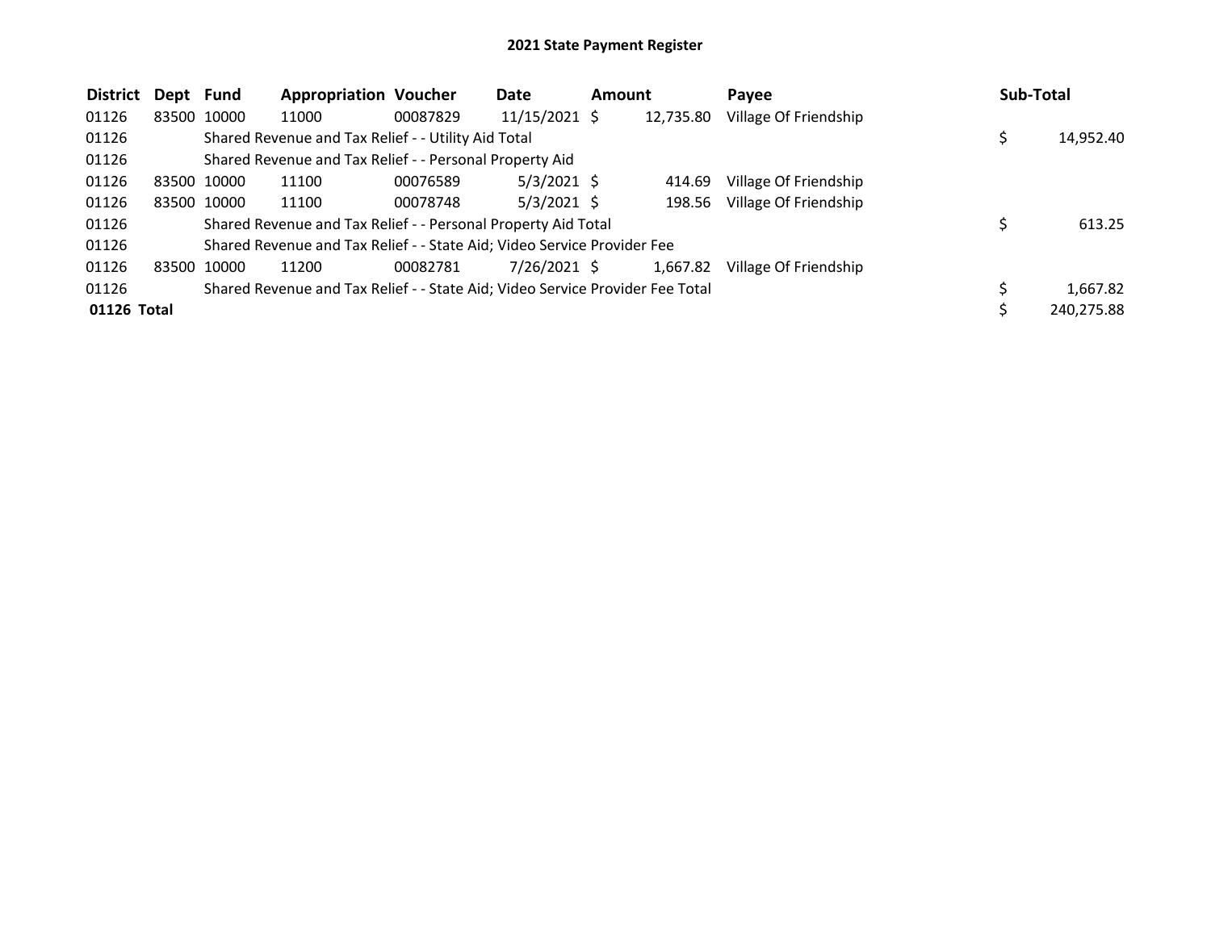## 2021 State Payment Register

| District | Dept | Fund | Appropriation | Voucher | Date | Amount | Payee | Sub-Total |
|---|---|---|---|---|---|---|---|---|
| 01126 | 83500 | 10000 | 11000 | 00087829 | 11/15/2021 | $ 12,735.80 | Village Of Friendship | |
| 01126 | | Shared Revenue and Tax Relief - - Utility Aid Total | | | | | | $ 14,952.40 |
| 01126 | | Shared Revenue and Tax Relief - - Personal Property Aid | | | | | | |
| 01126 | 83500 | 10000 | 11100 | 00076589 | 5/3/2021 | $ 414.69 | Village Of Friendship | |
| 01126 | 83500 | 10000 | 11100 | 00078748 | 5/3/2021 | $ 198.56 | Village Of Friendship | |
| 01126 | | Shared Revenue and Tax Relief - - Personal Property Aid Total | | | | | | $ 613.25 |
| 01126 | | Shared Revenue and Tax Relief - - State Aid; Video Service Provider Fee | | | | | | |
| 01126 | 83500 | 10000 | 11200 | 00082781 | 7/26/2021 | $ 1,667.82 | Village Of Friendship | |
| 01126 | | Shared Revenue and Tax Relief - - State Aid; Video Service Provider Fee Total | | | | | | $ 1,667.82 |
| **01126 Total** | | | | | | | | $ 240,275.88 |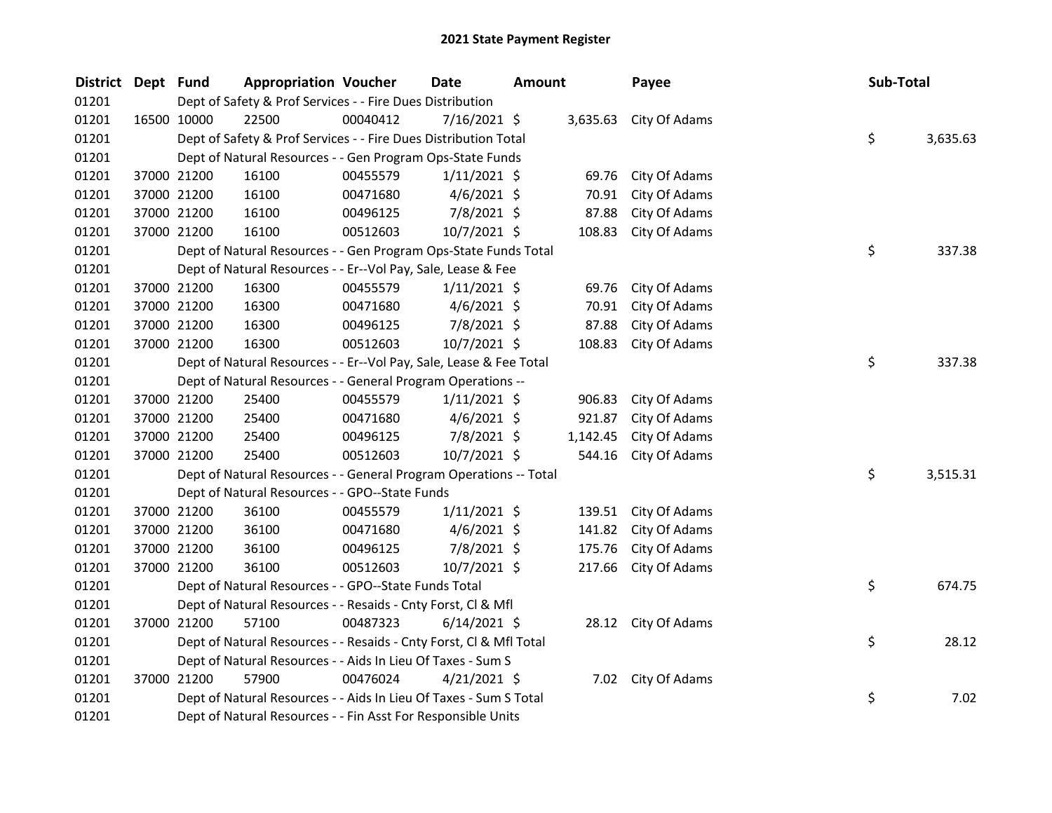# 2021 State Payment Register

| District | Dept | Fund | Appropriation | Voucher | Date | Amount | Payee | Sub-Total |
|---|---|---|---|---|---|---|---|---|
| 01201 | | Dept of Safety & Prof Services - - Fire Dues Distribution | | | | | | |
| 01201 | 16500 | 10000 | 22500 | 00040412 | 7/16/2021 | $ 3,635.63 | City Of Adams | |
| 01201 | | Dept of Safety & Prof Services - - Fire Dues Distribution Total | | | | | | $ 3,635.63 |
| 01201 | | Dept of Natural Resources - - Gen Program Ops-State Funds | | | | | | |
| 01201 | 37000 | 21200 | 16100 | 00455579 | 1/11/2021 | $ 69.76 | City Of Adams | |
| 01201 | 37000 | 21200 | 16100 | 00471680 | 4/6/2021 | $ 70.91 | City Of Adams | |
| 01201 | 37000 | 21200 | 16100 | 00496125 | 7/8/2021 | $ 87.88 | City Of Adams | |
| 01201 | 37000 | 21200 | 16100 | 00512603 | 10/7/2021 | $ 108.83 | City Of Adams | |
| 01201 | | Dept of Natural Resources - - Gen Program Ops-State Funds Total | | | | | | $ 337.38 |
| 01201 | | Dept of Natural Resources - - Er--Vol Pay, Sale, Lease & Fee | | | | | | |
| 01201 | 37000 | 21200 | 16300 | 00455579 | 1/11/2021 | $ 69.76 | City Of Adams | |
| 01201 | 37000 | 21200 | 16300 | 00471680 | 4/6/2021 | $ 70.91 | City Of Adams | |
| 01201 | 37000 | 21200 | 16300 | 00496125 | 7/8/2021 | $ 87.88 | City Of Adams | |
| 01201 | 37000 | 21200 | 16300 | 00512603 | 10/7/2021 | $ 108.83 | City Of Adams | |
| 01201 | | Dept of Natural Resources - - Er--Vol Pay, Sale, Lease & Fee Total | | | | | | $ 337.38 |
| 01201 | | Dept of Natural Resources - - General Program Operations -- | | | | | | |
| 01201 | 37000 | 21200 | 25400 | 00455579 | 1/11/2021 | $ 906.83 | City Of Adams | |
| 01201 | 37000 | 21200 | 25400 | 00471680 | 4/6/2021 | $ 921.87 | City Of Adams | |
| 01201 | 37000 | 21200 | 25400 | 00496125 | 7/8/2021 | $ 1,142.45 | City Of Adams | |
| 01201 | 37000 | 21200 | 25400 | 00512603 | 10/7/2021 | $ 544.16 | City Of Adams | |
| 01201 | | Dept of Natural Resources - - General Program Operations -- Total | | | | | | $ 3,515.31 |
| 01201 | | Dept of Natural Resources - - GPO--State Funds | | | | | | |
| 01201 | 37000 | 21200 | 36100 | 00455579 | 1/11/2021 | $ 139.51 | City Of Adams | |
| 01201 | 37000 | 21200 | 36100 | 00471680 | 4/6/2021 | $ 141.82 | City Of Adams | |
| 01201 | 37000 | 21200 | 36100 | 00496125 | 7/8/2021 | $ 175.76 | City Of Adams | |
| 01201 | 37000 | 21200 | 36100 | 00512603 | 10/7/2021 | $ 217.66 | City Of Adams | |
| 01201 | | Dept of Natural Resources - - GPO--State Funds Total | | | | | | $ 674.75 |
| 01201 | | Dept of Natural Resources - - Resaids - Cnty Forst, Cl & Mfl | | | | | | |
| 01201 | 37000 | 21200 | 57100 | 00487323 | 6/14/2021 | $ 28.12 | City Of Adams | |
| 01201 | | Dept of Natural Resources - - Resaids - Cnty Forst, Cl & Mfl Total | | | | | | $ 28.12 |
| 01201 | | Dept of Natural Resources - - Aids In Lieu Of Taxes - Sum S | | | | | | |
| 01201 | 37000 | 21200 | 57900 | 00476024 | 4/21/2021 | $ 7.02 | City Of Adams | |
| 01201 | | Dept of Natural Resources - - Aids In Lieu Of Taxes - Sum S Total | | | | | | $ 7.02 |
| 01201 | | Dept of Natural Resources - - Fin Asst For Responsible Units | | | | | | |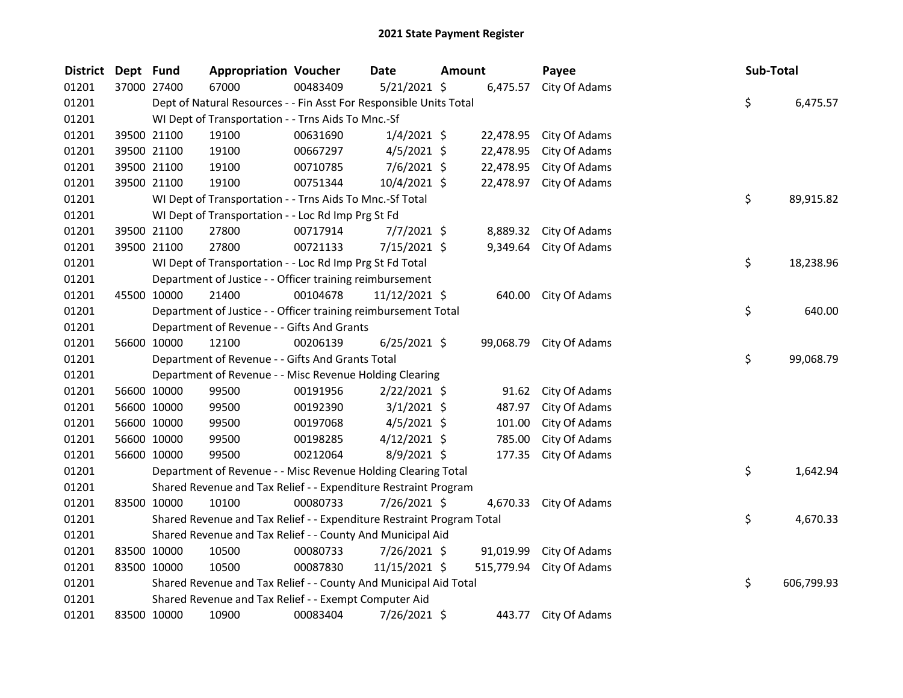# 2021 State Payment Register

| District | Dept | Fund | Appropriation | Voucher | Date | Amount | Payee | Sub-Total |
|---|---|---|---|---|---|---|---|---|
| 01201 | 37000 | 27400 | 67000 | 00483409 | 5/21/2021 | $ 6,475.57 | City Of Adams | |
| 01201 | | Dept of Natural Resources - - Fin Asst For Responsible Units Total | | | | | | $ 6,475.57 |
| 01201 | | WI Dept of Transportation - - Trns Aids To Mnc.-Sf | | | | | | |
| 01201 | 39500 | 21100 | 19100 | 00631690 | 1/4/2021 | $ 22,478.95 | City Of Adams | |
| 01201 | 39500 | 21100 | 19100 | 00667297 | 4/5/2021 | $ 22,478.95 | City Of Adams | |
| 01201 | 39500 | 21100 | 19100 | 00710785 | 7/6/2021 | $ 22,478.95 | City Of Adams | |
| 01201 | 39500 | 21100 | 19100 | 00751344 | 10/4/2021 | $ 22,478.97 | City Of Adams | |
| 01201 | | WI Dept of Transportation - - Trns Aids To Mnc.-Sf Total | | | | | | $ 89,915.82 |
| 01201 | | WI Dept of Transportation - - Loc Rd Imp Prg St Fd | | | | | | |
| 01201 | 39500 | 21100 | 27800 | 00717914 | 7/7/2021 | $ 8,889.32 | City Of Adams | |
| 01201 | 39500 | 21100 | 27800 | 00721133 | 7/15/2021 | $ 9,349.64 | City Of Adams | |
| 01201 | | WI Dept of Transportation - - Loc Rd Imp Prg St Fd Total | | | | | | $ 18,238.96 |
| 01201 | | Department of Justice - - Officer training reimbursement | | | | | | |
| 01201 | 45500 | 10000 | 21400 | 00104678 | 11/12/2021 | $ 640.00 | City Of Adams | |
| 01201 | | Department of Justice - - Officer training reimbursement Total | | | | | | $ 640.00 |
| 01201 | | Department of Revenue - - Gifts And Grants | | | | | | |
| 01201 | 56600 | 10000 | 12100 | 00206139 | 6/25/2021 | $ 99,068.79 | City Of Adams | |
| 01201 | | Department of Revenue - - Gifts And Grants Total | | | | | | $ 99,068.79 |
| 01201 | | Department of Revenue - - Misc Revenue Holding Clearing | | | | | | |
| 01201 | 56600 | 10000 | 99500 | 00191956 | 2/22/2021 | $ 91.62 | City Of Adams | |
| 01201 | 56600 | 10000 | 99500 | 00192390 | 3/1/2021 | $ 487.97 | City Of Adams | |
| 01201 | 56600 | 10000 | 99500 | 00197068 | 4/5/2021 | $ 101.00 | City Of Adams | |
| 01201 | 56600 | 10000 | 99500 | 00198285 | 4/12/2021 | $ 785.00 | City Of Adams | |
| 01201 | 56600 | 10000 | 99500 | 00212064 | 8/9/2021 | $ 177.35 | City Of Adams | |
| 01201 | | Department of Revenue - - Misc Revenue Holding Clearing Total | | | | | | $ 1,642.94 |
| 01201 | | Shared Revenue and Tax Relief - - Expenditure Restraint Program | | | | | | |
| 01201 | 83500 | 10000 | 10100 | 00080733 | 7/26/2021 | $ 4,670.33 | City Of Adams | |
| 01201 | | Shared Revenue and Tax Relief - - Expenditure Restraint Program Total | | | | | | $ 4,670.33 |
| 01201 | | Shared Revenue and Tax Relief - - County And Municipal Aid | | | | | | |
| 01201 | 83500 | 10000 | 10500 | 00080733 | 7/26/2021 | $ 91,019.99 | City Of Adams | |
| 01201 | 83500 | 10000 | 10500 | 00087830 | 11/15/2021 | $ 515,779.94 | City Of Adams | |
| 01201 | | Shared Revenue and Tax Relief - - County And Municipal Aid Total | | | | | | $ 606,799.93 |
| 01201 | | Shared Revenue and Tax Relief - - Exempt Computer Aid | | | | | | |
| 01201 | 83500 | 10000 | 10900 | 00083404 | 7/26/2021 | $ 443.77 | City Of Adams | |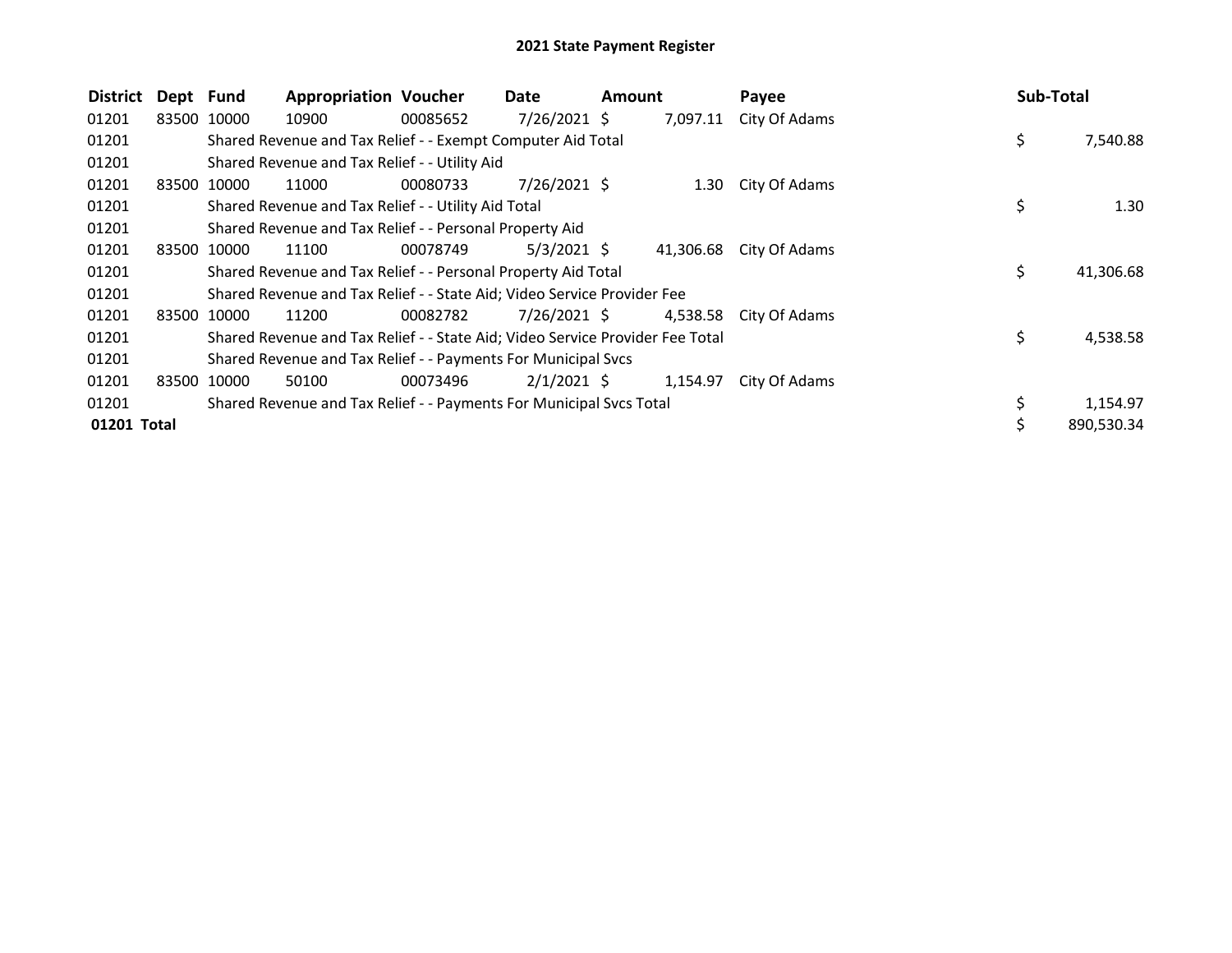# 2021 State Payment Register

| District | Dept | Fund | Appropriation | Voucher | Date | Amount | Payee | Sub-Total |
|---|---|---|---|---|---|---|---|---|
| 01201 | 83500 | 10000 | 10900 | 00085652 | 7/26/2021 | $ 7,097.11 | City Of Adams | |
| 01201 | | Shared Revenue and Tax Relief - - Exempt Computer Aid Total | | | | | | $ 7,540.88 |
| 01201 | | Shared Revenue and Tax Relief - - Utility Aid | | | | | | |
| 01201 | 83500 | 10000 | 11000 | 00080733 | 7/26/2021 | $ 1.30 | City Of Adams | |
| 01201 | | Shared Revenue and Tax Relief - - Utility Aid Total | | | | | | $ 1.30 |
| 01201 | | Shared Revenue and Tax Relief - - Personal Property Aid | | | | | | |
| 01201 | 83500 | 10000 | 11100 | 00078749 | 5/3/2021 | $ 41,306.68 | City Of Adams | |
| 01201 | | Shared Revenue and Tax Relief - - Personal Property Aid Total | | | | | | $ 41,306.68 |
| 01201 | | Shared Revenue and Tax Relief - - State Aid; Video Service Provider Fee | | | | | | |
| 01201 | 83500 | 10000 | 11200 | 00082782 | 7/26/2021 | $ 4,538.58 | City Of Adams | |
| 01201 | | Shared Revenue and Tax Relief - - State Aid; Video Service Provider Fee Total | | | | | | $ 4,538.58 |
| 01201 | | Shared Revenue and Tax Relief - - Payments For Municipal Svcs | | | | | | |
| 01201 | 83500 | 10000 | 50100 | 00073496 | 2/1/2021 | $ 1,154.97 | City Of Adams | |
| 01201 | | Shared Revenue and Tax Relief - - Payments For Municipal Svcs Total | | | | | | $ 1,154.97 |
| **01201 Total** | | | | | | | | $ 890,530.34 |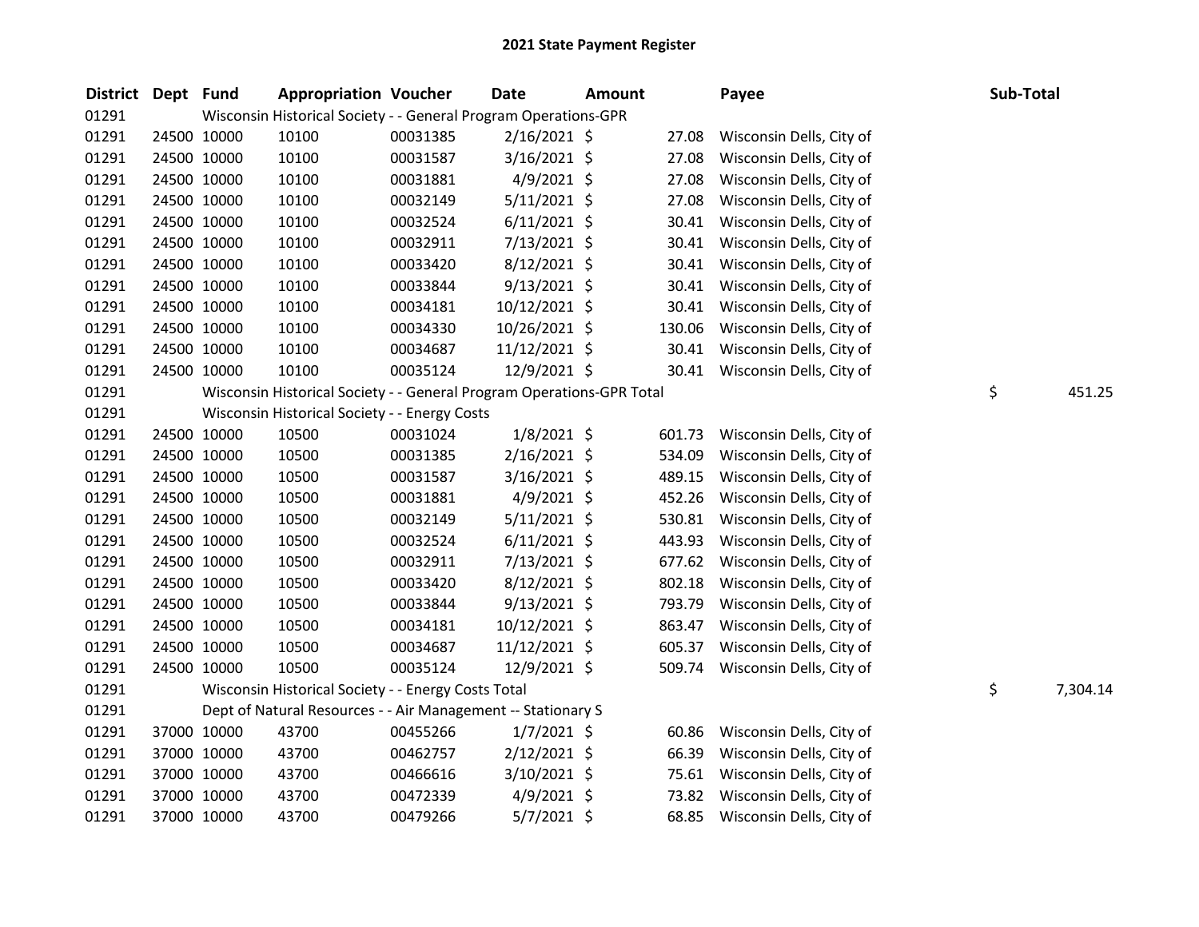# 2021 State Payment Register

| District | Dept | Fund | Appropriation | Voucher | Date | Amount | Payee | Sub-Total |
|---|---|---|---|---|---|---|---|---|
| 01291 | | Wisconsin Historical Society - - General Program Operations-GPR | | | | | | |
| 01291 | 24500 | 10000 | 10100 | 00031385 | 2/16/2021 | $ 27.08 | Wisconsin Dells, City of | |
| 01291 | 24500 | 10000 | 10100 | 00031587 | 3/16/2021 | $ 27.08 | Wisconsin Dells, City of | |
| 01291 | 24500 | 10000 | 10100 | 00031881 | 4/9/2021 | $ 27.08 | Wisconsin Dells, City of | |
| 01291 | 24500 | 10000 | 10100 | 00032149 | 5/11/2021 | $ 27.08 | Wisconsin Dells, City of | |
| 01291 | 24500 | 10000 | 10100 | 00032524 | 6/11/2021 | $ 30.41 | Wisconsin Dells, City of | |
| 01291 | 24500 | 10000 | 10100 | 00032911 | 7/13/2021 | $ 30.41 | Wisconsin Dells, City of | |
| 01291 | 24500 | 10000 | 10100 | 00033420 | 8/12/2021 | $ 30.41 | Wisconsin Dells, City of | |
| 01291 | 24500 | 10000 | 10100 | 00033844 | 9/13/2021 | $ 30.41 | Wisconsin Dells, City of | |
| 01291 | 24500 | 10000 | 10100 | 00034181 | 10/12/2021 | $ 30.41 | Wisconsin Dells, City of | |
| 01291 | 24500 | 10000 | 10100 | 00034330 | 10/26/2021 | $ 130.06 | Wisconsin Dells, City of | |
| 01291 | 24500 | 10000 | 10100 | 00034687 | 11/12/2021 | $ 30.41 | Wisconsin Dells, City of | |
| 01291 | 24500 | 10000 | 10100 | 00035124 | 12/9/2021 | $ 30.41 | Wisconsin Dells, City of | |
| 01291 | | Wisconsin Historical Society - - General Program Operations-GPR Total | | | | | | $ 451.25 |
| 01291 | | Wisconsin Historical Society - - Energy Costs | | | | | | |
| 01291 | 24500 | 10000 | 10500 | 00031024 | 1/8/2021 | $ 601.73 | Wisconsin Dells, City of | |
| 01291 | 24500 | 10000 | 10500 | 00031385 | 2/16/2021 | $ 534.09 | Wisconsin Dells, City of | |
| 01291 | 24500 | 10000 | 10500 | 00031587 | 3/16/2021 | $ 489.15 | Wisconsin Dells, City of | |
| 01291 | 24500 | 10000 | 10500 | 00031881 | 4/9/2021 | $ 452.26 | Wisconsin Dells, City of | |
| 01291 | 24500 | 10000 | 10500 | 00032149 | 5/11/2021 | $ 530.81 | Wisconsin Dells, City of | |
| 01291 | 24500 | 10000 | 10500 | 00032524 | 6/11/2021 | $ 443.93 | Wisconsin Dells, City of | |
| 01291 | 24500 | 10000 | 10500 | 00032911 | 7/13/2021 | $ 677.62 | Wisconsin Dells, City of | |
| 01291 | 24500 | 10000 | 10500 | 00033420 | 8/12/2021 | $ 802.18 | Wisconsin Dells, City of | |
| 01291 | 24500 | 10000 | 10500 | 00033844 | 9/13/2021 | $ 793.79 | Wisconsin Dells, City of | |
| 01291 | 24500 | 10000 | 10500 | 00034181 | 10/12/2021 | $ 863.47 | Wisconsin Dells, City of | |
| 01291 | 24500 | 10000 | 10500 | 00034687 | 11/12/2021 | $ 605.37 | Wisconsin Dells, City of | |
| 01291 | 24500 | 10000 | 10500 | 00035124 | 12/9/2021 | $ 509.74 | Wisconsin Dells, City of | |
| 01291 | | Wisconsin Historical Society - - Energy Costs Total | | | | | | $ 7,304.14 |
| 01291 | | Dept of Natural Resources - - Air Management -- Stationary S | | | | | | |
| 01291 | 37000 | 10000 | 43700 | 00455266 | 1/7/2021 | $ 60.86 | Wisconsin Dells, City of | |
| 01291 | 37000 | 10000 | 43700 | 00462757 | 2/12/2021 | $ 66.39 | Wisconsin Dells, City of | |
| 01291 | 37000 | 10000 | 43700 | 00466616 | 3/10/2021 | $ 75.61 | Wisconsin Dells, City of | |
| 01291 | 37000 | 10000 | 43700 | 00472339 | 4/9/2021 | $ 73.82 | Wisconsin Dells, City of | |
| 01291 | 37000 | 10000 | 43700 | 00479266 | 5/7/2021 | $ 68.85 | Wisconsin Dells, City of | |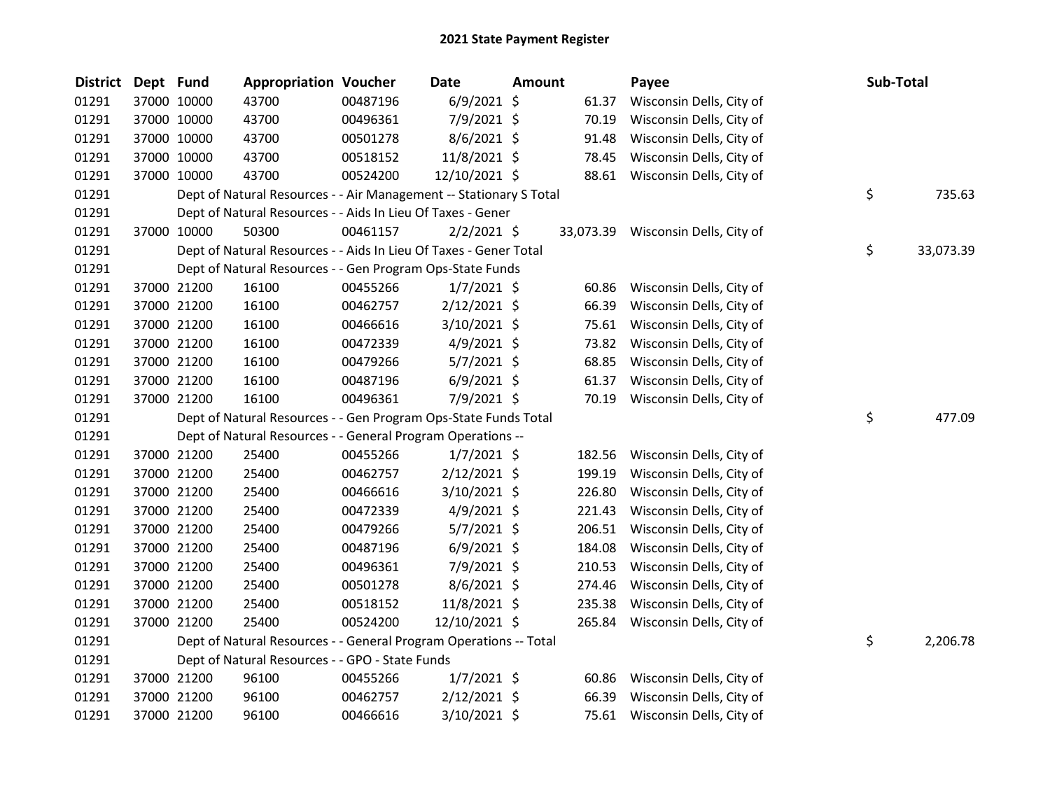# 2021 State Payment Register

| District | Dept | Fund | Appropriation | Voucher | Date | Amount | Payee | Sub-Total |
|---|---|---|---|---|---|---|---|---|
| 01291 | 37000 | 10000 | 43700 | 00487196 | 6/9/2021 | $ 61.37 | Wisconsin Dells, City of | |
| 01291 | 37000 | 10000 | 43700 | 00496361 | 7/9/2021 | $ 70.19 | Wisconsin Dells, City of | |
| 01291 | 37000 | 10000 | 43700 | 00501278 | 8/6/2021 | $ 91.48 | Wisconsin Dells, City of | |
| 01291 | 37000 | 10000 | 43700 | 00518152 | 11/8/2021 | $ 78.45 | Wisconsin Dells, City of | |
| 01291 | 37000 | 10000 | 43700 | 00524200 | 12/10/2021 | $ 88.61 | Wisconsin Dells, City of | |
| 01291 | | Dept of Natural Resources - - Air Management -- Stationary S Total | | | | | | $ 735.63 |
| 01291 | | Dept of Natural Resources - - Aids In Lieu Of Taxes - Gener | | | | | | |
| 01291 | 37000 | 10000 | 50300 | 00461157 | 2/2/2021 | $ 33,073.39 | Wisconsin Dells, City of | |
| 01291 | | Dept of Natural Resources - - Aids In Lieu Of Taxes - Gener Total | | | | | | $ 33,073.39 |
| 01291 | | Dept of Natural Resources - - Gen Program Ops-State Funds | | | | | | |
| 01291 | 37000 | 21200 | 16100 | 00455266 | 1/7/2021 | $ 60.86 | Wisconsin Dells, City of | |
| 01291 | 37000 | 21200 | 16100 | 00462757 | 2/12/2021 | $ 66.39 | Wisconsin Dells, City of | |
| 01291 | 37000 | 21200 | 16100 | 00466616 | 3/10/2021 | $ 75.61 | Wisconsin Dells, City of | |
| 01291 | 37000 | 21200 | 16100 | 00472339 | 4/9/2021 | $ 73.82 | Wisconsin Dells, City of | |
| 01291 | 37000 | 21200 | 16100 | 00479266 | 5/7/2021 | $ 68.85 | Wisconsin Dells, City of | |
| 01291 | 37000 | 21200 | 16100 | 00487196 | 6/9/2021 | $ 61.37 | Wisconsin Dells, City of | |
| 01291 | 37000 | 21200 | 16100 | 00496361 | 7/9/2021 | $ 70.19 | Wisconsin Dells, City of | |
| 01291 | | Dept of Natural Resources - - Gen Program Ops-State Funds Total | | | | | | $ 477.09 |
| 01291 | | Dept of Natural Resources - - General Program Operations -- | | | | | | |
| 01291 | 37000 | 21200 | 25400 | 00455266 | 1/7/2021 | $ 182.56 | Wisconsin Dells, City of | |
| 01291 | 37000 | 21200 | 25400 | 00462757 | 2/12/2021 | $ 199.19 | Wisconsin Dells, City of | |
| 01291 | 37000 | 21200 | 25400 | 00466616 | 3/10/2021 | $ 226.80 | Wisconsin Dells, City of | |
| 01291 | 37000 | 21200 | 25400 | 00472339 | 4/9/2021 | $ 221.43 | Wisconsin Dells, City of | |
| 01291 | 37000 | 21200 | 25400 | 00479266 | 5/7/2021 | $ 206.51 | Wisconsin Dells, City of | |
| 01291 | 37000 | 21200 | 25400 | 00487196 | 6/9/2021 | $ 184.08 | Wisconsin Dells, City of | |
| 01291 | 37000 | 21200 | 25400 | 00496361 | 7/9/2021 | $ 210.53 | Wisconsin Dells, City of | |
| 01291 | 37000 | 21200 | 25400 | 00501278 | 8/6/2021 | $ 274.46 | Wisconsin Dells, City of | |
| 01291 | 37000 | 21200 | 25400 | 00518152 | 11/8/2021 | $ 235.38 | Wisconsin Dells, City of | |
| 01291 | 37000 | 21200 | 25400 | 00524200 | 12/10/2021 | $ 265.84 | Wisconsin Dells, City of | |
| 01291 | | Dept of Natural Resources - - General Program Operations -- Total | | | | | | $ 2,206.78 |
| 01291 | | Dept of Natural Resources - - GPO - State Funds | | | | | | |
| 01291 | 37000 | 21200 | 96100 | 00455266 | 1/7/2021 | $ 60.86 | Wisconsin Dells, City of | |
| 01291 | 37000 | 21200 | 96100 | 00462757 | 2/12/2021 | $ 66.39 | Wisconsin Dells, City of | |
| 01291 | 37000 | 21200 | 96100 | 00466616 | 3/10/2021 | $ 75.61 | Wisconsin Dells, City of | |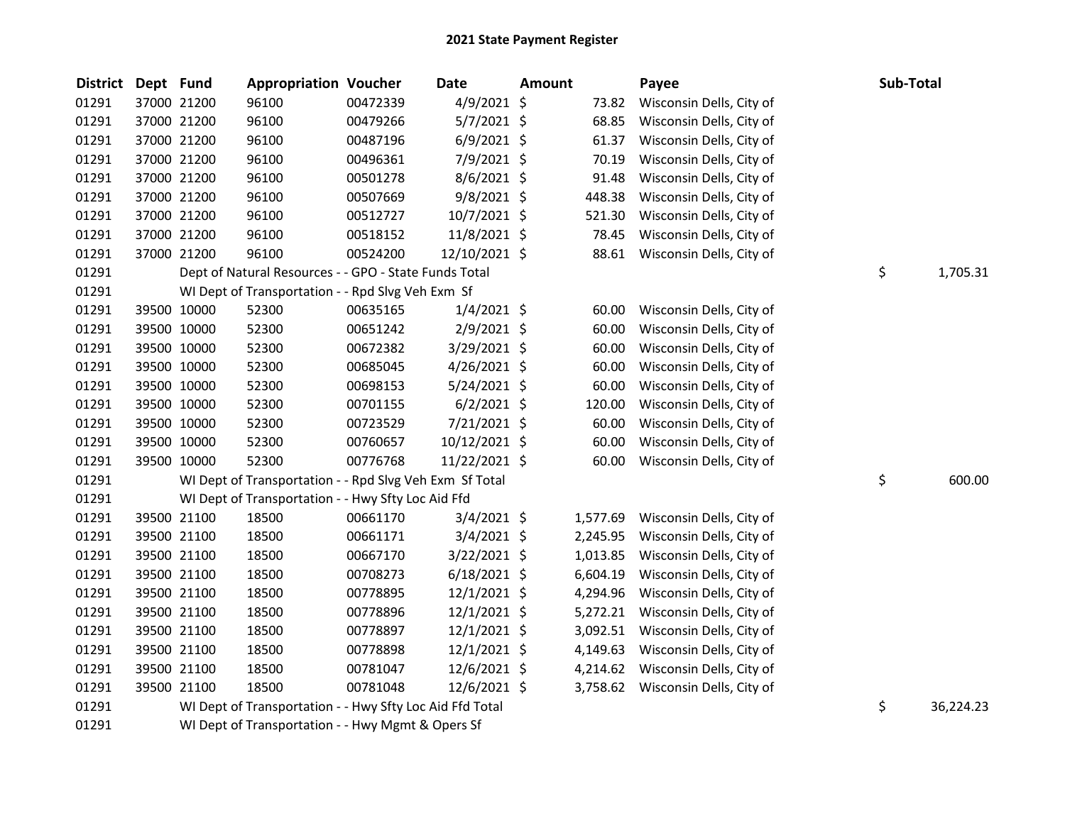# 2021 State Payment Register

| District | Dept | Fund | Appropriation | Voucher | Date | Amount | Payee | Sub-Total |
|---|---|---|---|---|---|---|---|---|
| 01291 | 37000 | 21200 | 96100 | 00472339 | 4/9/2021 | $ 73.82 | Wisconsin Dells, City of | |
| 01291 | 37000 | 21200 | 96100 | 00479266 | 5/7/2021 | $ 68.85 | Wisconsin Dells, City of | |
| 01291 | 37000 | 21200 | 96100 | 00487196 | 6/9/2021 | $ 61.37 | Wisconsin Dells, City of | |
| 01291 | 37000 | 21200 | 96100 | 00496361 | 7/9/2021 | $ 70.19 | Wisconsin Dells, City of | |
| 01291 | 37000 | 21200 | 96100 | 00501278 | 8/6/2021 | $ 91.48 | Wisconsin Dells, City of | |
| 01291 | 37000 | 21200 | 96100 | 00507669 | 9/8/2021 | $ 448.38 | Wisconsin Dells, City of | |
| 01291 | 37000 | 21200 | 96100 | 00512727 | 10/7/2021 | $ 521.30 | Wisconsin Dells, City of | |
| 01291 | 37000 | 21200 | 96100 | 00518152 | 11/8/2021 | $ 78.45 | Wisconsin Dells, City of | |
| 01291 | 37000 | 21200 | 96100 | 00524200 | 12/10/2021 | $ 88.61 | Wisconsin Dells, City of | |
| 01291 | | Dept of Natural Resources - - GPO - State Funds Total | | | | | | $ 1,705.31 |
| 01291 | | WI Dept of Transportation - - Rpd Slvg Veh Exm Sf | | | | | | |
| 01291 | 39500 | 10000 | 52300 | 00635165 | 1/4/2021 | $ 60.00 | Wisconsin Dells, City of | |
| 01291 | 39500 | 10000 | 52300 | 00651242 | 2/9/2021 | $ 60.00 | Wisconsin Dells, City of | |
| 01291 | 39500 | 10000 | 52300 | 00672382 | 3/29/2021 | $ 60.00 | Wisconsin Dells, City of | |
| 01291 | 39500 | 10000 | 52300 | 00685045 | 4/26/2021 | $ 60.00 | Wisconsin Dells, City of | |
| 01291 | 39500 | 10000 | 52300 | 00698153 | 5/24/2021 | $ 60.00 | Wisconsin Dells, City of | |
| 01291 | 39500 | 10000 | 52300 | 00701155 | 6/2/2021 | $ 120.00 | Wisconsin Dells, City of | |
| 01291 | 39500 | 10000 | 52300 | 00723529 | 7/21/2021 | $ 60.00 | Wisconsin Dells, City of | |
| 01291 | 39500 | 10000 | 52300 | 00760657 | 10/12/2021 | $ 60.00 | Wisconsin Dells, City of | |
| 01291 | 39500 | 10000 | 52300 | 00776768 | 11/22/2021 | $ 60.00 | Wisconsin Dells, City of | |
| 01291 | | WI Dept of Transportation - - Rpd Slvg Veh Exm Sf Total | | | | | | $ 600.00 |
| 01291 | | WI Dept of Transportation - - Hwy Sfty Loc Aid Ffd | | | | | | |
| 01291 | 39500 | 21100 | 18500 | 00661170 | 3/4/2021 | $ 1,577.69 | Wisconsin Dells, City of | |
| 01291 | 39500 | 21100 | 18500 | 00661171 | 3/4/2021 | $ 2,245.95 | Wisconsin Dells, City of | |
| 01291 | 39500 | 21100 | 18500 | 00667170 | 3/22/2021 | $ 1,013.85 | Wisconsin Dells, City of | |
| 01291 | 39500 | 21100 | 18500 | 00708273 | 6/18/2021 | $ 6,604.19 | Wisconsin Dells, City of | |
| 01291 | 39500 | 21100 | 18500 | 00778895 | 12/1/2021 | $ 4,294.96 | Wisconsin Dells, City of | |
| 01291 | 39500 | 21100 | 18500 | 00778896 | 12/1/2021 | $ 5,272.21 | Wisconsin Dells, City of | |
| 01291 | 39500 | 21100 | 18500 | 00778897 | 12/1/2021 | $ 3,092.51 | Wisconsin Dells, City of | |
| 01291 | 39500 | 21100 | 18500 | 00778898 | 12/1/2021 | $ 4,149.63 | Wisconsin Dells, City of | |
| 01291 | 39500 | 21100 | 18500 | 00781047 | 12/6/2021 | $ 4,214.62 | Wisconsin Dells, City of | |
| 01291 | 39500 | 21100 | 18500 | 00781048 | 12/6/2021 | $ 3,758.62 | Wisconsin Dells, City of | |
| 01291 | | WI Dept of Transportation - - Hwy Sfty Loc Aid Ffd Total | | | | | | $ 36,224.23 |
| 01291 | | WI Dept of Transportation - - Hwy Mgmt & Opers Sf | | | | | | |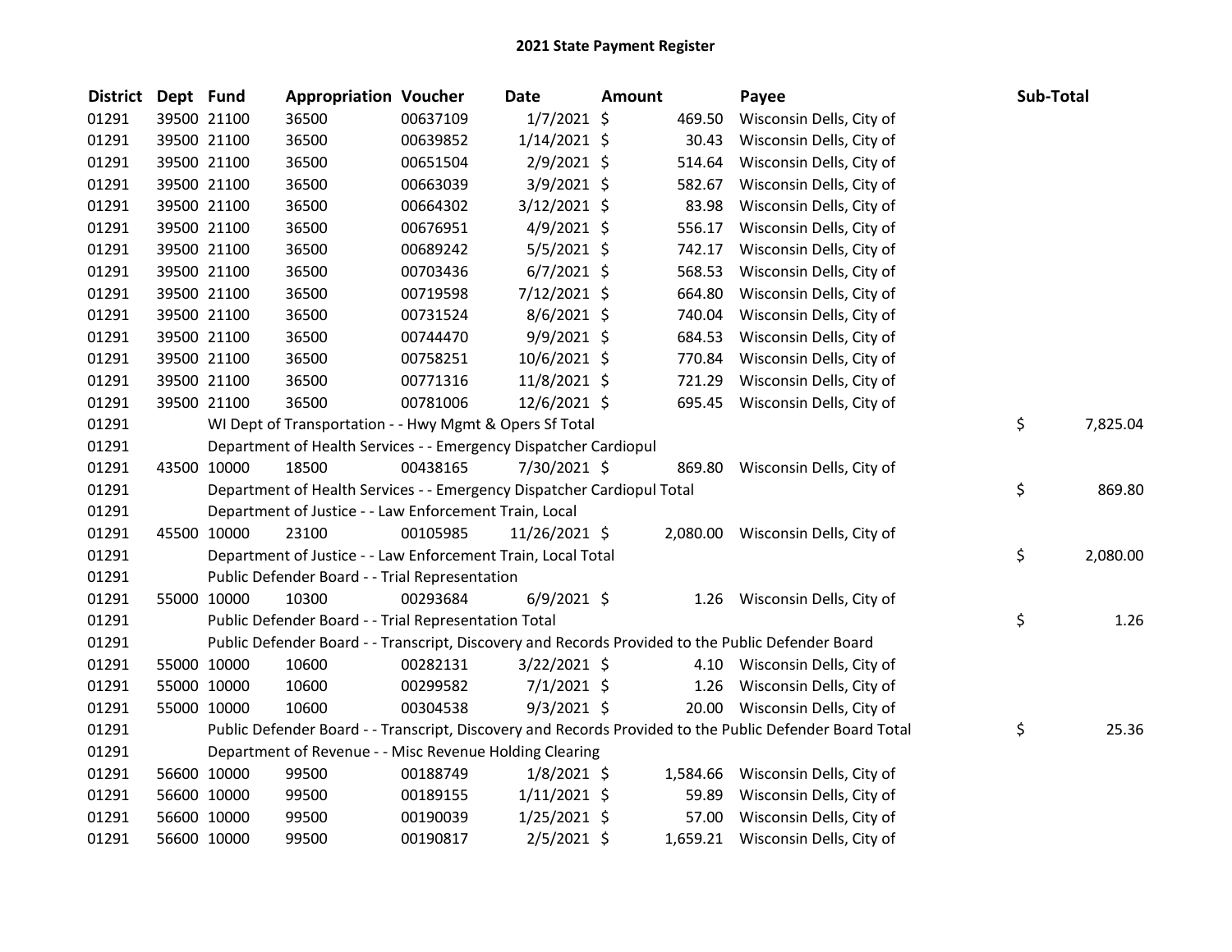# 2021 State Payment Register

| District | Dept | Fund | Appropriation | Voucher | Date | Amount | Payee | Sub-Total |
|---|---|---|---|---|---|---|---|---|
| 01291 | 39500 | 21100 | 36500 | 00637109 | 1/7/2021 | $ 469.50 | Wisconsin Dells, City of | |
| 01291 | 39500 | 21100 | 36500 | 00639852 | 1/14/2021 | $ 30.43 | Wisconsin Dells, City of | |
| 01291 | 39500 | 21100 | 36500 | 00651504 | 2/9/2021 | $ 514.64 | Wisconsin Dells, City of | |
| 01291 | 39500 | 21100 | 36500 | 00663039 | 3/9/2021 | $ 582.67 | Wisconsin Dells, City of | |
| 01291 | 39500 | 21100 | 36500 | 00664302 | 3/12/2021 | $ 83.98 | Wisconsin Dells, City of | |
| 01291 | 39500 | 21100 | 36500 | 00676951 | 4/9/2021 | $ 556.17 | Wisconsin Dells, City of | |
| 01291 | 39500 | 21100 | 36500 | 00689242 | 5/5/2021 | $ 742.17 | Wisconsin Dells, City of | |
| 01291 | 39500 | 21100 | 36500 | 00703436 | 6/7/2021 | $ 568.53 | Wisconsin Dells, City of | |
| 01291 | 39500 | 21100 | 36500 | 00719598 | 7/12/2021 | $ 664.80 | Wisconsin Dells, City of | |
| 01291 | 39500 | 21100 | 36500 | 00731524 | 8/6/2021 | $ 740.04 | Wisconsin Dells, City of | |
| 01291 | 39500 | 21100 | 36500 | 00744470 | 9/9/2021 | $ 684.53 | Wisconsin Dells, City of | |
| 01291 | 39500 | 21100 | 36500 | 00758251 | 10/6/2021 | $ 770.84 | Wisconsin Dells, City of | |
| 01291 | 39500 | 21100 | 36500 | 00771316 | 11/8/2021 | $ 721.29 | Wisconsin Dells, City of | |
| 01291 | 39500 | 21100 | 36500 | 00781006 | 12/6/2021 | $ 695.45 | Wisconsin Dells, City of | |
| 01291 | | WI Dept of Transportation - - Hwy Mgmt & Opers Sf Total | | | | | | $ 7,825.04 |
| 01291 | | Department of Health Services - - Emergency Dispatcher Cardiopul | | | | | | |
| 01291 | 43500 | 10000 | 18500 | 00438165 | 7/30/2021 | $ 869.80 | Wisconsin Dells, City of | |
| 01291 | | Department of Health Services - - Emergency Dispatcher Cardiopul Total | | | | | | $ 869.80 |
| 01291 | | Department of Justice - - Law Enforcement Train, Local | | | | | | |
| 01291 | 45500 | 10000 | 23100 | 00105985 | 11/26/2021 | $ 2,080.00 | Wisconsin Dells, City of | |
| 01291 | | Department of Justice - - Law Enforcement Train, Local Total | | | | | | $ 2,080.00 |
| 01291 | | Public Defender Board - - Trial Representation | | | | | | |
| 01291 | 55000 | 10000 | 10300 | 00293684 | 6/9/2021 | $ 1.26 | Wisconsin Dells, City of | |
| 01291 | | Public Defender Board - - Trial Representation Total | | | | | | $ 1.26 |
| 01291 | | Public Defender Board - - Transcript, Discovery and Records Provided to the Public Defender Board | | | | | | |
| 01291 | 55000 | 10000 | 10600 | 00282131 | 3/22/2021 | $ 4.10 | Wisconsin Dells, City of | |
| 01291 | 55000 | 10000 | 10600 | 00299582 | 7/1/2021 | $ 1.26 | Wisconsin Dells, City of | |
| 01291 | 55000 | 10000 | 10600 | 00304538 | 9/3/2021 | $ 20.00 | Wisconsin Dells, City of | |
| 01291 | | Public Defender Board - - Transcript, Discovery and Records Provided to the Public Defender Board Total | | | | | | $ 25.36 |
| 01291 | | Department of Revenue - - Misc Revenue Holding Clearing | | | | | | |
| 01291 | 56600 | 10000 | 99500 | 00188749 | 1/8/2021 | $ 1,584.66 | Wisconsin Dells, City of | |
| 01291 | 56600 | 10000 | 99500 | 00189155 | 1/11/2021 | $ 59.89 | Wisconsin Dells, City of | |
| 01291 | 56600 | 10000 | 99500 | 00190039 | 1/25/2021 | $ 57.00 | Wisconsin Dells, City of | |
| 01291 | 56600 | 10000 | 99500 | 00190817 | 2/5/2021 | $ 1,659.21 | Wisconsin Dells, City of | |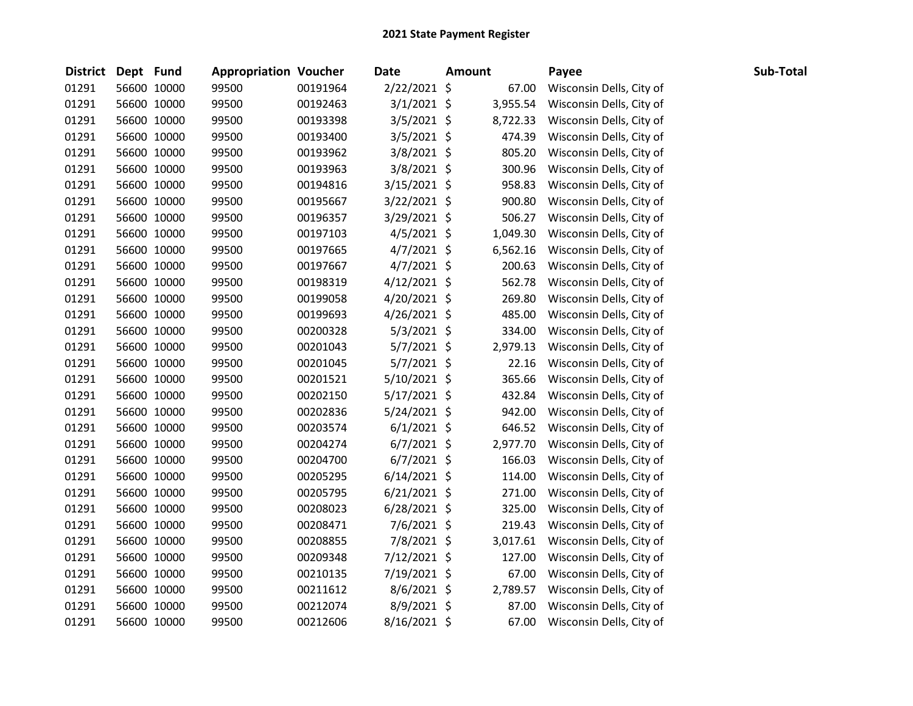# 2021 State Payment Register

| District | Dept | Fund | Appropriation | Voucher | Date | Amount | Payee | Sub-Total |
|---|---|---|---|---|---|---|---|---|
| 01291 | 56600 | 10000 | 99500 | 00191964 | 2/22/2021 | $ 67.00 | Wisconsin Dells, City of | |
| 01291 | 56600 | 10000 | 99500 | 00192463 | 3/1/2021 | $ 3,955.54 | Wisconsin Dells, City of | |
| 01291 | 56600 | 10000 | 99500 | 00193398 | 3/5/2021 | $ 8,722.33 | Wisconsin Dells, City of | |
| 01291 | 56600 | 10000 | 99500 | 00193400 | 3/5/2021 | $ 474.39 | Wisconsin Dells, City of | |
| 01291 | 56600 | 10000 | 99500 | 00193962 | 3/8/2021 | $ 805.20 | Wisconsin Dells, City of | |
| 01291 | 56600 | 10000 | 99500 | 00193963 | 3/8/2021 | $ 300.96 | Wisconsin Dells, City of | |
| 01291 | 56600 | 10000 | 99500 | 00194816 | 3/15/2021 | $ 958.83 | Wisconsin Dells, City of | |
| 01291 | 56600 | 10000 | 99500 | 00195667 | 3/22/2021 | $ 900.80 | Wisconsin Dells, City of | |
| 01291 | 56600 | 10000 | 99500 | 00196357 | 3/29/2021 | $ 506.27 | Wisconsin Dells, City of | |
| 01291 | 56600 | 10000 | 99500 | 00197103 | 4/5/2021 | $ 1,049.30 | Wisconsin Dells, City of | |
| 01291 | 56600 | 10000 | 99500 | 00197665 | 4/7/2021 | $ 6,562.16 | Wisconsin Dells, City of | |
| 01291 | 56600 | 10000 | 99500 | 00197667 | 4/7/2021 | $ 200.63 | Wisconsin Dells, City of | |
| 01291 | 56600 | 10000 | 99500 | 00198319 | 4/12/2021 | $ 562.78 | Wisconsin Dells, City of | |
| 01291 | 56600 | 10000 | 99500 | 00199058 | 4/20/2021 | $ 269.80 | Wisconsin Dells, City of | |
| 01291 | 56600 | 10000 | 99500 | 00199693 | 4/26/2021 | $ 485.00 | Wisconsin Dells, City of | |
| 01291 | 56600 | 10000 | 99500 | 00200328 | 5/3/2021 | $ 334.00 | Wisconsin Dells, City of | |
| 01291 | 56600 | 10000 | 99500 | 00201043 | 5/7/2021 | $ 2,979.13 | Wisconsin Dells, City of | |
| 01291 | 56600 | 10000 | 99500 | 00201045 | 5/7/2021 | $ 22.16 | Wisconsin Dells, City of | |
| 01291 | 56600 | 10000 | 99500 | 00201521 | 5/10/2021 | $ 365.66 | Wisconsin Dells, City of | |
| 01291 | 56600 | 10000 | 99500 | 00202150 | 5/17/2021 | $ 432.84 | Wisconsin Dells, City of | |
| 01291 | 56600 | 10000 | 99500 | 00202836 | 5/24/2021 | $ 942.00 | Wisconsin Dells, City of | |
| 01291 | 56600 | 10000 | 99500 | 00203574 | 6/1/2021 | $ 646.52 | Wisconsin Dells, City of | |
| 01291 | 56600 | 10000 | 99500 | 00204274 | 6/7/2021 | $ 2,977.70 | Wisconsin Dells, City of | |
| 01291 | 56600 | 10000 | 99500 | 00204700 | 6/7/2021 | $ 166.03 | Wisconsin Dells, City of | |
| 01291 | 56600 | 10000 | 99500 | 00205295 | 6/14/2021 | $ 114.00 | Wisconsin Dells, City of | |
| 01291 | 56600 | 10000 | 99500 | 00205795 | 6/21/2021 | $ 271.00 | Wisconsin Dells, City of | |
| 01291 | 56600 | 10000 | 99500 | 00208023 | 6/28/2021 | $ 325.00 | Wisconsin Dells, City of | |
| 01291 | 56600 | 10000 | 99500 | 00208471 | 7/6/2021 | $ 219.43 | Wisconsin Dells, City of | |
| 01291 | 56600 | 10000 | 99500 | 00208855 | 7/8/2021 | $ 3,017.61 | Wisconsin Dells, City of | |
| 01291 | 56600 | 10000 | 99500 | 00209348 | 7/12/2021 | $ 127.00 | Wisconsin Dells, City of | |
| 01291 | 56600 | 10000 | 99500 | 00210135 | 7/19/2021 | $ 67.00 | Wisconsin Dells, City of | |
| 01291 | 56600 | 10000 | 99500 | 00211612 | 8/6/2021 | $ 2,789.57 | Wisconsin Dells, City of | |
| 01291 | 56600 | 10000 | 99500 | 00212074 | 8/9/2021 | $ 87.00 | Wisconsin Dells, City of | |
| 01291 | 56600 | 10000 | 99500 | 00212606 | 8/16/2021 | $ 67.00 | Wisconsin Dells, City of | |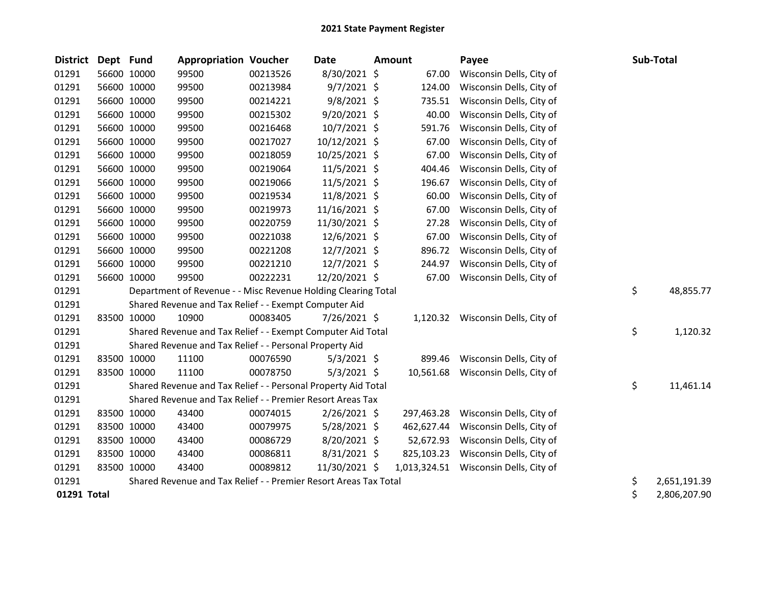# 2021 State Payment Register

| District | Dept | Fund | Appropriation | Voucher | Date | Amount | Payee | Sub-Total |
|---|---|---|---|---|---|---|---|---|
| 01291 | 56600 | 10000 | 99500 | 00213526 | 8/30/2021 | $ 67.00 | Wisconsin Dells, City of | |
| 01291 | 56600 | 10000 | 99500 | 00213984 | 9/7/2021 | $ 124.00 | Wisconsin Dells, City of | |
| 01291 | 56600 | 10000 | 99500 | 00214221 | 9/8/2021 | $ 735.51 | Wisconsin Dells, City of | |
| 01291 | 56600 | 10000 | 99500 | 00215302 | 9/20/2021 | $ 40.00 | Wisconsin Dells, City of | |
| 01291 | 56600 | 10000 | 99500 | 00216468 | 10/7/2021 | $ 591.76 | Wisconsin Dells, City of | |
| 01291 | 56600 | 10000 | 99500 | 00217027 | 10/12/2021 | $ 67.00 | Wisconsin Dells, City of | |
| 01291 | 56600 | 10000 | 99500 | 00218059 | 10/25/2021 | $ 67.00 | Wisconsin Dells, City of | |
| 01291 | 56600 | 10000 | 99500 | 00219064 | 11/5/2021 | $ 404.46 | Wisconsin Dells, City of | |
| 01291 | 56600 | 10000 | 99500 | 00219066 | 11/5/2021 | $ 196.67 | Wisconsin Dells, City of | |
| 01291 | 56600 | 10000 | 99500 | 00219534 | 11/8/2021 | $ 60.00 | Wisconsin Dells, City of | |
| 01291 | 56600 | 10000 | 99500 | 00219973 | 11/16/2021 | $ 67.00 | Wisconsin Dells, City of | |
| 01291 | 56600 | 10000 | 99500 | 00220759 | 11/30/2021 | $ 27.28 | Wisconsin Dells, City of | |
| 01291 | 56600 | 10000 | 99500 | 00221038 | 12/6/2021 | $ 67.00 | Wisconsin Dells, City of | |
| 01291 | 56600 | 10000 | 99500 | 00221208 | 12/7/2021 | $ 896.72 | Wisconsin Dells, City of | |
| 01291 | 56600 | 10000 | 99500 | 00221210 | 12/7/2021 | $ 244.97 | Wisconsin Dells, City of | |
| 01291 | 56600 | 10000 | 99500 | 00222231 | 12/20/2021 | $ 67.00 | Wisconsin Dells, City of | |
| 01291 | | Department of Revenue - - Misc Revenue Holding Clearing Total | | | | | | $ 48,855.77 |
| 01291 | | Shared Revenue and Tax Relief - - Exempt Computer Aid | | | | | | |
| 01291 | 83500 | 10000 | 10900 | 00083405 | 7/26/2021 | $ 1,120.32 | Wisconsin Dells, City of | |
| 01291 | | Shared Revenue and Tax Relief - - Exempt Computer Aid Total | | | | | | $ 1,120.32 |
| 01291 | | Shared Revenue and Tax Relief - - Personal Property Aid | | | | | | |
| 01291 | 83500 | 10000 | 11100 | 00076590 | 5/3/2021 | $ 899.46 | Wisconsin Dells, City of | |
| 01291 | 83500 | 10000 | 11100 | 00078750 | 5/3/2021 | $ 10,561.68 | Wisconsin Dells, City of | |
| 01291 | | Shared Revenue and Tax Relief - - Personal Property Aid Total | | | | | | $ 11,461.14 |
| 01291 | | Shared Revenue and Tax Relief - - Premier Resort Areas Tax | | | | | | |
| 01291 | 83500 | 10000 | 43400 | 00074015 | 2/26/2021 | $ 297,463.28 | Wisconsin Dells, City of | |
| 01291 | 83500 | 10000 | 43400 | 00079975 | 5/28/2021 | $ 462,627.44 | Wisconsin Dells, City of | |
| 01291 | 83500 | 10000 | 43400 | 00086729 | 8/20/2021 | $ 52,672.93 | Wisconsin Dells, City of | |
| 01291 | 83500 | 10000 | 43400 | 00086811 | 8/31/2021 | $ 825,103.23 | Wisconsin Dells, City of | |
| 01291 | 83500 | 10000 | 43400 | 00089812 | 11/30/2021 | $ 1,013,324.51 | Wisconsin Dells, City of | |
| 01291 | | Shared Revenue and Tax Relief - - Premier Resort Areas Tax Total | | | | | | $ 2,651,191.39 |
| **01291 Total** | | | | | | | | $ 2,806,207.90 |